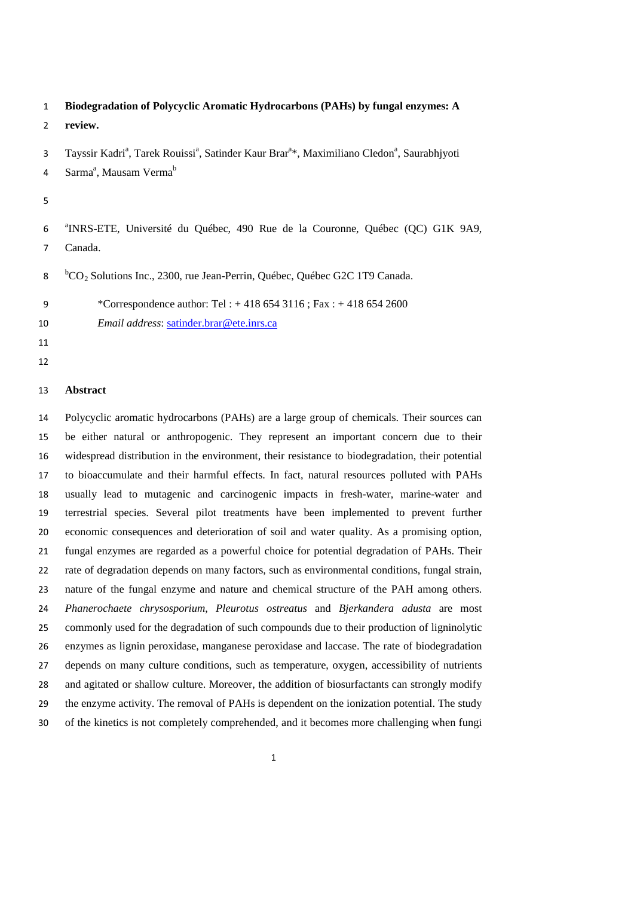# Biodegradation of Polycyclic Aromatic Hydrocarbons (PAHs) by fungal enzymes: A review.

Tayssir Kadri[a], Tarek Rouissi[a], Satinder Kaur Brar[a]*, Maximiliano Cledon[a], Saurabhjyoti Sarma[a], Mausam Verma[b]

[a]INRS-ETE, Université du Québec, 490 Rue de la Couronne, Québec (QC) G1K 9A9, Canada.

[b]$CO_2$ Solutions Inc., 2300, rue Jean-Perrin, Québec, Québec G2C 1T9 Canada.

*Correspondence author: Tel : + 418 654 3116 ; Fax : + 418 654 2600

*Email address*: satinder.brar@ete.inrs.ca

## Abstract

Polycyclic aromatic hydrocarbons (PAHs) are a large group of chemicals. Their sources can be either natural or anthropogenic. They represent an important concern due to their widespread distribution in the environment, their resistance to biodegradation, their potential to bioaccumulate and their harmful effects. In fact, natural resources polluted with PAHs usually lead to mutagenic and carcinogenic impacts in fresh-water, marine-water and terrestrial species. Several pilot treatments have been implemented to prevent further economic consequences and deterioration of soil and water quality. As a promising option, fungal enzymes are regarded as a powerful choice for potential degradation of PAHs. Their rate of degradation depends on many factors, such as environmental conditions, fungal strain, nature of the fungal enzyme and nature and chemical structure of the PAH among others. *Phanerochaete chrysosporium*, *Pleurotus ostreatus* and *Bjerkandera adusta* are most commonly used for the degradation of such compounds due to their production of ligninolytic enzymes as lignin peroxidase, manganese peroxidase and laccase. The rate of biodegradation depends on many culture conditions, such as temperature, oxygen, accessibility of nutrients and agitated or shallow culture. Moreover, the addition of biosurfactants can strongly modify the enzyme activity. The removal of PAHs is dependent on the ionization potential. The study of the kinetics is not completely comprehended, and it becomes more challenging when fungi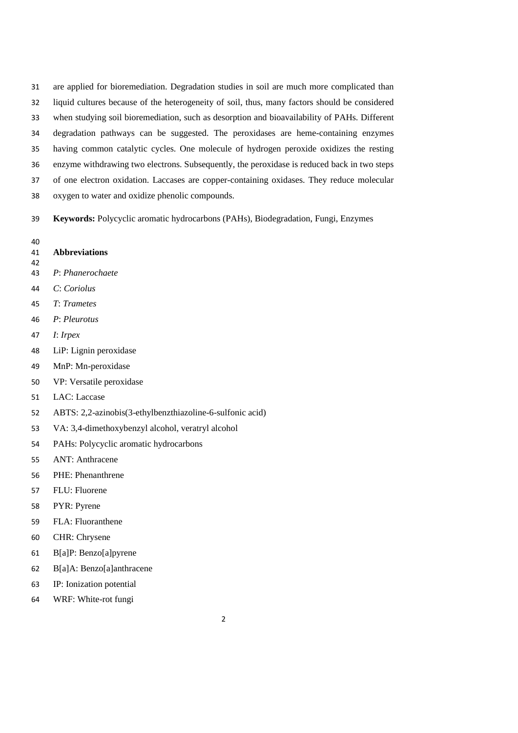are applied for bioremediation. Degradation studies in soil are much more complicated than liquid cultures because of the heterogeneity of soil, thus, many factors should be considered when studying soil bioremediation, such as desorption and bioavailability of PAHs. Different degradation pathways can be suggested. The peroxidases are heme-containing enzymes having common catalytic cycles. One molecule of hydrogen peroxide oxidizes the resting enzyme withdrawing two electrons. Subsequently, the peroxidase is reduced back in two steps of one electron oxidation. Laccases are copper-containing oxidases. They reduce molecular oxygen to water and oxidize phenolic compounds.

**Keywords:** Polycyclic aromatic hydrocarbons (PAHs), Biodegradation, Fungi, Enzymes

**Abbreviations**

*P*: *Phanerochaete*

*C*: *Coriolus*

*T*: *Trametes*

*P*: *Pleurotus*

*I*: *Irpex*

LiP: Lignin peroxidase

MnP: Mn-peroxidase

VP: Versatile peroxidase

LAC: Laccase

ABTS: 2,2-azinobis(3-ethylbenzthiazoline-6-sulfonic acid)

VA: 3,4-dimethoxybenzyl alcohol, veratryl alcohol

PAHs: Polycyclic aromatic hydrocarbons

ANT: Anthracene

PHE: Phenanthrene

FLU: Fluorene

PYR: Pyrene

FLA: Fluoranthene

CHR: Chrysene

B[a]P: Benzo[a]pyrene

B[a]A: Benzo[a]anthracene

IP: Ionization potential

WRF: White-rot fungi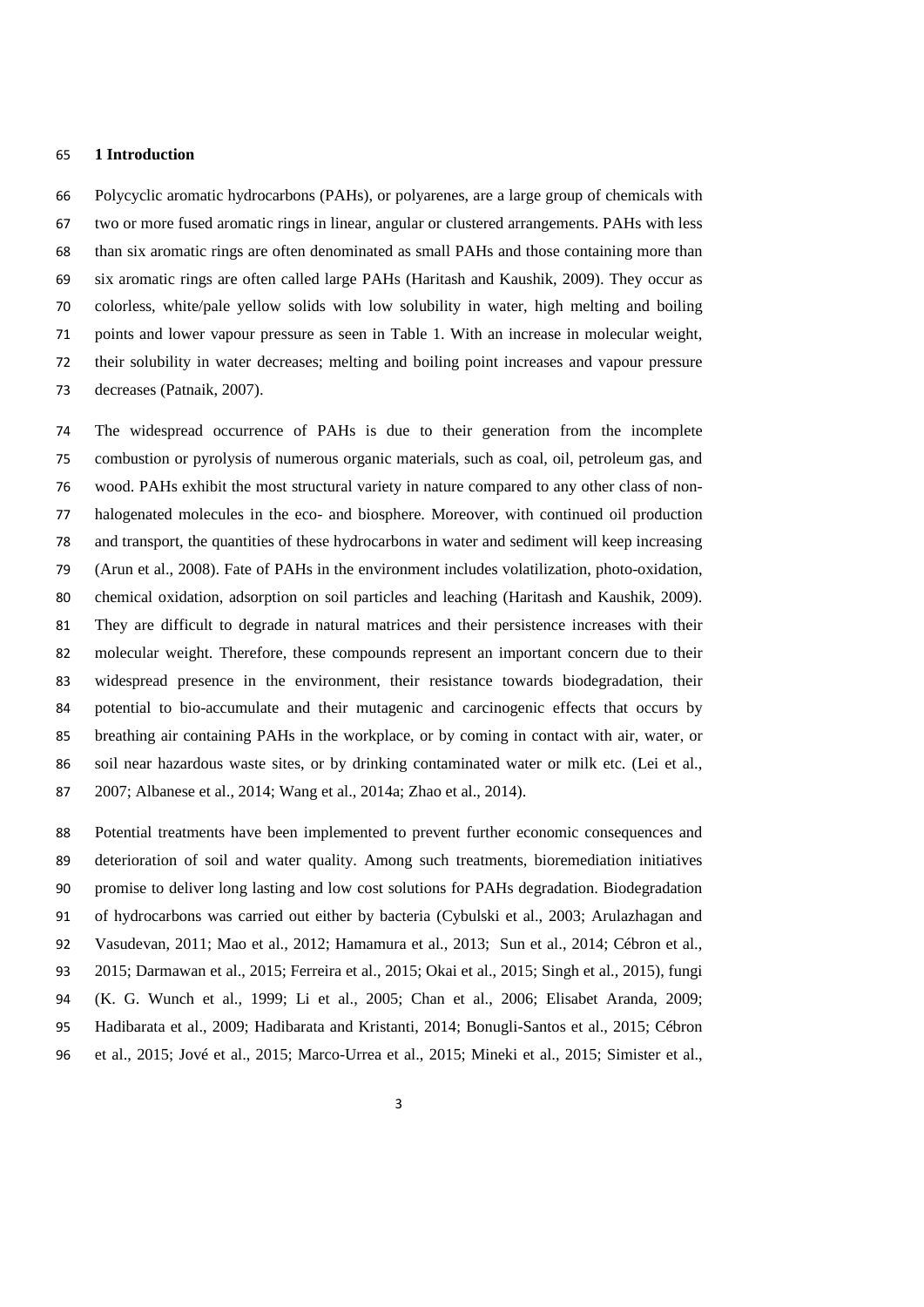## 1 Introduction

Polycyclic aromatic hydrocarbons (PAHs), or polyarenes, are a large group of chemicals with two or more fused aromatic rings in linear, angular or clustered arrangements. PAHs with less than six aromatic rings are often denominated as small PAHs and those containing more than six aromatic rings are often called large PAHs (Haritash and Kaushik, 2009). They occur as colorless, white/pale yellow solids with low solubility in water, high melting and boiling points and lower vapour pressure as seen in Table 1. With an increase in molecular weight, their solubility in water decreases; melting and boiling point increases and vapour pressure decreases (Patnaik, 2007).

The widespread occurrence of PAHs is due to their generation from the incomplete combustion or pyrolysis of numerous organic materials, such as coal, oil, petroleum gas, and wood. PAHs exhibit the most structural variety in nature compared to any other class of non-halogenated molecules in the eco- and biosphere. Moreover, with continued oil production and transport, the quantities of these hydrocarbons in water and sediment will keep increasing (Arun et al., 2008). Fate of PAHs in the environment includes volatilization, photo-oxidation, chemical oxidation, adsorption on soil particles and leaching (Haritash and Kaushik, 2009). They are difficult to degrade in natural matrices and their persistence increases with their molecular weight. Therefore, these compounds represent an important concern due to their widespread presence in the environment, their resistance towards biodegradation, their potential to bio-accumulate and their mutagenic and carcinogenic effects that occurs by breathing air containing PAHs in the workplace, or by coming in contact with air, water, or soil near hazardous waste sites, or by drinking contaminated water or milk etc. (Lei et al., 2007; Albanese et al., 2014; Wang et al., 2014a; Zhao et al., 2014).

Potential treatments have been implemented to prevent further economic consequences and deterioration of soil and water quality. Among such treatments, bioremediation initiatives promise to deliver long lasting and low cost solutions for PAHs degradation. Biodegradation of hydrocarbons was carried out either by bacteria (Cybulski et al., 2003; Arulazhagan and Vasudevan, 2011; Mao et al., 2012; Hamamura et al., 2013; Sun et al., 2014; Cébron et al., 2015; Darmawan et al., 2015; Ferreira et al., 2015; Okai et al., 2015; Singh et al., 2015), fungi (K. G. Wunch et al., 1999; Li et al., 2005; Chan et al., 2006; Elisabet Aranda, 2009; Hadibarata et al., 2009; Hadibarata and Kristanti, 2014; Bonugli-Santos et al., 2015; Cébron et al., 2015; Jové et al., 2015; Marco-Urrea et al., 2015; Mineki et al., 2015; Simister et al.,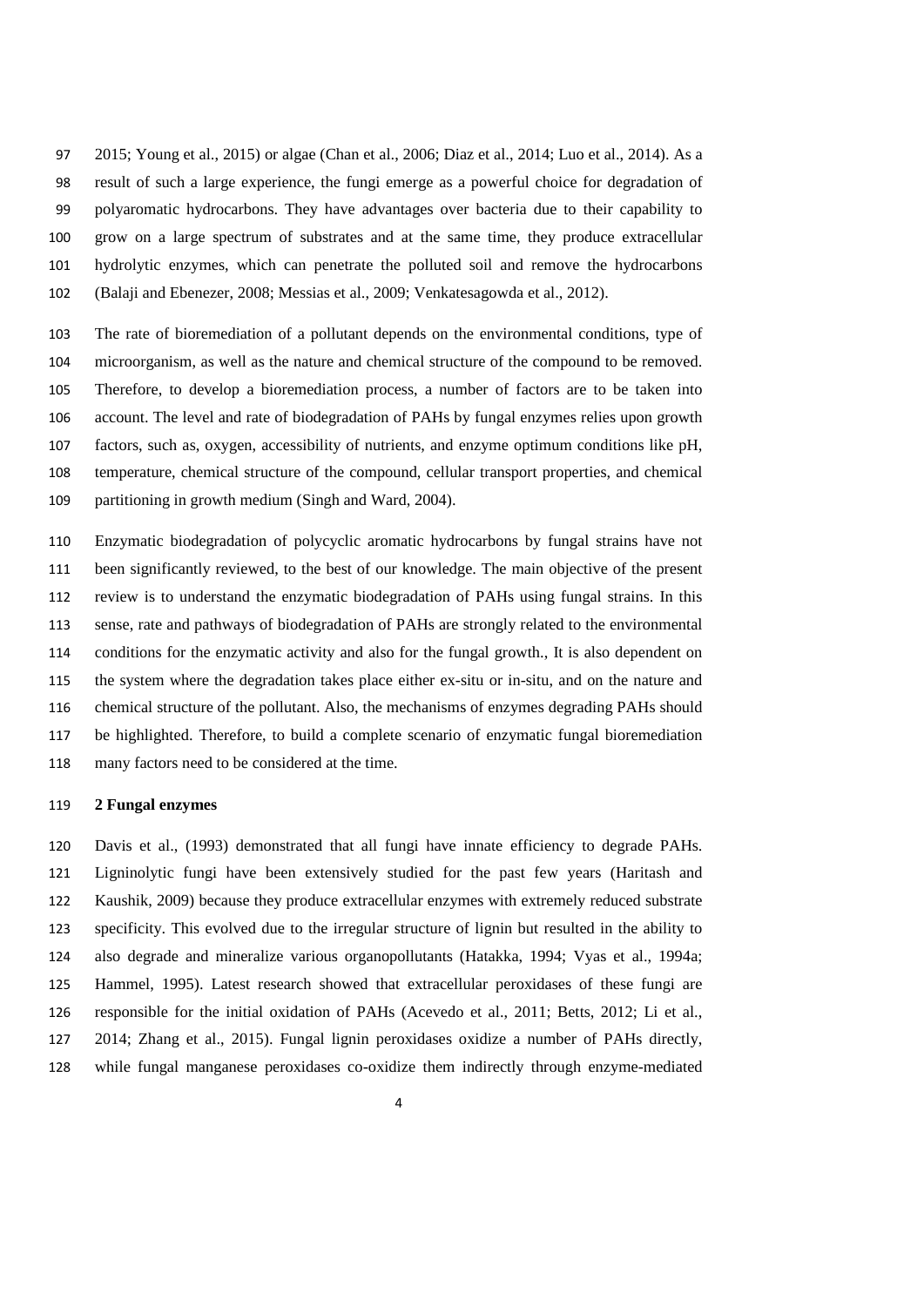2015; Young et al., 2015) or algae (Chan et al., 2006; Diaz et al., 2014; Luo et al., 2014). As a result of such a large experience, the fungi emerge as a powerful choice for degradation of polyaromatic hydrocarbons. They have advantages over bacteria due to their capability to grow on a large spectrum of substrates and at the same time, they produce extracellular hydrolytic enzymes, which can penetrate the polluted soil and remove the hydrocarbons (Balaji and Ebenezer, 2008; Messias et al., 2009; Venkatesagowda et al., 2012).

The rate of bioremediation of a pollutant depends on the environmental conditions, type of microorganism, as well as the nature and chemical structure of the compound to be removed. Therefore, to develop a bioremediation process, a number of factors are to be taken into account. The level and rate of biodegradation of PAHs by fungal enzymes relies upon growth factors, such as, oxygen, accessibility of nutrients, and enzyme optimum conditions like pH, temperature, chemical structure of the compound, cellular transport properties, and chemical partitioning in growth medium (Singh and Ward, 2004).

Enzymatic biodegradation of polycyclic aromatic hydrocarbons by fungal strains have not been significantly reviewed, to the best of our knowledge. The main objective of the present review is to understand the enzymatic biodegradation of PAHs using fungal strains. In this sense, rate and pathways of biodegradation of PAHs are strongly related to the environmental conditions for the enzymatic activity and also for the fungal growth., It is also dependent on the system where the degradation takes place either ex-situ or in-situ, and on the nature and chemical structure of the pollutant. Also, the mechanisms of enzymes degrading PAHs should be highlighted. Therefore, to build a complete scenario of enzymatic fungal bioremediation many factors need to be considered at the time.

## 2 Fungal enzymes

Davis et al., (1993) demonstrated that all fungi have innate efficiency to degrade PAHs. Ligninolytic fungi have been extensively studied for the past few years (Haritash and Kaushik, 2009) because they produce extracellular enzymes with extremely reduced substrate specificity. This evolved due to the irregular structure of lignin but resulted in the ability to also degrade and mineralize various organopollutants (Hatakka, 1994; Vyas et al., 1994a; Hammel, 1995). Latest research showed that extracellular peroxidases of these fungi are responsible for the initial oxidation of PAHs (Acevedo et al., 2011; Betts, 2012; Li et al., 2014; Zhang et al., 2015). Fungal lignin peroxidases oxidize a number of PAHs directly, while fungal manganese peroxidases co-oxidize them indirectly through enzyme-mediated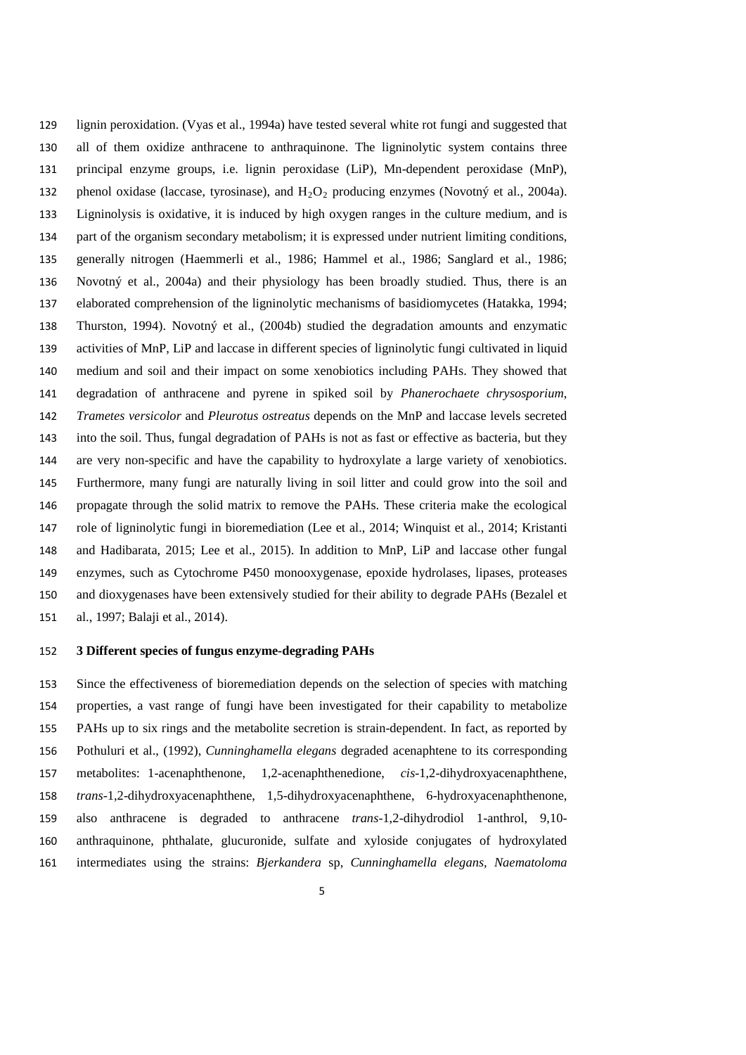lignin peroxidation. (Vyas et al., 1994a) have tested several white rot fungi and suggested that all of them oxidize anthracene to anthraquinone. The ligninolytic system contains three principal enzyme groups, i.e. lignin peroxidase (LiP), Mn-dependent peroxidase (MnP), phenol oxidase (laccase, tyrosinase), and $H_2O_2$ producing enzymes (Novotný et al., 2004a). Ligninolysis is oxidative, it is induced by high oxygen ranges in the culture medium, and is part of the organism secondary metabolism; it is expressed under nutrient limiting conditions, generally nitrogen (Haemmerli et al., 1986; Hammel et al., 1986; Sanglard et al., 1986; Novotný et al., 2004a) and their physiology has been broadly studied. Thus, there is an elaborated comprehension of the ligninolytic mechanisms of basidiomycetes (Hatakka, 1994; Thurston, 1994). Novotný et al., (2004b) studied the degradation amounts and enzymatic activities of MnP, LiP and laccase in different species of ligninolytic fungi cultivated in liquid medium and soil and their impact on some xenobiotics including PAHs. They showed that degradation of anthracene and pyrene in spiked soil by *Phanerochaete chrysosporium*, *Trametes versicolor* and *Pleurotus ostreatus* depends on the MnP and laccase levels secreted into the soil. Thus, fungal degradation of PAHs is not as fast or effective as bacteria, but they are very non-specific and have the capability to hydroxylate a large variety of xenobiotics. Furthermore, many fungi are naturally living in soil litter and could grow into the soil and propagate through the solid matrix to remove the PAHs. These criteria make the ecological role of ligninolytic fungi in bioremediation (Lee et al., 2014; Winquist et al., 2014; Kristanti and Hadibarata, 2015; Lee et al., 2015). In addition to MnP, LiP and laccase other fungal enzymes, such as Cytochrome P450 monooxygenase, epoxide hydrolases, lipases, proteases and dioxygenases have been extensively studied for their ability to degrade PAHs (Bezalel et al., 1997; Balaji et al., 2014).

## 3 Different species of fungus enzyme-degrading PAHs

Since the effectiveness of bioremediation depends on the selection of species with matching properties, a vast range of fungi have been investigated for their capability to metabolize PAHs up to six rings and the metabolite secretion is strain-dependent. In fact, as reported by Pothuluri et al., (1992), *Cunninghamella elegans* degraded acenaphtene to its corresponding metabolites: 1-acenaphthenone, 1,2-acenaphthenedione, *cis*-1,2-dihydroxyacenaphthene, *trans*-1,2-dihydroxyacenaphthene, 1,5-dihydroxyacenaphthene, 6-hydroxyacenaphthenone, also anthracene is degraded to anthracene *trans*-1,2-dihydrodiol 1-anthrol, 9,10-anthraquinone, phthalate, glucuronide, sulfate and xyloside conjugates of hydroxylated intermediates using the strains: *Bjerkandera* sp, *Cunninghamella elegans*, *Naematoloma*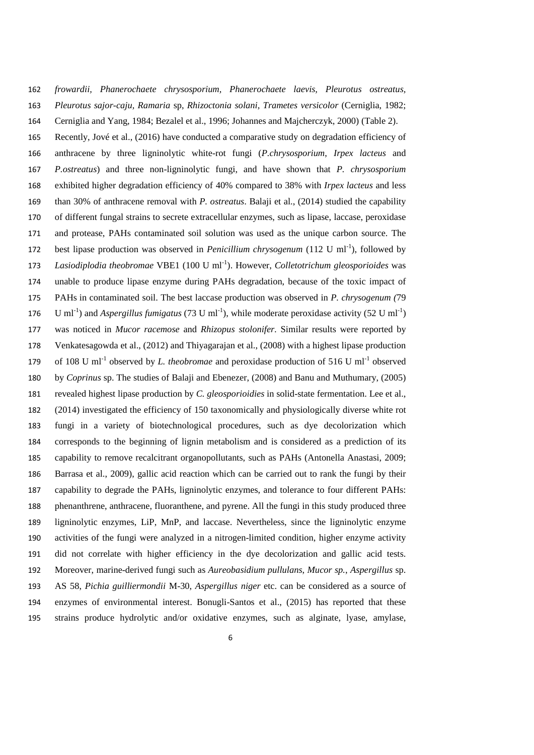*frowardii*, *Phanerochaete chrysosporium*, *Phanerochaete laevis*, *Pleurotus ostreatus*, *Pleurotus sajor-caju*, *Ramaria* sp, *Rhizoctonia solani*, *Trametes versicolor* (Cerniglia, 1982; Cerniglia and Yang, 1984; Bezalel et al., 1996; Johannes and Majcherczyk, 2000) (Table 2).

Recently, Jové et al., (2016) have conducted a comparative study on degradation efficiency of anthracene by three ligninolytic white-rot fungi (*P.chrysosporium*, *Irpex lacteus* and *P.ostreatus*) and three non-ligninolytic fungi, and have shown that *P. chrysosporium* exhibited higher degradation efficiency of 40% compared to 38% with *Irpex lacteus* and less than 30% of anthracene removal with *P. ostreatus*. Balaji et al., (2014) studied the capability of different fungal strains to secrete extracellular enzymes, such as lipase, laccase, peroxidase and protease, PAHs contaminated soil solution was used as the unique carbon source. The best lipase production was observed in *Penicillium chrysogenum* (112 U $ml^{-1}$), followed by *Lasiodiplodia theobromae* VBE1 (100 U $ml^{-1}$). However, *Colletotrichum gleosporioides* was unable to produce lipase enzyme during PAHs degradation, because of the toxic impact of PAHs in contaminated soil. The best laccase production was observed in *P. chrysogenum (*79 U $ml^{-1}$) and *Aspergillus fumigatus* (73 U $ml^{-1}$), while moderate peroxidase activity (52 U $ml^{-1}$) was noticed in *Mucor racemose* and *Rhizopus stolonifer*. Similar results were reported by Venkatesagowda et al., (2012) and Thiyagarajan et al., (2008) with a highest lipase production of 108 U $ml^{-1}$ observed by *L. theobromae* and peroxidase production of 516 U $ml^{-1}$ observed by *Coprinus* sp. The studies of Balaji and Ebenezer, (2008) and Banu and Muthumary, (2005) revealed highest lipase production by *C. gleosporioidies* in solid-state fermentation. Lee et al., (2014) investigated the efficiency of 150 taxonomically and physiologically diverse white rot fungi in a variety of biotechnological procedures, such as dye decolorization which corresponds to the beginning of lignin metabolism and is considered as a prediction of its capability to remove recalcitrant organopollutants, such as PAHs (Antonella Anastasi, 2009; Barrasa et al., 2009), gallic acid reaction which can be carried out to rank the fungi by their capability to degrade the PAHs, ligninolytic enzymes, and tolerance to four different PAHs: phenanthrene, anthracene, fluoranthene, and pyrene. All the fungi in this study produced three ligninolytic enzymes, LiP, MnP, and laccase. Nevertheless, since the ligninolytic enzyme activities of the fungi were analyzed in a nitrogen-limited condition, higher enzyme activity did not correlate with higher efficiency in the dye decolorization and gallic acid tests. Moreover, marine-derived fungi such as *Aureobasidium pullulans*, *Mucor sp.*, *Aspergillus* sp. AS 58, *Pichia guilliermondii* M-30, *Aspergillus niger* etc. can be considered as a source of enzymes of environmental interest. Bonugli-Santos et al., (2015) has reported that these strains produce hydrolytic and/or oxidative enzymes, such as alginate, lyase, amylase,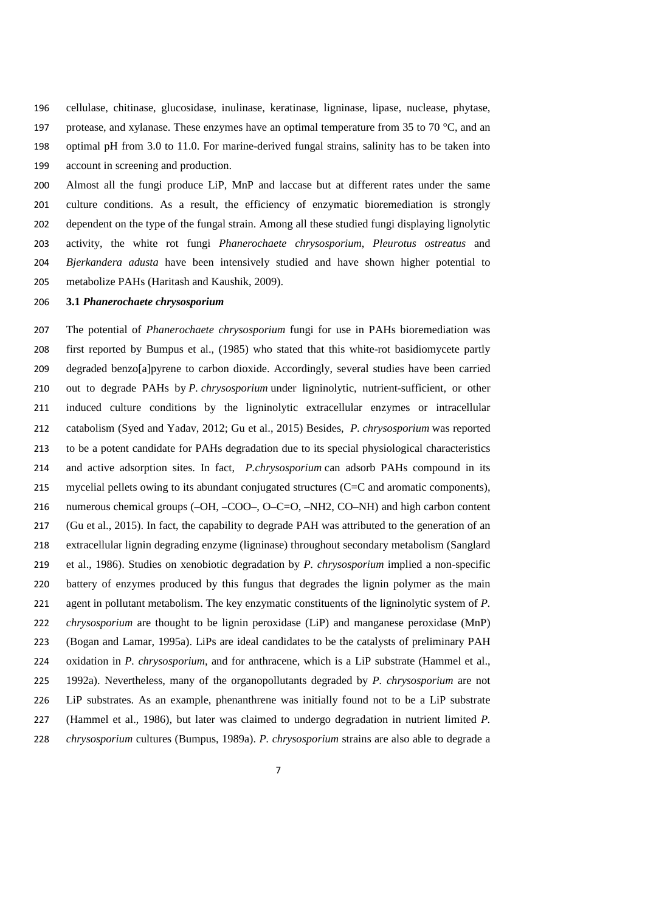cellulase, chitinase, glucosidase, inulinase, keratinase, ligninase, lipase, nuclease, phytase, protease, and xylanase. These enzymes have an optimal temperature from 35 to 70 °C, and an optimal pH from 3.0 to 11.0. For marine-derived fungal strains, salinity has to be taken into account in screening and production.

Almost all the fungi produce LiP, MnP and laccase but at different rates under the same culture conditions. As a result, the efficiency of enzymatic bioremediation is strongly dependent on the type of the fungal strain. Among all these studied fungi displaying lignolytic activity, the white rot fungi *Phanerochaete chrysosporium*, *Pleurotus ostreatus* and *Bjerkandera adusta* have been intensively studied and have shown higher potential to metabolize PAHs (Haritash and Kaushik, 2009).

### 3.1 *Phanerochaete chrysosporium*

The potential of *Phanerochaete chrysosporium* fungi for use in PAHs bioremediation was first reported by Bumpus et al., (1985) who stated that this white-rot basidiomycete partly degraded benzo[a]pyrene to carbon dioxide. Accordingly, several studies have been carried out to degrade PAHs by *P. chrysosporium* under ligninolytic, nutrient-sufficient, or other induced culture conditions by the ligninolytic extracellular enzymes or intracellular catabolism (Syed and Yadav, 2012; Gu et al., 2015) Besides, *P. chrysosporium* was reported to be a potent candidate for PAHs degradation due to its special physiological characteristics and active adsorption sites. In fact, *P.chrysosporium* can adsorb PAHs compound in its mycelial pellets owing to its abundant conjugated structures (C=C and aromatic components), numerous chemical groups (–OH, –COO–, O–C=O, $-NH_2$, CO–NH) and high carbon content (Gu et al., 2015). In fact, the capability to degrade PAH was attributed to the generation of an extracellular lignin degrading enzyme (ligninase) throughout secondary metabolism (Sanglard et al., 1986). Studies on xenobiotic degradation by *P. chrysosporium* implied a non-specific battery of enzymes produced by this fungus that degrades the lignin polymer as the main agent in pollutant metabolism. The key enzymatic constituents of the ligninolytic system of *P. chrysosporium* are thought to be lignin peroxidase (LiP) and manganese peroxidase (MnP) (Bogan and Lamar, 1995a). LiPs are ideal candidates to be the catalysts of preliminary PAH oxidation in *P. chrysosporium*, and for anthracene, which is a LiP substrate (Hammel et al., 1992a). Nevertheless, many of the organopollutants degraded by *P. chrysosporium* are not LiP substrates. As an example, phenanthrene was initially found not to be a LiP substrate (Hammel et al., 1986), but later was claimed to undergo degradation in nutrient limited *P. chrysosporium* cultures (Bumpus, 1989a). *P. chrysosporium* strains are also able to degrade a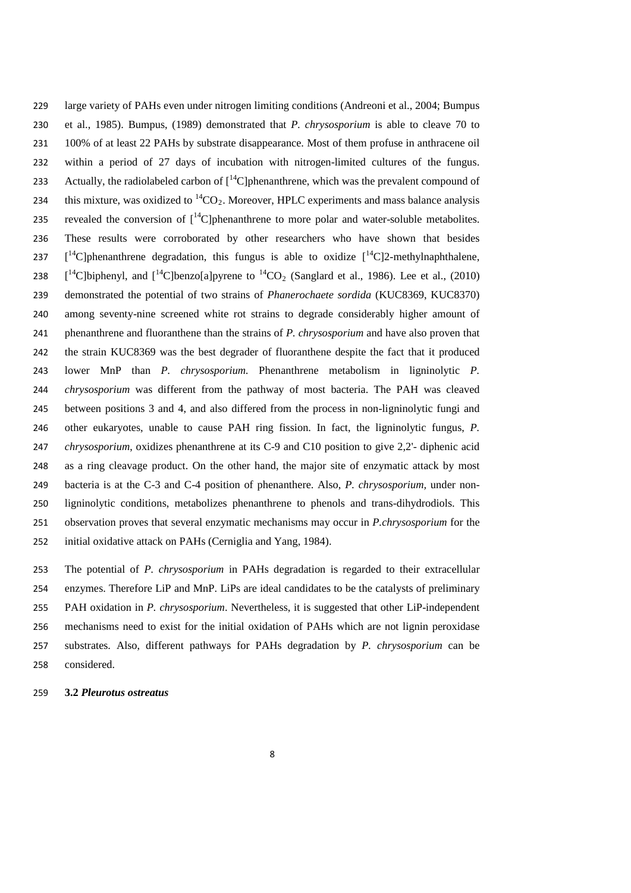large variety of PAHs even under nitrogen limiting conditions (Andreoni et al., 2004; Bumpus et al., 1985). Bumpus, (1989) demonstrated that *P. chrysosporium* is able to cleave 70 to 100% of at least 22 PAHs by substrate disappearance. Most of them profuse in anthracene oil within a period of 27 days of incubation with nitrogen-limited cultures of the fungus. Actually, the radiolabeled carbon of [$^{14}$C]phenanthrene, which was the prevalent compound of this mixture, was oxidized to $^{14}CO_2$. Moreover, HPLC experiments and mass balance analysis revealed the conversion of [$^{14}$C]phenanthrene to more polar and water-soluble metabolites. These results were corroborated by other researchers who have shown that besides [$^{14}$C]phenanthrene degradation, this fungus is able to oxidize [$^{14}$C]2-methylnaphthalene, [$^{14}$C]biphenyl, and [$^{14}$C]benzo[a]pyrene to $^{14}CO_2$ (Sanglard et al., 1986). Lee et al., (2010) demonstrated the potential of two strains of *Phanerochaete sordida* (KUC8369, KUC8370) among seventy-nine screened white rot strains to degrade considerably higher amount of phenanthrene and fluoranthene than the strains of *P. chrysosporium* and have also proven that the strain KUC8369 was the best degrader of fluoranthene despite the fact that it produced lower MnP than *P. chrysosporium.* Phenanthrene metabolism in ligninolytic *P. chrysosporium* was different from the pathway of most bacteria. The PAH was cleaved between positions 3 and 4, and also differed from the process in non-ligninolytic fungi and other eukaryotes, unable to cause PAH ring fission. In fact, the ligninolytic fungus, *P. chrysosporium*, oxidizes phenanthrene at its C-9 and C10 position to give 2,2'- diphenic acid as a ring cleavage product. On the other hand, the major site of enzymatic attack by most bacteria is at the C-3 and C-4 position of phenanthere. Also, *P. chrysosporium,* under non-ligninolytic conditions, metabolizes phenanthrene to phenols and trans-dihydrodiols. This observation proves that several enzymatic mechanisms may occur in *P.chrysosporium* for the initial oxidative attack on PAHs (Cerniglia and Yang, 1984).

The potential of *P. chrysosporium* in PAHs degradation is regarded to their extracellular enzymes. Therefore LiP and MnP. LiPs are ideal candidates to be the catalysts of preliminary PAH oxidation in *P. chrysosporium*. Nevertheless, it is suggested that other LiP-independent mechanisms need to exist for the initial oxidation of PAHs which are not lignin peroxidase substrates. Also, different pathways for PAHs degradation by *P. chrysosporium* can be considered.

### 3.2 *Pleurotus ostreatus*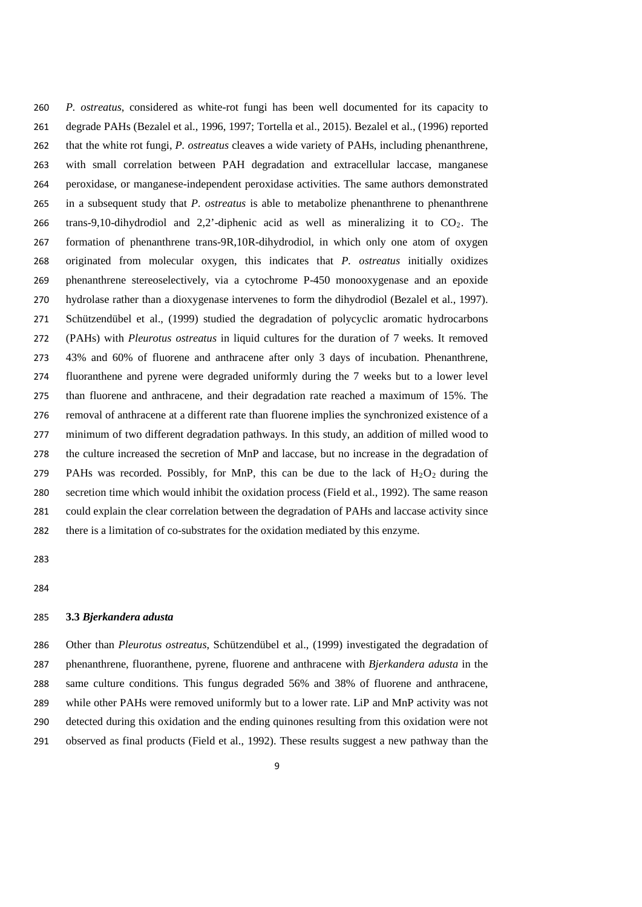*P. ostreatus*, considered as white-rot fungi has been well documented for its capacity to degrade PAHs (Bezalel et al., 1996, 1997; Tortella et al., 2015). Bezalel et al., (1996) reported that the white rot fungi, *P. ostreatus* cleaves a wide variety of PAHs, including phenanthrene, with small correlation between PAH degradation and extracellular laccase, manganese peroxidase, or manganese-independent peroxidase activities. The same authors demonstrated in a subsequent study that *P. ostreatus* is able to metabolize phenanthrene to phenanthrene trans-9,10-dihydrodiol and 2,2'-diphenic acid as well as mineralizing it to $CO_2$. The formation of phenanthrene trans-9R,10R-dihydrodiol, in which only one atom of oxygen originated from molecular oxygen, this indicates that *P. ostreatus* initially oxidizes phenanthrene stereoselectively, via a cytochrome P-450 monooxygenase and an epoxide hydrolase rather than a dioxygenase intervenes to form the dihydrodiol (Bezalel et al., 1997). Schützendübel et al., (1999) studied the degradation of polycyclic aromatic hydrocarbons (PAHs) with *Pleurotus ostreatus* in liquid cultures for the duration of 7 weeks. It removed 43% and 60% of fluorene and anthracene after only 3 days of incubation. Phenanthrene, fluoranthene and pyrene were degraded uniformly during the 7 weeks but to a lower level than fluorene and anthracene, and their degradation rate reached a maximum of 15%. The removal of anthracene at a different rate than fluorene implies the synchronized existence of a minimum of two different degradation pathways. In this study, an addition of milled wood to the culture increased the secretion of MnP and laccase, but no increase in the degradation of PAHs was recorded. Possibly, for MnP, this can be due to the lack of $H_2O_2$ during the secretion time which would inhibit the oxidation process (Field et al., 1992). The same reason could explain the clear correlation between the degradation of PAHs and laccase activity since there is a limitation of co-substrates for the oxidation mediated by this enzyme.

### 3.3 *Bjerkandera adusta*

Other than *Pleurotus ostreatus*, Schützendübel et al., (1999) investigated the degradation of phenanthrene, fluoranthene, pyrene, fluorene and anthracene with *Bjerkandera adusta* in the same culture conditions. This fungus degraded 56% and 38% of fluorene and anthracene, while other PAHs were removed uniformly but to a lower rate. LiP and MnP activity was not detected during this oxidation and the ending quinones resulting from this oxidation were not observed as final products (Field et al., 1992). These results suggest a new pathway than the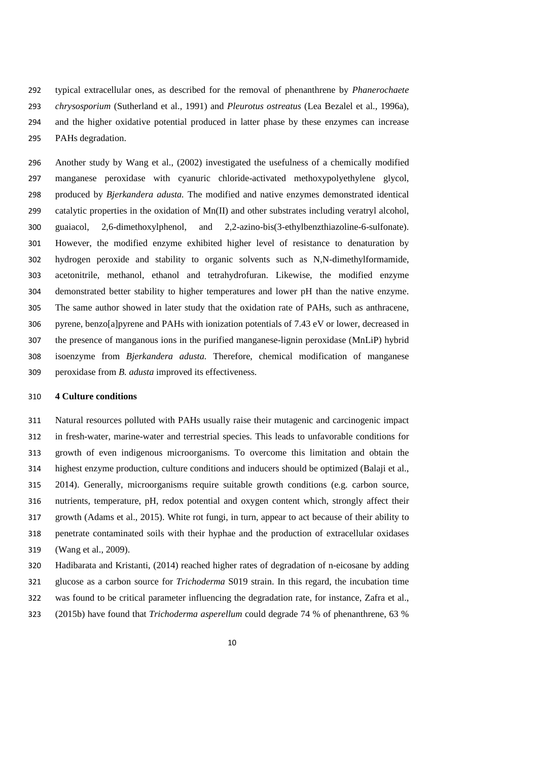typical extracellular ones, as described for the removal of phenanthrene by *Phanerochaete chrysosporium* (Sutherland et al., 1991) and *Pleurotus ostreatus* (Lea Bezalel et al., 1996a), and the higher oxidative potential produced in latter phase by these enzymes can increase PAHs degradation.

Another study by Wang et al., (2002) investigated the usefulness of a chemically modified manganese peroxidase with cyanuric chloride-activated methoxypolyethylene glycol, produced by *Bjerkandera adusta.* The modified and native enzymes demonstrated identical catalytic properties in the oxidation of Mn(II) and other substrates including veratryl alcohol, guaiacol, 2,6-dimethoxylphenol, and 2,2-azino-bis(3-ethylbenzthiazoline-6-sulfonate). However, the modified enzyme exhibited higher level of resistance to denaturation by hydrogen peroxide and stability to organic solvents such as N,N-dimethylformamide, acetonitrile, methanol, ethanol and tetrahydrofuran. Likewise, the modified enzyme demonstrated better stability to higher temperatures and lower pH than the native enzyme. The same author showed in later study that the oxidation rate of PAHs, such as anthracene, pyrene, benzo[a]pyrene and PAHs with ionization potentials of 7.43 eV or lower, decreased in the presence of manganous ions in the purified manganese-lignin peroxidase (MnLiP) hybrid isoenzyme from *Bjerkandera adusta.* Therefore, chemical modification of manganese peroxidase from *B. adusta* improved its effectiveness.

## 4 Culture conditions

Natural resources polluted with PAHs usually raise their mutagenic and carcinogenic impact in fresh-water, marine-water and terrestrial species. This leads to unfavorable conditions for growth of even indigenous microorganisms. To overcome this limitation and obtain the highest enzyme production, culture conditions and inducers should be optimized (Balaji et al., 2014). Generally, microorganisms require suitable growth conditions (e.g. carbon source, nutrients, temperature, pH, redox potential and oxygen content which, strongly affect their growth (Adams et al., 2015). White rot fungi, in turn, appear to act because of their ability to penetrate contaminated soils with their hyphae and the production of extracellular oxidases (Wang et al., 2009).

Hadibarata and Kristanti, (2014) reached higher rates of degradation of n-eicosane by adding glucose as a carbon source for *Trichoderma* S019 strain. In this regard, the incubation time was found to be critical parameter influencing the degradation rate, for instance, Zafra et al., (2015b) have found that *Trichoderma asperellum* could degrade 74 % of phenanthrene, 63 %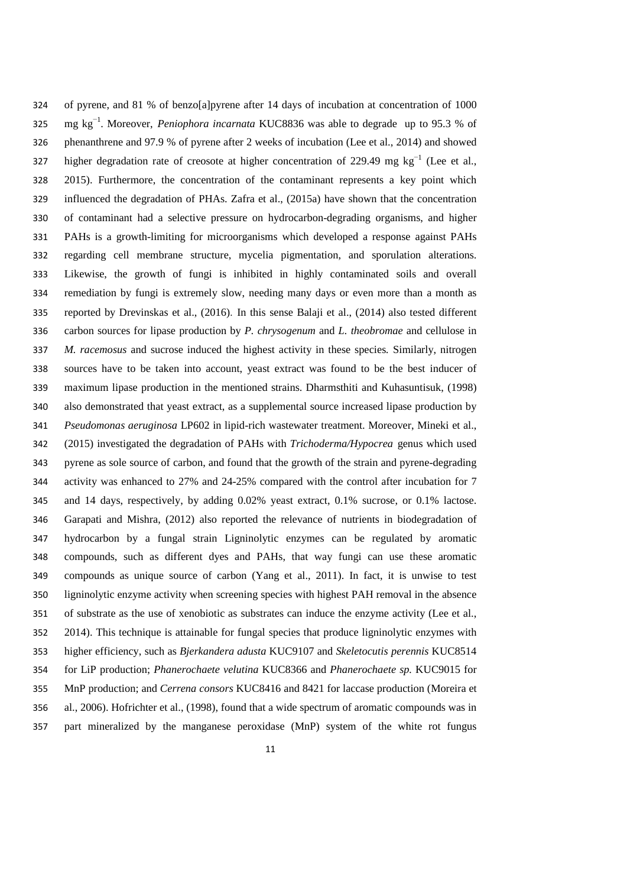of pyrene, and 81 % of benzo[a]pyrene after 14 days of incubation at concentration of 1000 mg $kg^{-1}$. Moreover, *Peniophora incarnata* KUC8836 was able to degrade up to 95.3 % of phenanthrene and 97.9 % of pyrene after 2 weeks of incubation (Lee et al., 2014) and showed higher degradation rate of creosote at higher concentration of 229.49 mg $kg^{-1}$ (Lee et al., 2015). Furthermore, the concentration of the contaminant represents a key point which influenced the degradation of PHAs. Zafra et al., (2015a) have shown that the concentration of contaminant had a selective pressure on hydrocarbon-degrading organisms, and higher PAHs is a growth-limiting for microorganisms which developed a response against PAHs regarding cell membrane structure, mycelia pigmentation, and sporulation alterations. Likewise, the growth of fungi is inhibited in highly contaminated soils and overall remediation by fungi is extremely slow, needing many days or even more than a month as reported by Drevinskas et al., (2016). In this sense Balaji et al., (2014) also tested different carbon sources for lipase production by *P. chrysogenum* and *L. theobromae* and cellulose in *M. racemosus* and sucrose induced the highest activity in these species. Similarly, nitrogen sources have to be taken into account, yeast extract was found to be the best inducer of maximum lipase production in the mentioned strains. Dharmsthiti and Kuhasuntisuk, (1998) also demonstrated that yeast extract, as a supplemental source increased lipase production by *Pseudomonas aeruginosa* LP602 in lipid-rich wastewater treatment. Moreover, Mineki et al., (2015) investigated the degradation of PAHs with *Trichoderma/Hypocrea* genus which used pyrene as sole source of carbon, and found that the growth of the strain and pyrene-degrading activity was enhanced to 27% and 24-25% compared with the control after incubation for 7 and 14 days, respectively, by adding 0.02% yeast extract, 0.1% sucrose, or 0.1% lactose. Garapati and Mishra, (2012) also reported the relevance of nutrients in biodegradation of hydrocarbon by a fungal strain Ligninolytic enzymes can be regulated by aromatic compounds, such as different dyes and PAHs, that way fungi can use these aromatic compounds as unique source of carbon (Yang et al., 2011). In fact, it is unwise to test ligninolytic enzyme activity when screening species with highest PAH removal in the absence of substrate as the use of xenobiotic as substrates can induce the enzyme activity (Lee et al., 2014). This technique is attainable for fungal species that produce ligninolytic enzymes with higher efficiency, such as *Bjerkandera adusta* KUC9107 and *Skeletocutis perennis* KUC8514 for LiP production; *Phanerochaete velutina* KUC8366 and *Phanerochaete sp.* KUC9015 for MnP production; and *Cerrena consors* KUC8416 and 8421 for laccase production (Moreira et al., 2006). Hofrichter et al., (1998), found that a wide spectrum of aromatic compounds was in part mineralized by the manganese peroxidase (MnP) system of the white rot fungus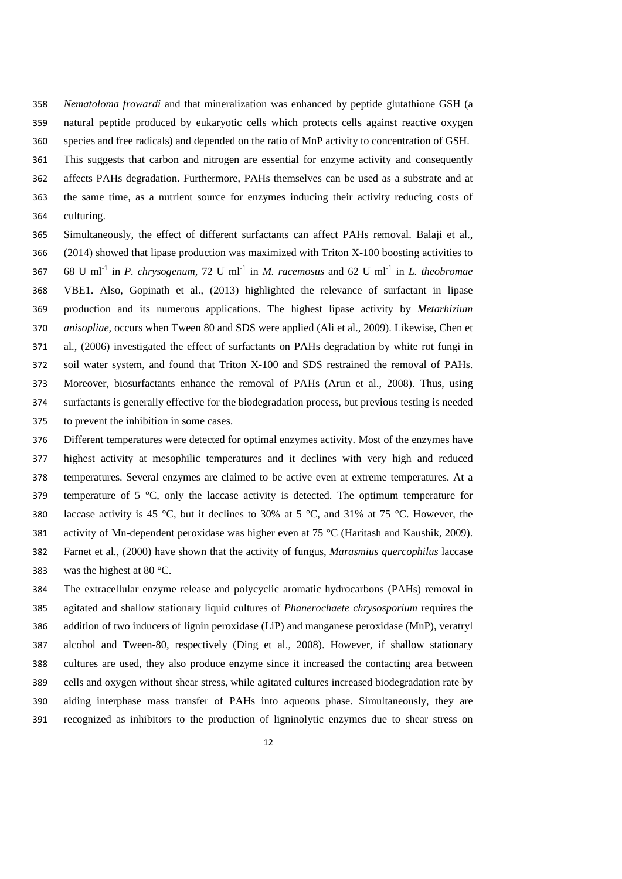*Nematoloma frowardi* and that mineralization was enhanced by peptide glutathione GSH (a natural peptide produced by eukaryotic cells which protects cells against reactive oxygen species and free radicals) and depended on the ratio of MnP activity to concentration of GSH. This suggests that carbon and nitrogen are essential for enzyme activity and consequently affects PAHs degradation. Furthermore, PAHs themselves can be used as a substrate and at the same time, as a nutrient source for enzymes inducing their activity reducing costs of culturing.

Simultaneously, the effect of different surfactants can affect PAHs removal. Balaji et al., (2014) showed that lipase production was maximized with Triton X-100 boosting activities to 68 U $ml^{-1}$ in *P. chrysogenum*, 72 U $ml^{-1}$ in *M. racemosus* and 62 U $ml^{-1}$ in *L. theobromae* VBE1. Also, Gopinath et al., (2013) highlighted the relevance of surfactant in lipase production and its numerous applications. The highest lipase activity by *Metarhizium anisopliae*, occurs when Tween 80 and SDS were applied (Ali et al., 2009). Likewise, Chen et al., (2006) investigated the effect of surfactants on PAHs degradation by white rot fungi in soil water system, and found that Triton X-100 and SDS restrained the removal of PAHs. Moreover, biosurfactants enhance the removal of PAHs (Arun et al., 2008). Thus, using surfactants is generally effective for the biodegradation process, but previous testing is needed to prevent the inhibition in some cases.

Different temperatures were detected for optimal enzymes activity. Most of the enzymes have highest activity at mesophilic temperatures and it declines with very high and reduced temperatures. Several enzymes are claimed to be active even at extreme temperatures. At a temperature of 5 °C, only the laccase activity is detected. The optimum temperature for laccase activity is 45 °C, but it declines to 30% at 5 °C, and 31% at 75 °C. However, the activity of Mn-dependent peroxidase was higher even at 75 °C (Haritash and Kaushik, 2009). Farnet et al., (2000) have shown that the activity of fungus, *Marasmius quercophilus* laccase was the highest at 80 °C.

The extracellular enzyme release and polycyclic aromatic hydrocarbons (PAHs) removal in agitated and shallow stationary liquid cultures of *Phanerochaete chrysosporium* requires the addition of two inducers of lignin peroxidase (LiP) and manganese peroxidase (MnP), veratryl alcohol and Tween-80, respectively (Ding et al., 2008). However, if shallow stationary cultures are used, they also produce enzyme since it increased the contacting area between cells and oxygen without shear stress, while agitated cultures increased biodegradation rate by aiding interphase mass transfer of PAHs into aqueous phase. Simultaneously, they are recognized as inhibitors to the production of ligninolytic enzymes due to shear stress on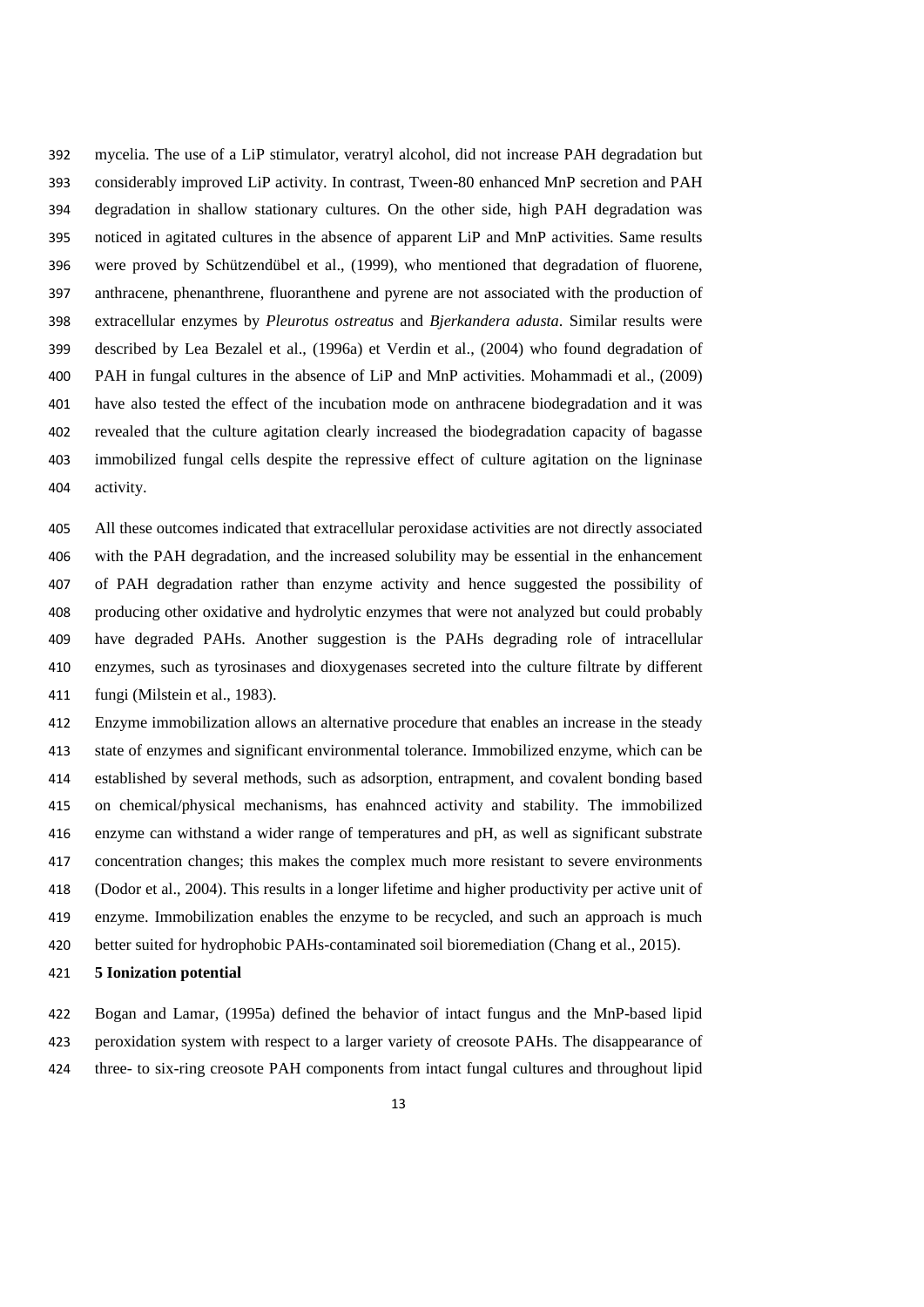mycelia. The use of a LiP stimulator, veratryl alcohol, did not increase PAH degradation but considerably improved LiP activity. In contrast, Tween-80 enhanced MnP secretion and PAH degradation in shallow stationary cultures. On the other side, high PAH degradation was noticed in agitated cultures in the absence of apparent LiP and MnP activities. Same results were proved by Schützendübel et al., (1999), who mentioned that degradation of fluorene, anthracene, phenanthrene, fluoranthene and pyrene are not associated with the production of extracellular enzymes by *Pleurotus ostreatus* and *Bjerkandera adusta*. Similar results were described by Lea Bezalel et al., (1996a) et Verdin et al., (2004) who found degradation of PAH in fungal cultures in the absence of LiP and MnP activities. Mohammadi et al., (2009) have also tested the effect of the incubation mode on anthracene biodegradation and it was revealed that the culture agitation clearly increased the biodegradation capacity of bagasse immobilized fungal cells despite the repressive effect of culture agitation on the ligninase activity.

All these outcomes indicated that extracellular peroxidase activities are not directly associated with the PAH degradation, and the increased solubility may be essential in the enhancement of PAH degradation rather than enzyme activity and hence suggested the possibility of producing other oxidative and hydrolytic enzymes that were not analyzed but could probably have degraded PAHs. Another suggestion is the PAHs degrading role of intracellular enzymes, such as tyrosinases and dioxygenases secreted into the culture filtrate by different fungi (Milstein et al., 1983).

Enzyme immobilization allows an alternative procedure that enables an increase in the steady state of enzymes and significant environmental tolerance. Immobilized enzyme, which can be established by several methods, such as adsorption, entrapment, and covalent bonding based on chemical/physical mechanisms, has enahnced activity and stability. The immobilized enzyme can withstand a wider range of temperatures and pH, as well as significant substrate concentration changes; this makes the complex much more resistant to severe environments (Dodor et al., 2004). This results in a longer lifetime and higher productivity per active unit of enzyme. Immobilization enables the enzyme to be recycled, and such an approach is much better suited for hydrophobic PAHs-contaminated soil bioremediation (Chang et al., 2015).

## 5 Ionization potential

Bogan and Lamar, (1995a) defined the behavior of intact fungus and the MnP-based lipid peroxidation system with respect to a larger variety of creosote PAHs. The disappearance of three- to six-ring creosote PAH components from intact fungal cultures and throughout lipid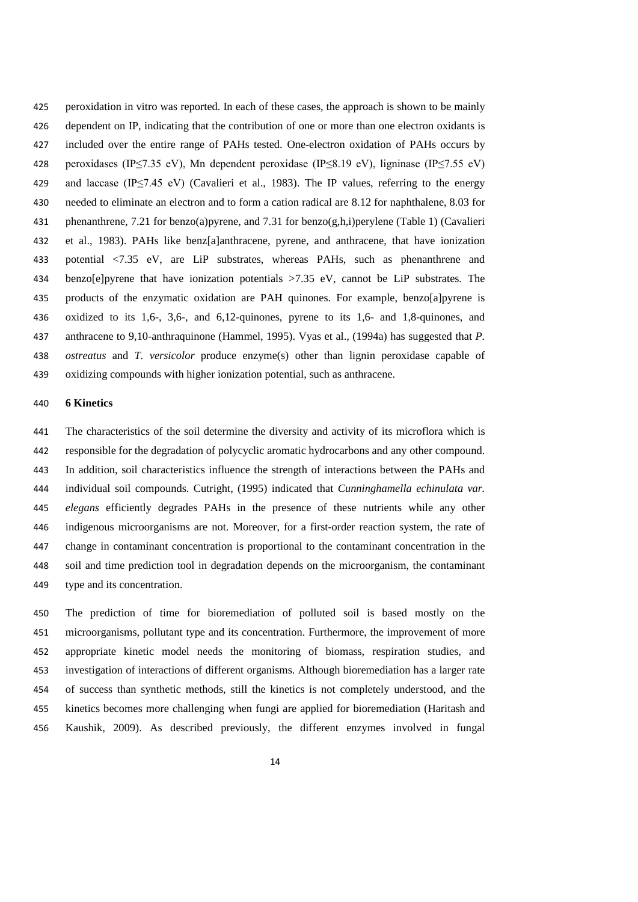peroxidation in vitro was reported. In each of these cases, the approach is shown to be mainly dependent on IP, indicating that the contribution of one or more than one electron oxidants is included over the entire range of PAHs tested. One-electron oxidation of PAHs occurs by peroxidases (IP≤7.35 eV), Mn dependent peroxidase (IP≤8.19 eV), ligninase (IP≤7.55 eV) and laccase (IP≤7.45 eV) (Cavalieri et al., 1983). The IP values, referring to the energy needed to eliminate an electron and to form a cation radical are 8.12 for naphthalene, 8.03 for phenanthrene, 7.21 for benzo(a)pyrene, and 7.31 for benzo(g,h,i)perylene (Table 1) (Cavalieri et al., 1983). PAHs like benz[a]anthracene, pyrene, and anthracene, that have ionization potential <7.35 eV, are LiP substrates, whereas PAHs, such as phenanthrene and benzo[e]pyrene that have ionization potentials >7.35 eV, cannot be LiP substrates. The products of the enzymatic oxidation are PAH quinones. For example, benzo[a]pyrene is oxidized to its 1,6-, 3,6-, and 6,12-quinones, pyrene to its 1,6- and 1,8-quinones, and anthracene to 9,10-anthraquinone (Hammel, 1995). Vyas et al., (1994a) has suggested that *P. ostreatus* and *T. versicolor* produce enzyme(s) other than lignin peroxidase capable of oxidizing compounds with higher ionization potential, such as anthracene.

## 6 Kinetics

The characteristics of the soil determine the diversity and activity of its microflora which is responsible for the degradation of polycyclic aromatic hydrocarbons and any other compound. In addition, soil characteristics influence the strength of interactions between the PAHs and individual soil compounds. Cutright, (1995) indicated that *Cunninghamella echinulata var. elegans* efficiently degrades PAHs in the presence of these nutrients while any other indigenous microorganisms are not. Moreover, for a first-order reaction system, the rate of change in contaminant concentration is proportional to the contaminant concentration in the soil and time prediction tool in degradation depends on the microorganism, the contaminant type and its concentration.

The prediction of time for bioremediation of polluted soil is based mostly on the microorganisms, pollutant type and its concentration. Furthermore, the improvement of more appropriate kinetic model needs the monitoring of biomass, respiration studies, and investigation of interactions of different organisms. Although bioremediation has a larger rate of success than synthetic methods, still the kinetics is not completely understood, and the kinetics becomes more challenging when fungi are applied for bioremediation (Haritash and Kaushik, 2009). As described previously, the different enzymes involved in fungal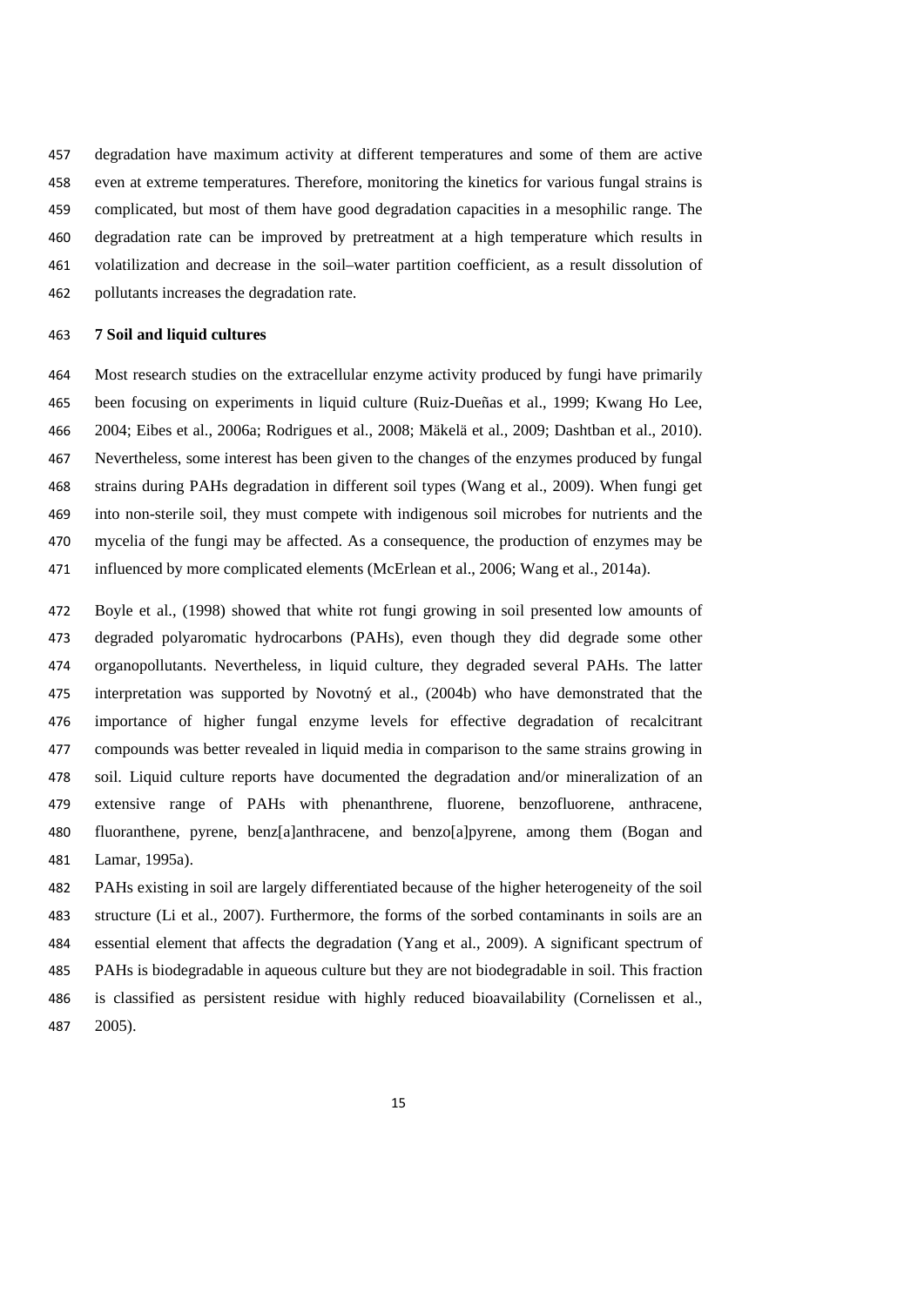degradation have maximum activity at different temperatures and some of them are active even at extreme temperatures. Therefore, monitoring the kinetics for various fungal strains is complicated, but most of them have good degradation capacities in a mesophilic range. The degradation rate can be improved by pretreatment at a high temperature which results in volatilization and decrease in the soil–water partition coefficient, as a result dissolution of pollutants increases the degradation rate.

## 7 Soil and liquid cultures

Most research studies on the extracellular enzyme activity produced by fungi have primarily been focusing on experiments in liquid culture (Ruiz-Dueñas et al., 1999; Kwang Ho Lee, 2004; Eibes et al., 2006a; Rodrigues et al., 2008; Mäkelä et al., 2009; Dashtban et al., 2010). Nevertheless, some interest has been given to the changes of the enzymes produced by fungal strains during PAHs degradation in different soil types (Wang et al., 2009). When fungi get into non-sterile soil, they must compete with indigenous soil microbes for nutrients and the mycelia of the fungi may be affected. As a consequence, the production of enzymes may be influenced by more complicated elements (McErlean et al., 2006; Wang et al., 2014a).

Boyle et al., (1998) showed that white rot fungi growing in soil presented low amounts of degraded polyaromatic hydrocarbons (PAHs), even though they did degrade some other organopollutants. Nevertheless, in liquid culture, they degraded several PAHs. The latter interpretation was supported by Novotný et al., (2004b) who have demonstrated that the importance of higher fungal enzyme levels for effective degradation of recalcitrant compounds was better revealed in liquid media in comparison to the same strains growing in soil. Liquid culture reports have documented the degradation and/or mineralization of an extensive range of PAHs with phenanthrene, fluorene, benzofluorene, anthracene, fluoranthene, pyrene, benz[a]anthracene, and benzo[a]pyrene, among them (Bogan and Lamar, 1995a).

PAHs existing in soil are largely differentiated because of the higher heterogeneity of the soil structure (Li et al., 2007). Furthermore, the forms of the sorbed contaminants in soils are an essential element that affects the degradation (Yang et al., 2009). A significant spectrum of PAHs is biodegradable in aqueous culture but they are not biodegradable in soil. This fraction is classified as persistent residue with highly reduced bioavailability (Cornelissen et al., 2005).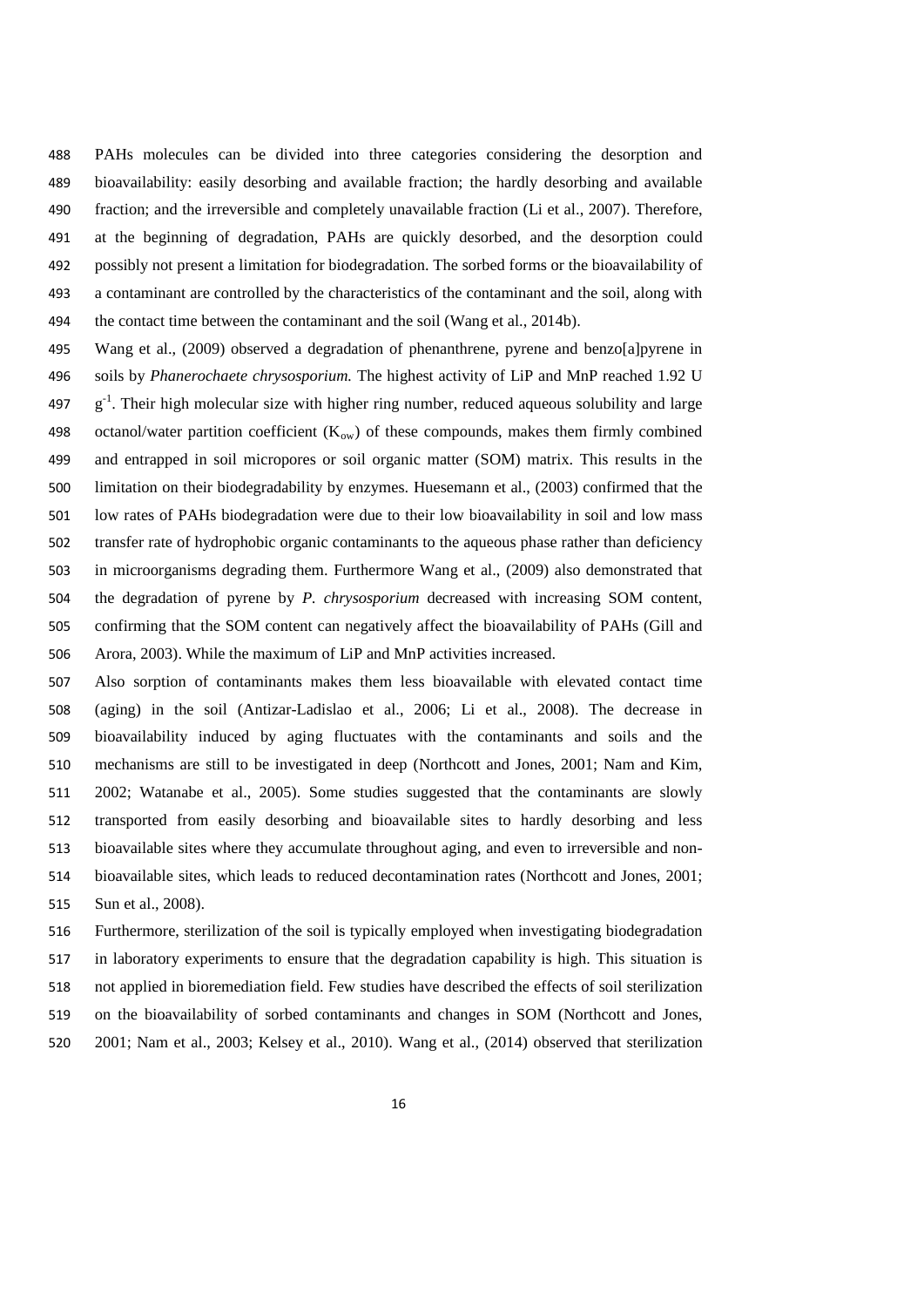PAHs molecules can be divided into three categories considering the desorption and bioavailability: easily desorbing and available fraction; the hardly desorbing and available fraction; and the irreversible and completely unavailable fraction (Li et al., 2007). Therefore, at the beginning of degradation, PAHs are quickly desorbed, and the desorption could possibly not present a limitation for biodegradation. The sorbed forms or the bioavailability of a contaminant are controlled by the characteristics of the contaminant and the soil, along with the contact time between the contaminant and the soil (Wang et al., 2014b).

Wang et al., (2009) observed a degradation of phenanthrene, pyrene and benzo[a]pyrene in soils by *Phanerochaete chrysosporium.* The highest activity of LiP and MnP reached 1.92 U $g^{-1}$. Their high molecular size with higher ring number, reduced aqueous solubility and large octanol/water partition coefficient ($K_{ow}$) of these compounds, makes them firmly combined and entrapped in soil micropores or soil organic matter (SOM) matrix. This results in the limitation on their biodegradability by enzymes. Huesemann et al., (2003) confirmed that the low rates of PAHs biodegradation were due to their low bioavailability in soil and low mass transfer rate of hydrophobic organic contaminants to the aqueous phase rather than deficiency in microorganisms degrading them. Furthermore Wang et al., (2009) also demonstrated that the degradation of pyrene by *P. chrysosporium* decreased with increasing SOM content, confirming that the SOM content can negatively affect the bioavailability of PAHs (Gill and Arora, 2003). While the maximum of LiP and MnP activities increased.

Also sorption of contaminants makes them less bioavailable with elevated contact time (aging) in the soil (Antizar-Ladislao et al., 2006; Li et al., 2008). The decrease in bioavailability induced by aging fluctuates with the contaminants and soils and the mechanisms are still to be investigated in deep (Northcott and Jones, 2001; Nam and Kim, 2002; Watanabe et al., 2005). Some studies suggested that the contaminants are slowly transported from easily desorbing and bioavailable sites to hardly desorbing and less bioavailable sites where they accumulate throughout aging, and even to irreversible and non-bioavailable sites, which leads to reduced decontamination rates (Northcott and Jones, 2001; Sun et al., 2008).

Furthermore, sterilization of the soil is typically employed when investigating biodegradation in laboratory experiments to ensure that the degradation capability is high. This situation is not applied in bioremediation field. Few studies have described the effects of soil sterilization on the bioavailability of sorbed contaminants and changes in SOM (Northcott and Jones, 2001; Nam et al., 2003; Kelsey et al., 2010). Wang et al., (2014) observed that sterilization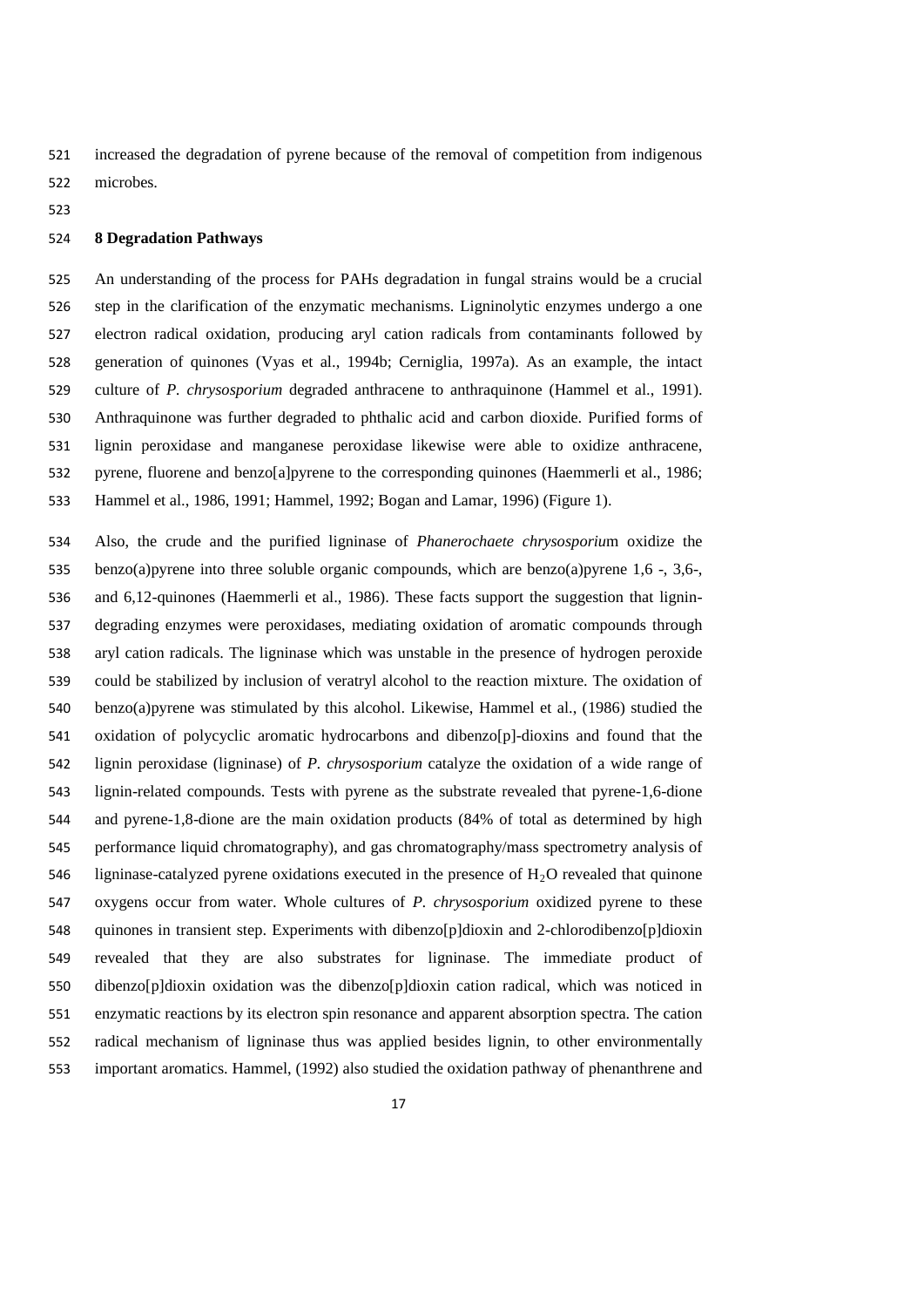increased the degradation of pyrene because of the removal of competition from indigenous microbes.

## 8 Degradation Pathways

An understanding of the process for PAHs degradation in fungal strains would be a crucial step in the clarification of the enzymatic mechanisms. Ligninolytic enzymes undergo a one electron radical oxidation, producing aryl cation radicals from contaminants followed by generation of quinones (Vyas et al., 1994b; Cerniglia, 1997a). As an example, the intact culture of *P. chrysosporium* degraded anthracene to anthraquinone (Hammel et al., 1991). Anthraquinone was further degraded to phthalic acid and carbon dioxide. Purified forms of lignin peroxidase and manganese peroxidase likewise were able to oxidize anthracene, pyrene, fluorene and benzo[a]pyrene to the corresponding quinones (Haemmerli et al., 1986; Hammel et al., 1986, 1991; Hammel, 1992; Bogan and Lamar, 1996) (Figure 1).

Also, the crude and the purified ligninase of *Phanerochaete chrysosporium* oxidize the benzo(a)pyrene into three soluble organic compounds, which are benzo(a)pyrene 1,6 -, 3,6-, and 6,12-quinones (Haemmerli et al., 1986). These facts support the suggestion that lignin-degrading enzymes were peroxidases, mediating oxidation of aromatic compounds through aryl cation radicals. The ligninase which was unstable in the presence of hydrogen peroxide could be stabilized by inclusion of veratryl alcohol to the reaction mixture. The oxidation of benzo(a)pyrene was stimulated by this alcohol. Likewise, Hammel et al., (1986) studied the oxidation of polycyclic aromatic hydrocarbons and dibenzo[p]-dioxins and found that the lignin peroxidase (ligninase) of *P. chrysosporium* catalyze the oxidation of a wide range of lignin-related compounds. Tests with pyrene as the substrate revealed that pyrene-1,6-dione and pyrene-1,8-dione are the main oxidation products (84% of total as determined by high performance liquid chromatography), and gas chromatography/mass spectrometry analysis of ligninase-catalyzed pyrene oxidations executed in the presence of $H_2O$ revealed that quinone oxygens occur from water. Whole cultures of *P. chrysosporium* oxidized pyrene to these quinones in transient step. Experiments with dibenzo[p]dioxin and 2-chlorodibenzo[p]dioxin revealed that they are also substrates for ligninase. The immediate product of dibenzo[p]dioxin oxidation was the dibenzo[p]dioxin cation radical, which was noticed in enzymatic reactions by its electron spin resonance and apparent absorption spectra. The cation radical mechanism of ligninase thus was applied besides lignin, to other environmentally important aromatics. Hammel, (1992) also studied the oxidation pathway of phenanthrene and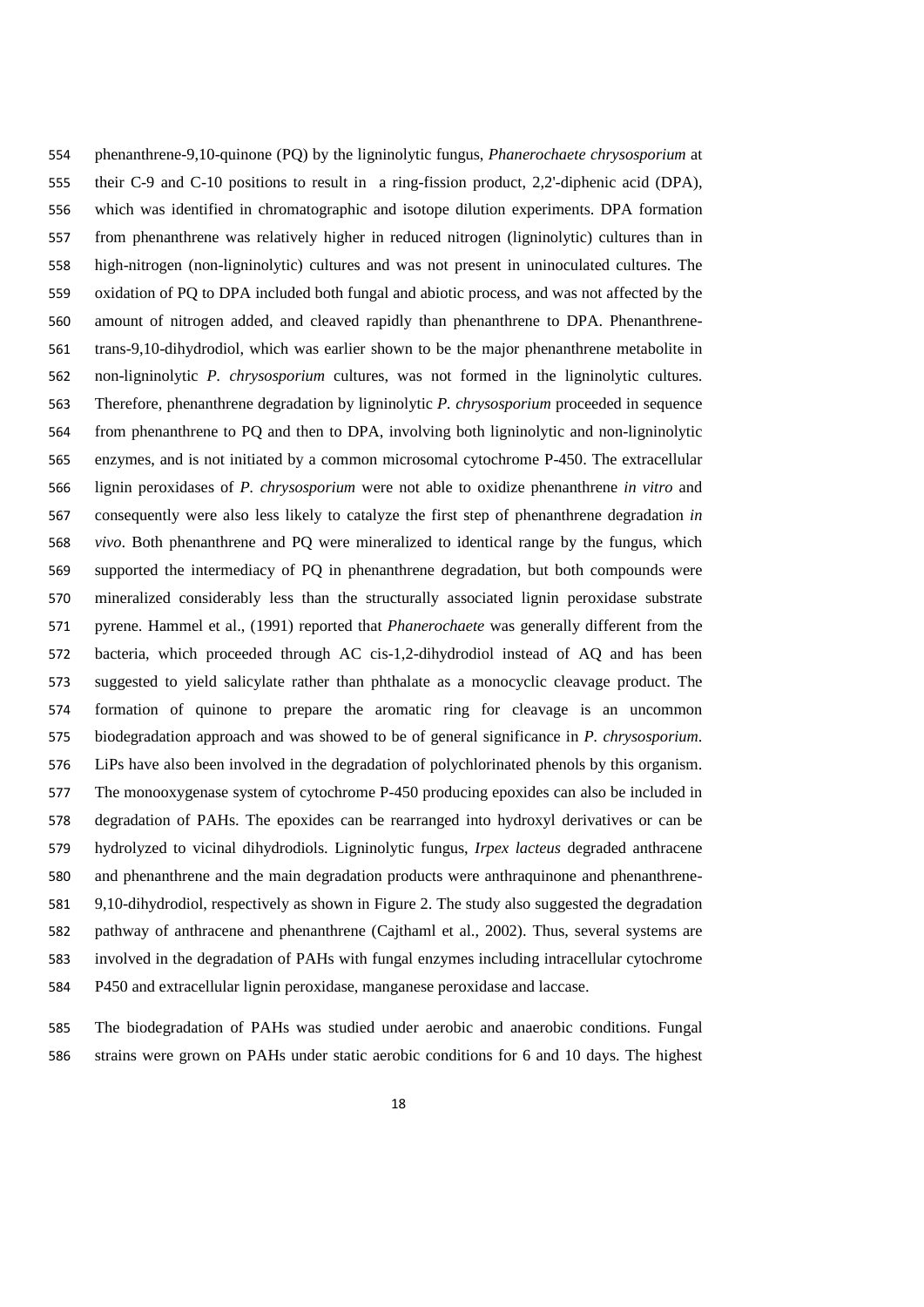phenanthrene-9,10-quinone (PQ) by the ligninolytic fungus, *Phanerochaete chrysosporium* at their C-9 and C-10 positions to result in a ring-fission product, 2,2'-diphenic acid (DPA), which was identified in chromatographic and isotope dilution experiments. DPA formation from phenanthrene was relatively higher in reduced nitrogen (ligninolytic) cultures than in high-nitrogen (non-ligninolytic) cultures and was not present in uninoculated cultures. The oxidation of PQ to DPA included both fungal and abiotic process, and was not affected by the amount of nitrogen added, and cleaved rapidly than phenanthrene to DPA. Phenanthrene-trans-9,10-dihydrodiol, which was earlier shown to be the major phenanthrene metabolite in non-ligninolytic *P. chrysosporium* cultures, was not formed in the ligninolytic cultures. Therefore, phenanthrene degradation by ligninolytic *P. chrysosporium* proceeded in sequence from phenanthrene to PQ and then to DPA, involving both ligninolytic and non-ligninolytic enzymes, and is not initiated by a common microsomal cytochrome P-450. The extracellular lignin peroxidases of *P. chrysosporium* were not able to oxidize phenanthrene *in vitro* and consequently were also less likely to catalyze the first step of phenanthrene degradation *in vivo*. Both phenanthrene and PQ were mineralized to identical range by the fungus, which supported the intermediacy of PQ in phenanthrene degradation, but both compounds were mineralized considerably less than the structurally associated lignin peroxidase substrate pyrene. Hammel et al., (1991) reported that *Phanerochaete* was generally different from the bacteria, which proceeded through AC cis-1,2-dihydrodiol instead of AQ and has been suggested to yield salicylate rather than phthalate as a monocyclic cleavage product. The formation of quinone to prepare the aromatic ring for cleavage is an uncommon biodegradation approach and was showed to be of general significance in *P. chrysosporium*. LiPs have also been involved in the degradation of polychlorinated phenols by this organism. The monooxygenase system of cytochrome P-450 producing epoxides can also be included in degradation of PAHs. The epoxides can be rearranged into hydroxyl derivatives or can be hydrolyzed to vicinal dihydrodiols. Ligninolytic fungus, *Irpex lacteus* degraded anthracene and phenanthrene and the main degradation products were anthraquinone and phenanthrene-9,10-dihydrodiol, respectively as shown in Figure 2. The study also suggested the degradation pathway of anthracene and phenanthrene (Cajthaml et al., 2002). Thus, several systems are involved in the degradation of PAHs with fungal enzymes including intracellular cytochrome P450 and extracellular lignin peroxidase, manganese peroxidase and laccase.

The biodegradation of PAHs was studied under aerobic and anaerobic conditions. Fungal strains were grown on PAHs under static aerobic conditions for 6 and 10 days. The highest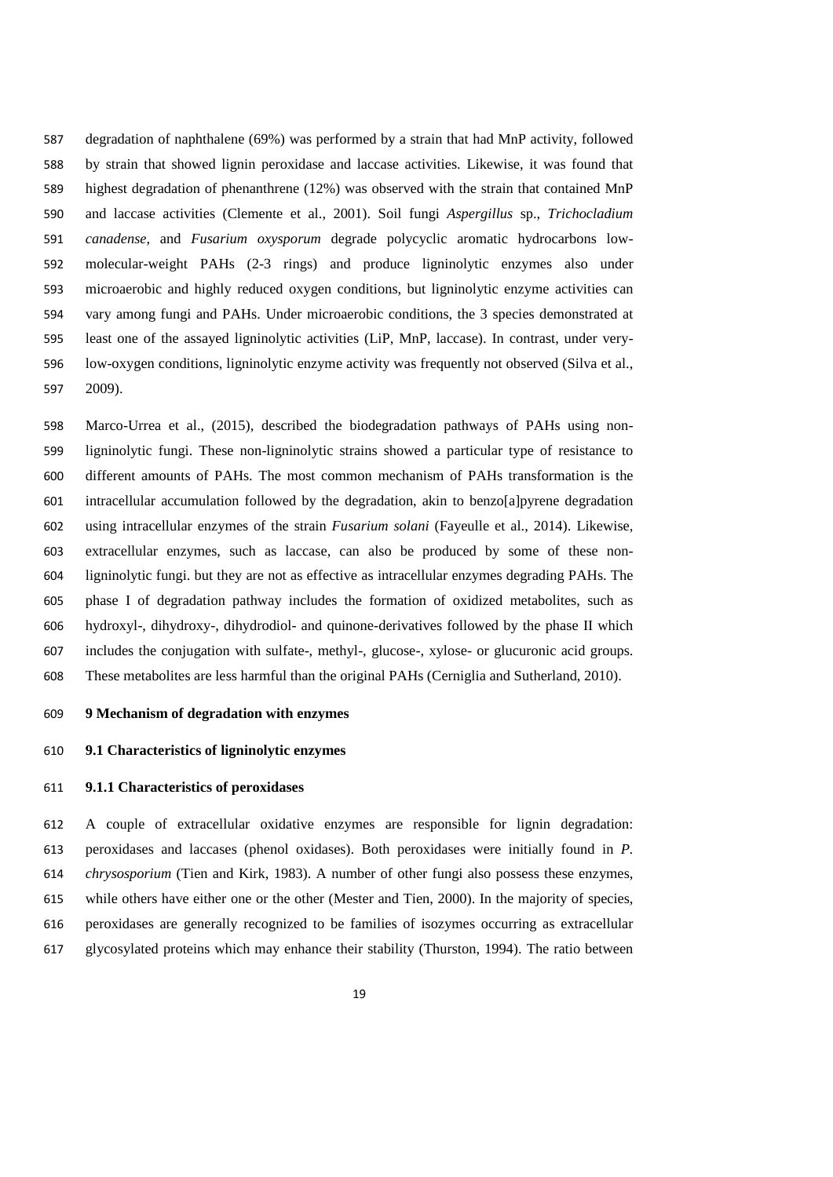degradation of naphthalene (69%) was performed by a strain that had MnP activity, followed by strain that showed lignin peroxidase and laccase activities. Likewise, it was found that highest degradation of phenanthrene (12%) was observed with the strain that contained MnP and laccase activities (Clemente et al., 2001). Soil fungi *Aspergillus* sp., *Trichocladium canadense*, and *Fusarium oxysporum* degrade polycyclic aromatic hydrocarbons low-molecular-weight PAHs (2-3 rings) and produce ligninolytic enzymes also under microaerobic and highly reduced oxygen conditions, but ligninolytic enzyme activities can vary among fungi and PAHs. Under microaerobic conditions, the 3 species demonstrated at least one of the assayed ligninolytic activities (LiP, MnP, laccase). In contrast, under very-low-oxygen conditions, ligninolytic enzyme activity was frequently not observed (Silva et al., 2009).

Marco-Urrea et al., (2015), described the biodegradation pathways of PAHs using non-ligninolytic fungi. These non-ligninolytic strains showed a particular type of resistance to different amounts of PAHs. The most common mechanism of PAHs transformation is the intracellular accumulation followed by the degradation, akin to benzo[a]pyrene degradation using intracellular enzymes of the strain *Fusarium solani* (Fayeulle et al., 2014). Likewise, extracellular enzymes, such as laccase, can also be produced by some of these non-ligninolytic fungi. but they are not as effective as intracellular enzymes degrading PAHs. The phase I of degradation pathway includes the formation of oxidized metabolites, such as hydroxyl-, dihydroxy-, dihydrodiol- and quinone-derivatives followed by the phase II which includes the conjugation with sulfate-, methyl-, glucose-, xylose- or glucuronic acid groups. These metabolites are less harmful than the original PAHs (Cerniglia and Sutherland, 2010).

## 9 Mechanism of degradation with enzymes

### 9.1 Characteristics of ligninolytic enzymes

#### 9.1.1 Characteristics of peroxidases

A couple of extracellular oxidative enzymes are responsible for lignin degradation: peroxidases and laccases (phenol oxidases). Both peroxidases were initially found in *P. chrysosporium* (Tien and Kirk, 1983). A number of other fungi also possess these enzymes, while others have either one or the other (Mester and Tien, 2000). In the majority of species, peroxidases are generally recognized to be families of isozymes occurring as extracellular glycosylated proteins which may enhance their stability (Thurston, 1994). The ratio between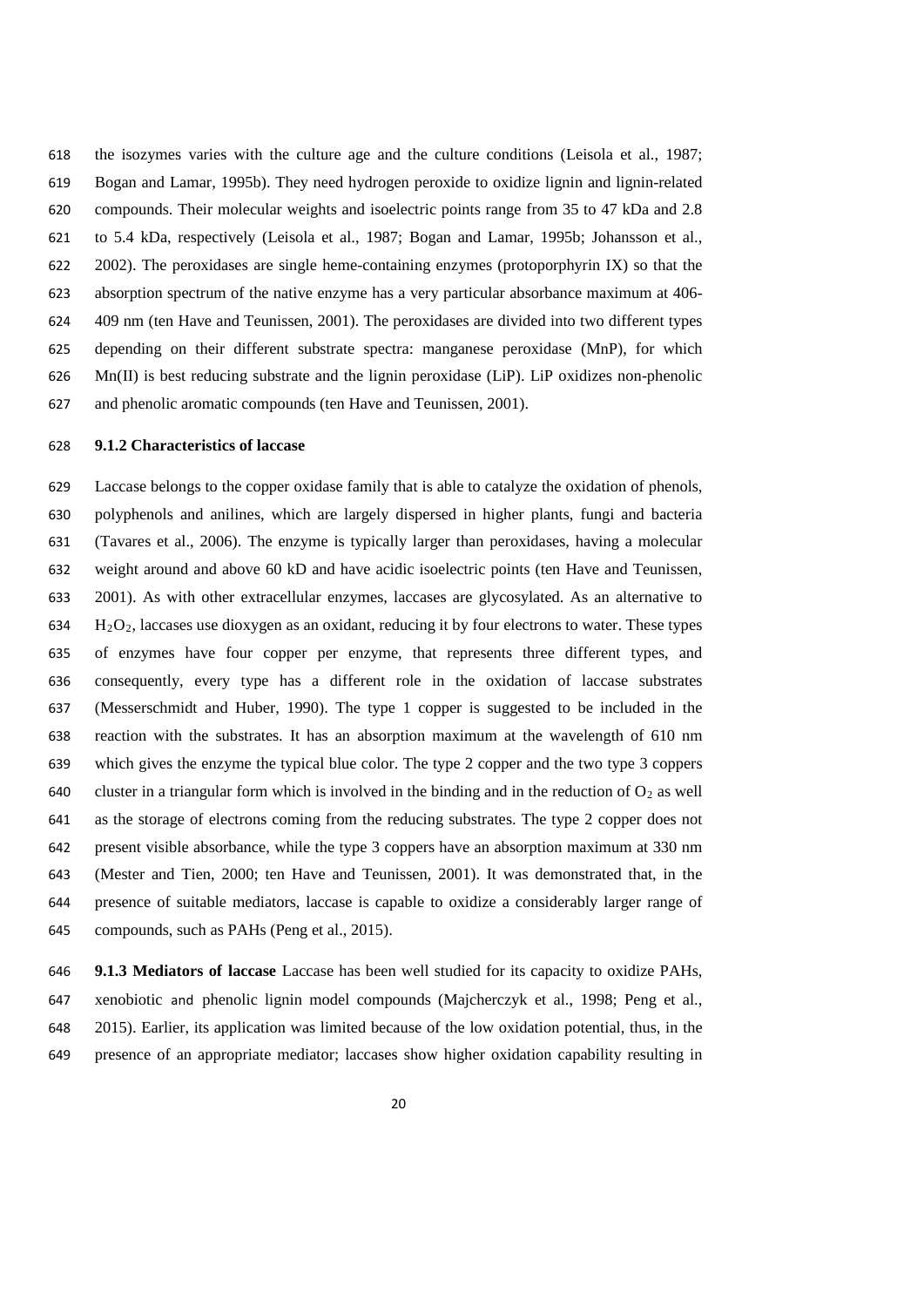the isozymes varies with the culture age and the culture conditions (Leisola et al., 1987; Bogan and Lamar, 1995b). They need hydrogen peroxide to oxidize lignin and lignin-related compounds. Their molecular weights and isoelectric points range from 35 to 47 kDa and 2.8 to 5.4 kDa, respectively (Leisola et al., 1987; Bogan and Lamar, 1995b; Johansson et al., 2002). The peroxidases are single heme-containing enzymes (protoporphyrin IX) so that the absorption spectrum of the native enzyme has a very particular absorbance maximum at 406-409 nm (ten Have and Teunissen, 2001). The peroxidases are divided into two different types depending on their different substrate spectra: manganese peroxidase (MnP), for which Mn(II) is best reducing substrate and the lignin peroxidase (LiP). LiP oxidizes non-phenolic and phenolic aromatic compounds (ten Have and Teunissen, 2001).

**9.1.2 Characteristics of laccase**

Laccase belongs to the copper oxidase family that is able to catalyze the oxidation of phenols, polyphenols and anilines, which are largely dispersed in higher plants, fungi and bacteria (Tavares et al., 2006). The enzyme is typically larger than peroxidases, having a molecular weight around and above 60 kD and have acidic isoelectric points (ten Have and Teunissen, 2001). As with other extracellular enzymes, laccases are glycosylated. As an alternative to $H_2O_2$, laccases use dioxygen as an oxidant, reducing it by four electrons to water. These types of enzymes have four copper per enzyme, that represents three different types, and consequently, every type has a different role in the oxidation of laccase substrates (Messerschmidt and Huber, 1990). The type 1 copper is suggested to be included in the reaction with the substrates. It has an absorption maximum at the wavelength of 610 nm which gives the enzyme the typical blue color. The type 2 copper and the two type 3 coppers cluster in a triangular form which is involved in the binding and in the reduction of $O_2$ as well as the storage of electrons coming from the reducing substrates. The type 2 copper does not present visible absorbance, while the type 3 coppers have an absorption maximum at 330 nm (Mester and Tien, 2000; ten Have and Teunissen, 2001). It was demonstrated that, in the presence of suitable mediators, laccase is capable to oxidize a considerably larger range of compounds, such as PAHs (Peng et al., 2015).

**9.1.3 Mediators of laccase** Laccase has been well studied for its capacity to oxidize PAHs, xenobiotic and phenolic lignin model compounds (Majcherczyk et al., 1998; Peng et al., 2015). Earlier, its application was limited because of the low oxidation potential, thus, in the presence of an appropriate mediator; laccases show higher oxidation capability resulting in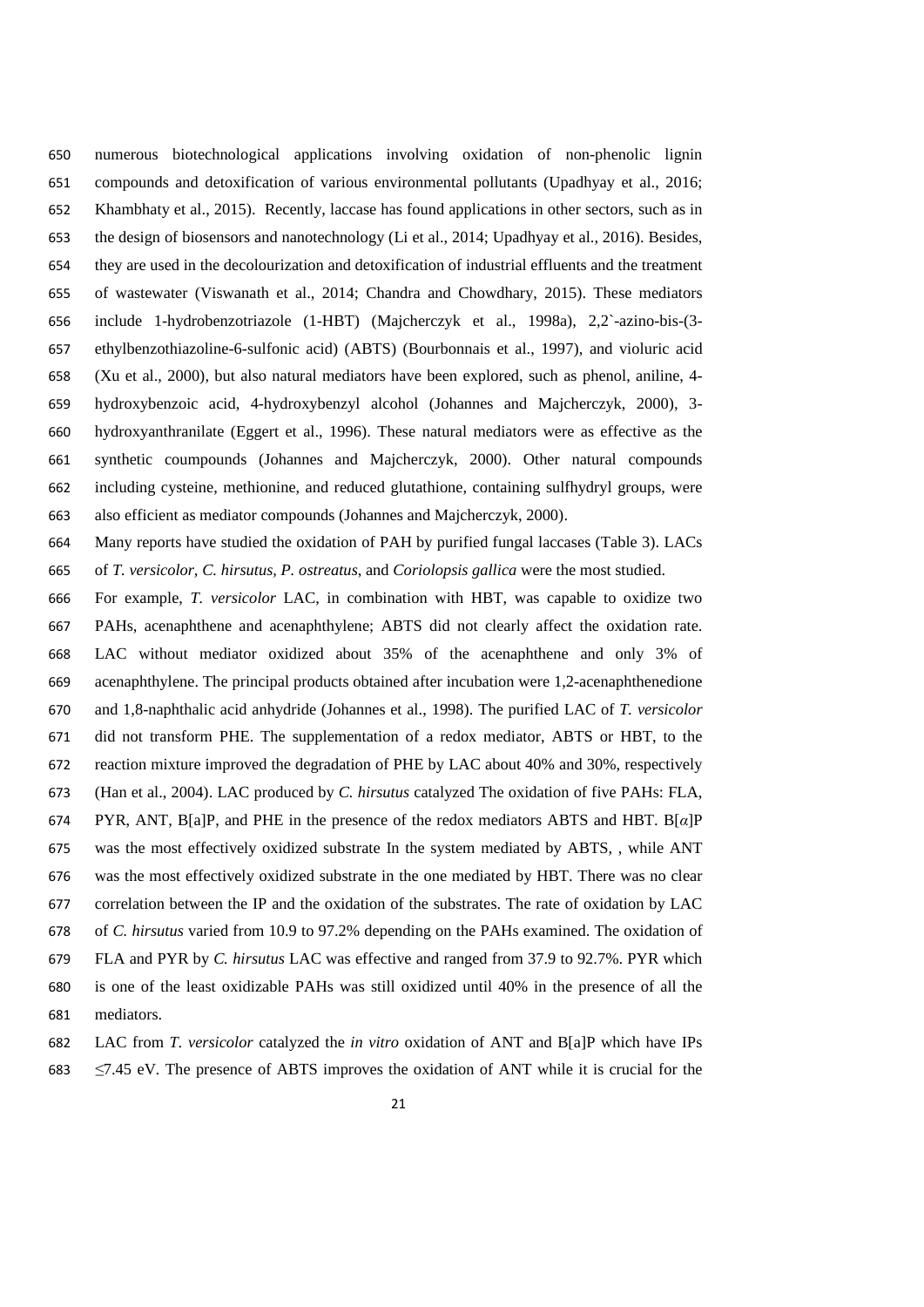numerous biotechnological applications involving oxidation of non-phenolic lignin compounds and detoxification of various environmental pollutants (Upadhyay et al., 2016; Khambhaty et al., 2015). Recently, laccase has found applications in other sectors, such as in the design of biosensors and nanotechnology (Li et al., 2014; Upadhyay et al., 2016). Besides, they are used in the decolourization and detoxification of industrial effluents and the treatment of wastewater (Viswanath et al., 2014; Chandra and Chowdhary, 2015). These mediators include 1-hydrobenzotriazole (1-HBT) (Majcherczyk et al., 1998a), 2,2`-azino-bis-(3-ethylbenzothiazoline-6-sulfonic acid) (ABTS) (Bourbonnais et al., 1997), and violuric acid (Xu et al., 2000), but also natural mediators have been explored, such as phenol, aniline, 4-hydroxybenzoic acid, 4-hydroxybenzyl alcohol (Johannes and Majcherczyk, 2000), 3-hydroxyanthranilate (Eggert et al., 1996). These natural mediators were as effective as the synthetic coumpounds (Johannes and Majcherczyk, 2000). Other natural compounds including cysteine, methionine, and reduced glutathione, containing sulfhydryl groups, were also efficient as mediator compounds (Johannes and Majcherczyk, 2000).

Many reports have studied the oxidation of PAH by purified fungal laccases (Table 3). LACs of *T. versicolor*, *C. hirsutus, P. ostreatus*, and *Coriolopsis gallica* were the most studied.

For example, *T. versicolor* LAC, in combination with HBT, was capable to oxidize two PAHs, acenaphthene and acenaphthylene; ABTS did not clearly affect the oxidation rate. LAC without mediator oxidized about 35% of the acenaphthene and only 3% of acenaphthylene. The principal products obtained after incubation were 1,2-acenaphthenedione and 1,8-naphthalic acid anhydride (Johannes et al., 1998). The purified LAC of *T. versicolor* did not transform PHE. The supplementation of a redox mediator, ABTS or HBT, to the reaction mixture improved the degradation of PHE by LAC about 40% and 30%, respectively (Han et al., 2004). LAC produced by *C. hirsutus* catalyzed The oxidation of five PAHs: FLA, PYR, ANT, B[a]P, and PHE in the presence of the redox mediators ABTS and HBT. B[*α*]P was the most effectively oxidized substrate In the system mediated by ABTS, , while ANT was the most effectively oxidized substrate in the one mediated by HBT. There was no clear correlation between the IP and the oxidation of the substrates. The rate of oxidation by LAC of *C. hirsutus* varied from 10.9 to 97.2% depending on the PAHs examined. The oxidation of FLA and PYR by *C. hirsutus* LAC was effective and ranged from 37.9 to 92.7%. PYR which is one of the least oxidizable PAHs was still oxidized until 40% in the presence of all the mediators.

LAC from *T. versicolor* catalyzed the *in vitro* oxidation of ANT and B[a]P which have IPs $\leq$7.45 eV. The presence of ABTS improves the oxidation of ANT while it is crucial for the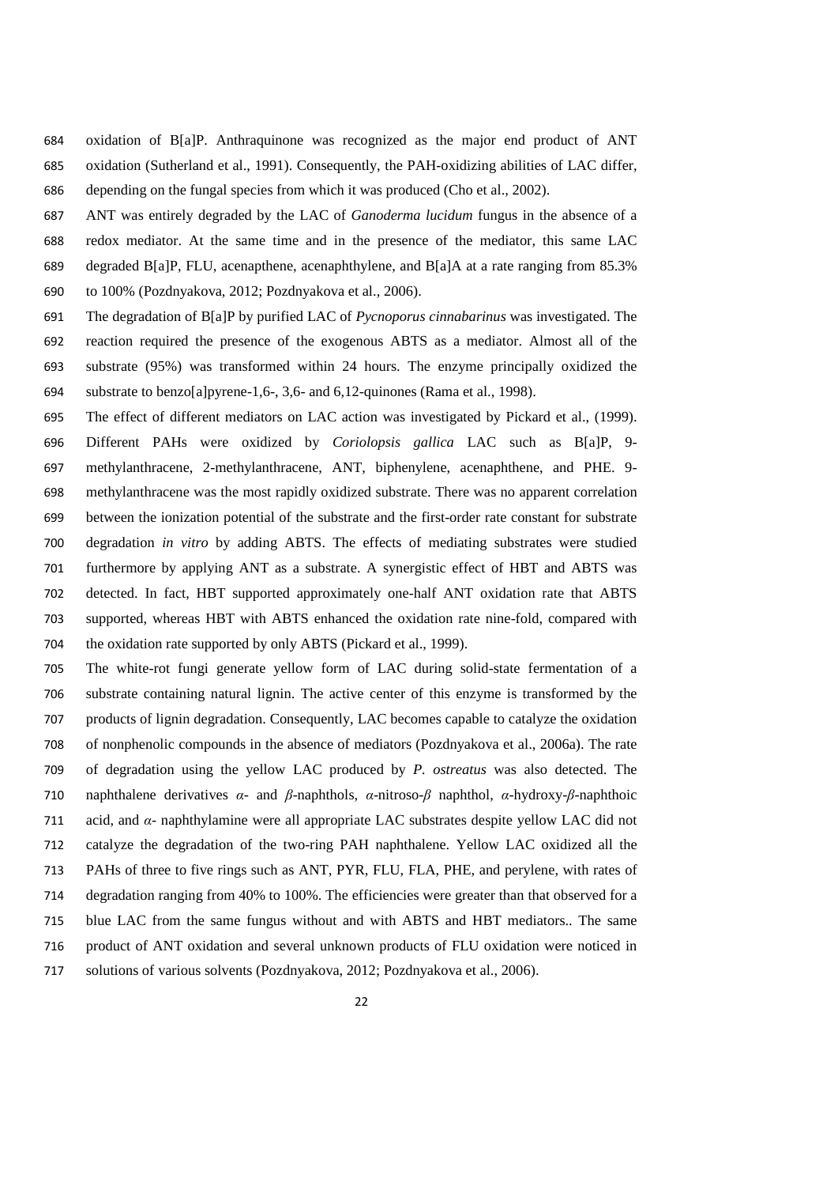oxidation of B[a]P. Anthraquinone was recognized as the major end product of ANT oxidation (Sutherland et al., 1991). Consequently, the PAH-oxidizing abilities of LAC differ, depending on the fungal species from which it was produced (Cho et al., 2002).

ANT was entirely degraded by the LAC of *Ganoderma lucidum* fungus in the absence of a redox mediator. At the same time and in the presence of the mediator, this same LAC degraded B[a]P, FLU, acenapthene, acenaphthylene, and B[a]A at a rate ranging from 85.3% to 100% (Pozdnyakova, 2012; Pozdnyakova et al., 2006).

The degradation of B[a]P by purified LAC of *Pycnoporus cinnabarinus* was investigated. The reaction required the presence of the exogenous ABTS as a mediator. Almost all of the substrate (95%) was transformed within 24 hours. The enzyme principally oxidized the substrate to benzo[a]pyrene-1,6-, 3,6- and 6,12-quinones (Rama et al., 1998).

The effect of different mediators on LAC action was investigated by Pickard et al., (1999). Different PAHs were oxidized by *Coriolopsis gallica* LAC such as B[a]P, 9-methylanthracene, 2-methylanthracene, ANT, biphenylene, acenaphthene, and PHE. 9-methylanthracene was the most rapidly oxidized substrate. There was no apparent correlation between the ionization potential of the substrate and the first-order rate constant for substrate degradation *in vitro* by adding ABTS. The effects of mediating substrates were studied furthermore by applying ANT as a substrate. A synergistic effect of HBT and ABTS was detected. In fact, HBT supported approximately one-half ANT oxidation rate that ABTS supported, whereas HBT with ABTS enhanced the oxidation rate nine-fold, compared with the oxidation rate supported by only ABTS (Pickard et al., 1999).

The white-rot fungi generate yellow form of LAC during solid-state fermentation of a substrate containing natural lignin. The active center of this enzyme is transformed by the products of lignin degradation. Consequently, LAC becomes capable to catalyze the oxidation of nonphenolic compounds in the absence of mediators (Pozdnyakova et al., 2006a). The rate of degradation using the yellow LAC produced by *P. ostreatus* was also detected. The naphthalene derivatives *α*- and *β*-naphthols, *α*-nitroso-*β* naphthol, *α*-hydroxy-*β*-naphthoic acid, and *α*- naphthylamine were all appropriate LAC substrates despite yellow LAC did not catalyze the degradation of the two-ring PAH naphthalene. Yellow LAC oxidized all the PAHs of three to five rings such as ANT, PYR, FLU, FLA, PHE, and perylene, with rates of degradation ranging from 40% to 100%. The efficiencies were greater than that observed for a blue LAC from the same fungus without and with ABTS and HBT mediators.. The same product of ANT oxidation and several unknown products of FLU oxidation were noticed in solutions of various solvents (Pozdnyakova, 2012; Pozdnyakova et al., 2006).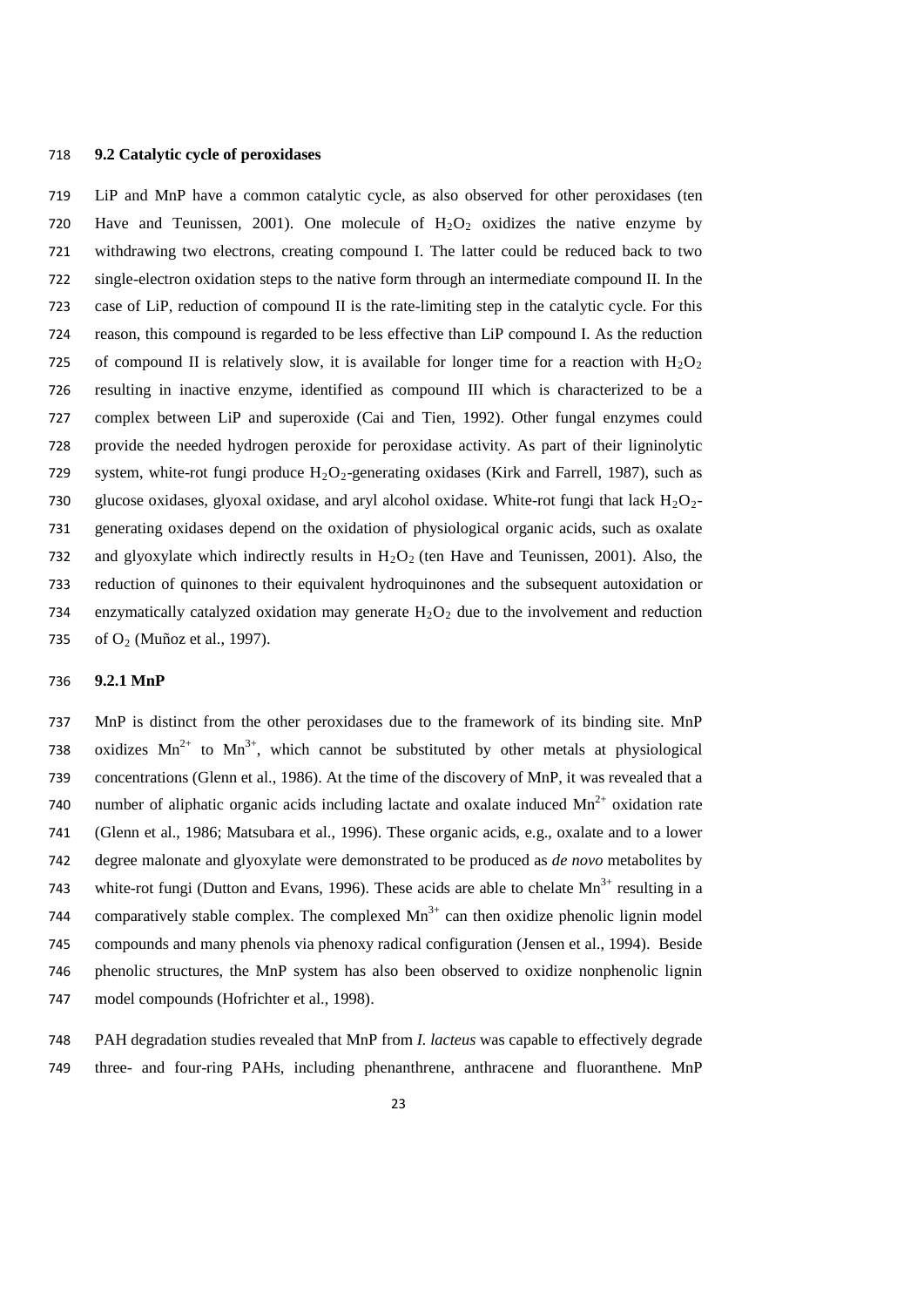### 9.2 Catalytic cycle of peroxidases

LiP and MnP have a common catalytic cycle, as also observed for other peroxidases (ten Have and Teunissen, 2001). One molecule of $H_2O_2$ oxidizes the native enzyme by withdrawing two electrons, creating compound I. The latter could be reduced back to two single-electron oxidation steps to the native form through an intermediate compound II. In the case of LiP, reduction of compound II is the rate-limiting step in the catalytic cycle. For this reason, this compound is regarded to be less effective than LiP compound I. As the reduction of compound II is relatively slow, it is available for longer time for a reaction with $H_2O_2$ resulting in inactive enzyme, identified as compound III which is characterized to be a complex between LiP and superoxide (Cai and Tien, 1992). Other fungal enzymes could provide the needed hydrogen peroxide for peroxidase activity. As part of their ligninolytic system, white-rot fungi produce $H_2O_2$-generating oxidases (Kirk and Farrell, 1987), such as glucose oxidases, glyoxal oxidase, and aryl alcohol oxidase. White-rot fungi that lack $H_2O_2$-generating oxidases depend on the oxidation of physiological organic acids, such as oxalate and glyoxylate which indirectly results in $H_2O_2$ (ten Have and Teunissen, 2001). Also, the reduction of quinones to their equivalent hydroquinones and the subsequent autoxidation or enzymatically catalyzed oxidation may generate $H_2O_2$ due to the involvement and reduction of $O_2$ (Muñoz et al., 1997).

#### 9.2.1 MnP

MnP is distinct from the other peroxidases due to the framework of its binding site. MnP oxidizes $Mn^{2+}$ to $Mn^{3+}$, which cannot be substituted by other metals at physiological concentrations (Glenn et al., 1986). At the time of the discovery of MnP, it was revealed that a number of aliphatic organic acids including lactate and oxalate induced $Mn^{2+}$ oxidation rate (Glenn et al., 1986; Matsubara et al., 1996). These organic acids, e.g., oxalate and to a lower degree malonate and glyoxylate were demonstrated to be produced as *de novo* metabolites by white-rot fungi (Dutton and Evans, 1996). These acids are able to chelate $Mn^{3+}$ resulting in a comparatively stable complex. The complexed $Mn^{3+}$ can then oxidize phenolic lignin model compounds and many phenols via phenoxy radical configuration (Jensen et al., 1994). Beside phenolic structures, the MnP system has also been observed to oxidize nonphenolic lignin model compounds (Hofrichter et al., 1998).

PAH degradation studies revealed that MnP from *I. lacteus* was capable to effectively degrade three- and four-ring PAHs, including phenanthrene, anthracene and fluoranthene. MnP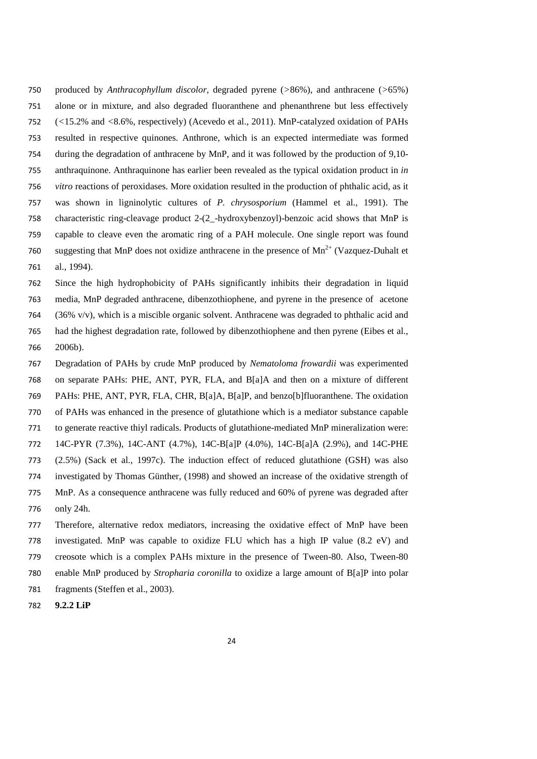produced by *Anthracophyllum discolor*, degraded pyrene (>86%), and anthracene (>65%) alone or in mixture, and also degraded fluoranthene and phenanthrene but less effectively (<15.2% and <8.6%, respectively) (Acevedo et al., 2011). MnP-catalyzed oxidation of PAHs resulted in respective quinones. Anthrone, which is an expected intermediate was formed during the degradation of anthracene by MnP, and it was followed by the production of 9,10-anthraquinone. Anthraquinone has earlier been revealed as the typical oxidation product in *in vitro* reactions of peroxidases. More oxidation resulted in the production of phthalic acid, as it was shown in ligninolytic cultures of *P. chrysosporium* (Hammel et al., 1991). The characteristic ring-cleavage product 2-(2_-hydroxybenzoyl)-benzoic acid shows that MnP is capable to cleave even the aromatic ring of a PAH molecule. One single report was found suggesting that MnP does not oxidize anthracene in the presence of $Mn^{2+}$ (Vazquez-Duhalt et al., 1994).

Since the high hydrophobicity of PAHs significantly inhibits their degradation in liquid media, MnP degraded anthracene, dibenzothiophene, and pyrene in the presence of acetone (36% v/v), which is a miscible organic solvent. Anthracene was degraded to phthalic acid and had the highest degradation rate, followed by dibenzothiophene and then pyrene (Eibes et al., 2006b).

Degradation of PAHs by crude MnP produced by *Nematoloma frowardii* was experimented on separate PAHs: PHE, ANT, PYR, FLA, and B[a]A and then on a mixture of different PAHs: PHE, ANT, PYR, FLA, CHR, B[a]A, B[a]P, and benzo[b]fluoranthene. The oxidation of PAHs was enhanced in the presence of glutathione which is a mediator substance capable to generate reactive thiyl radicals. Products of glutathione-mediated MnP mineralization were: 14C-PYR (7.3%), 14C-ANT (4.7%), 14C-B[a]P (4.0%), 14C-B[a]A (2.9%), and 14C-PHE (2.5%) (Sack et al., 1997c). The induction effect of reduced glutathione (GSH) was also investigated by Thomas Günther, (1998) and showed an increase of the oxidative strength of MnP. As a consequence anthracene was fully reduced and 60% of pyrene was degraded after only 24h.

Therefore, alternative redox mediators, increasing the oxidative effect of MnP have been investigated. MnP was capable to oxidize FLU which has a high IP value (8.2 eV) and creosote which is a complex PAHs mixture in the presence of Tween-80. Also, Tween-80 enable MnP produced by *Stropharia coronilla* to oxidize a large amount of B[a]P into polar fragments (Steffen et al., 2003).

### 9.2.2 LiP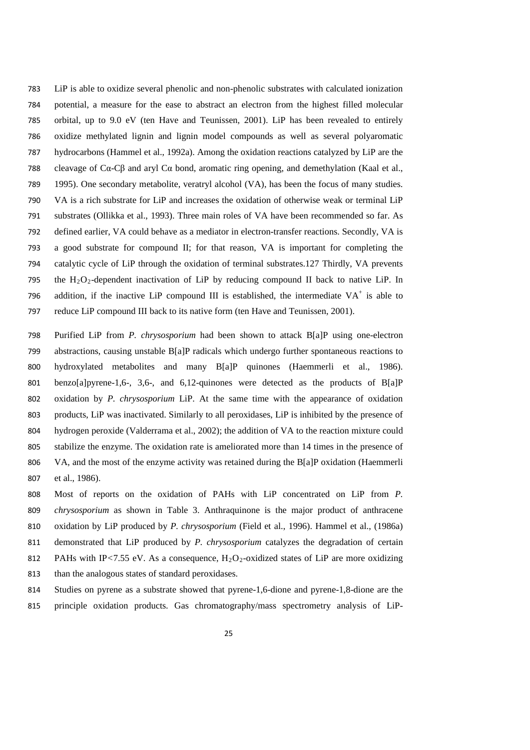LiP is able to oxidize several phenolic and non-phenolic substrates with calculated ionization potential, a measure for the ease to abstract an electron from the highest filled molecular orbital, up to 9.0 eV (ten Have and Teunissen, 2001). LiP has been revealed to entirely oxidize methylated lignin and lignin model compounds as well as several polyaromatic hydrocarbons (Hammel et al., 1992a). Among the oxidation reactions catalyzed by LiP are the cleavage of Cα-Cβ and aryl Cα bond, aromatic ring opening, and demethylation (Kaal et al., 1995). One secondary metabolite, veratryl alcohol (VA), has been the focus of many studies. VA is a rich substrate for LiP and increases the oxidation of otherwise weak or terminal LiP substrates (Ollikka et al., 1993). Three main roles of VA have been recommended so far. As defined earlier, VA could behave as a mediator in electron-transfer reactions. Secondly, VA is a good substrate for compound II; for that reason, VA is important for completing the catalytic cycle of LiP through the oxidation of terminal substrates.127 Thirdly, VA prevents the $H_2O_2$-dependent inactivation of LiP by reducing compound II back to native LiP. In addition, if the inactive LiP compound III is established, the intermediate $VA^{+}$ is able to reduce LiP compound III back to its native form (ten Have and Teunissen, 2001).

Purified LiP from *P. chrysosporium* had been shown to attack B[a]P using one-electron abstractions, causing unstable B[a]P radicals which undergo further spontaneous reactions to hydroxylated metabolites and many B[a]P quinones (Haemmerli et al., 1986). benzo[a]pyrene-1,6-, 3,6-, and 6,12-quinones were detected as the products of B[a]P oxidation by *P. chrysosporium* LiP. At the same time with the appearance of oxidation products, LiP was inactivated. Similarly to all peroxidases, LiP is inhibited by the presence of hydrogen peroxide (Valderrama et al., 2002); the addition of VA to the reaction mixture could stabilize the enzyme. The oxidation rate is ameliorated more than 14 times in the presence of VA, and the most of the enzyme activity was retained during the B[a]P oxidation (Haemmerli et al., 1986).

Most of reports on the oxidation of PAHs with LiP concentrated on LiP from *P. chrysosporium* as shown in Table 3. Anthraquinone is the major product of anthracene oxidation by LiP produced by *P. chrysosporium* (Field et al., 1996). Hammel et al., (1986a) demonstrated that LiP produced by *P. chrysosporium* catalyzes the degradation of certain PAHs with IP<7.55 eV. As a consequence, $H_2O_2$-oxidized states of LiP are more oxidizing than the analogous states of standard peroxidases.

Studies on pyrene as a substrate showed that pyrene-1,6-dione and pyrene-1,8-dione are the principle oxidation products. Gas chromatography/mass spectrometry analysis of LiP-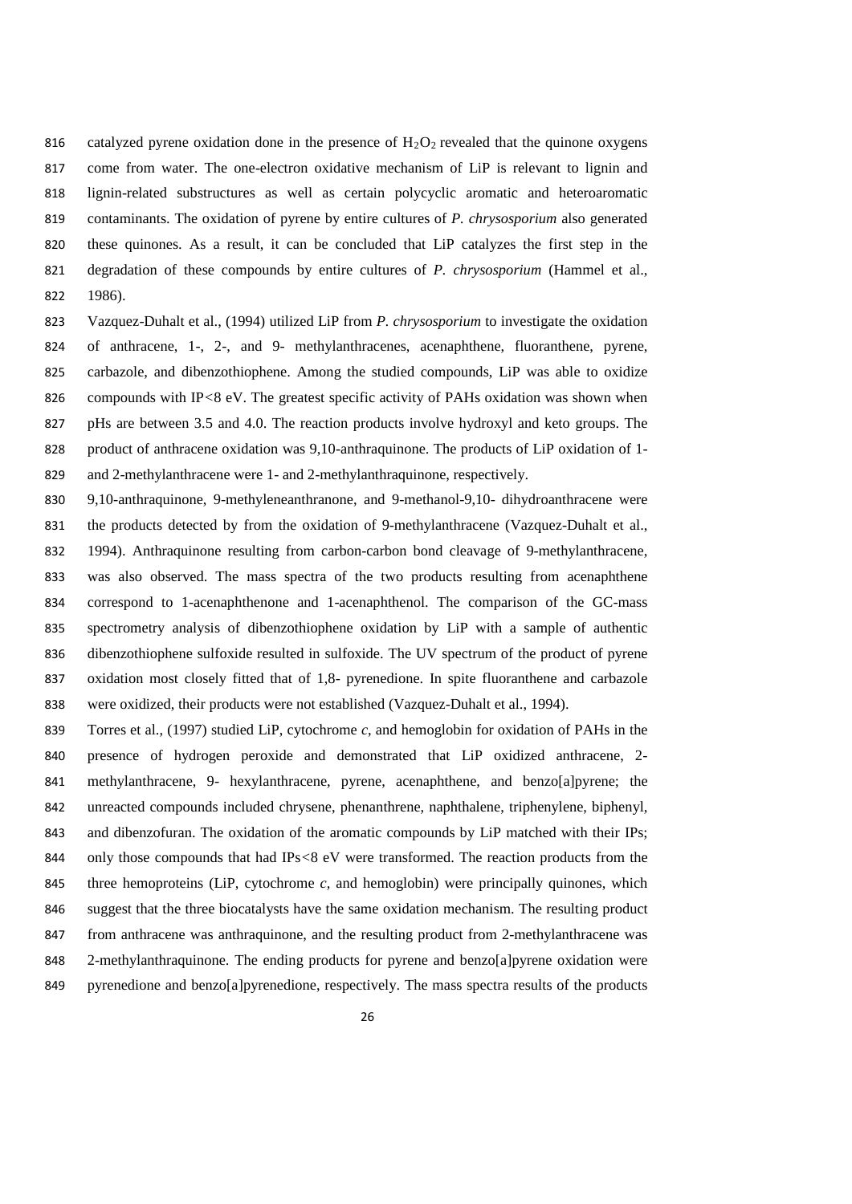catalyzed pyrene oxidation done in the presence of $H_2O_2$ revealed that the quinone oxygens come from water. The one-electron oxidative mechanism of LiP is relevant to lignin and lignin-related substructures as well as certain polycyclic aromatic and heteroaromatic contaminants. The oxidation of pyrene by entire cultures of *P. chrysosporium* also generated these quinones. As a result, it can be concluded that LiP catalyzes the first step in the degradation of these compounds by entire cultures of *P. chrysosporium* (Hammel et al., 1986).

Vazquez-Duhalt et al., (1994) utilized LiP from *P. chrysosporium* to investigate the oxidation of anthracene, 1-, 2-, and 9- methylanthracenes, acenaphthene, fluoranthene, pyrene, carbazole, and dibenzothiophene. Among the studied compounds, LiP was able to oxidize compounds with IP<8 eV. The greatest specific activity of PAHs oxidation was shown when pHs are between 3.5 and 4.0. The reaction products involve hydroxyl and keto groups. The product of anthracene oxidation was 9,10-anthraquinone. The products of LiP oxidation of 1- and 2-methylanthracene were 1- and 2-methylanthraquinone, respectively.

9,10-anthraquinone, 9-methyleneanthranone, and 9-methanol-9,10- dihydroanthracene were the products detected by from the oxidation of 9-methylanthracene (Vazquez-Duhalt et al., 1994). Anthraquinone resulting from carbon-carbon bond cleavage of 9-methylanthracene, was also observed. The mass spectra of the two products resulting from acenaphthene correspond to 1-acenaphthenone and 1-acenaphthenol. The comparison of the GC-mass spectrometry analysis of dibenzothiophene oxidation by LiP with a sample of authentic dibenzothiophene sulfoxide resulted in sulfoxide. The UV spectrum of the product of pyrene oxidation most closely fitted that of 1,8- pyrenedione. In spite fluoranthene and carbazole were oxidized, their products were not established (Vazquez-Duhalt et al., 1994).

Torres et al., (1997) studied LiP, cytochrome *c*, and hemoglobin for oxidation of PAHs in the presence of hydrogen peroxide and demonstrated that LiP oxidized anthracene, 2-methylanthracene, 9- hexylanthracene, pyrene, acenaphthene, and benzo[a]pyrene; the unreacted compounds included chrysene, phenanthrene, naphthalene, triphenylene, biphenyl, and dibenzofuran. The oxidation of the aromatic compounds by LiP matched with their IPs; only those compounds that had IPs<8 eV were transformed. The reaction products from the three hemoproteins (LiP, cytochrome *c*, and hemoglobin) were principally quinones, which suggest that the three biocatalysts have the same oxidation mechanism. The resulting product from anthracene was anthraquinone, and the resulting product from 2-methylanthracene was 2-methylanthraquinone. The ending products for pyrene and benzo[a]pyrene oxidation were pyrenedione and benzo[a]pyrenedione, respectively. The mass spectra results of the products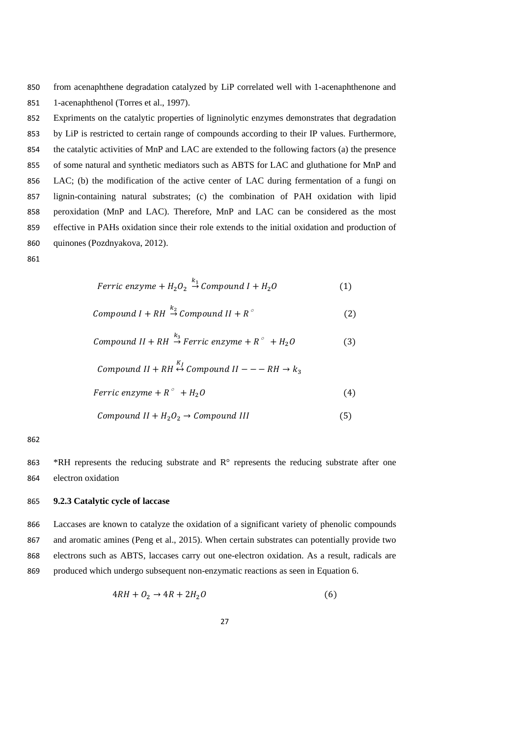from acenaphthene degradation catalyzed by LiP correlated well with 1-acenaphthenone and 1-acenaphthenol (Torres et al., 1997).

Expriments on the catalytic properties of ligninolytic enzymes demonstrates that degradation by LiP is restricted to certain range of compounds according to their IP values. Furthermore, the catalytic activities of MnP and LAC are extended to the following factors (a) the presence of some natural and synthetic mediators such as ABTS for LAC and gluthatione for MnP and LAC; (b) the modification of the active center of LAC during fermentation of a fungi on lignin-containing natural substrates; (c) the combination of PAH oxidation with lipid peroxidation (MnP and LAC). Therefore, MnP and LAC can be considered as the most effective in PAHs oxidation since their role extends to the initial oxidation and production of quinones (Pozdnyakova, 2012).

$$Ferric\ enzyme + H_2O_2 \overset{k_1}{\rightarrow} Compound\ I + H_2O \qquad (1)$$

$$Compound\ I + RH \overset{k_2}{\rightarrow} Compound\ II + R^{\circ} \qquad (2)$$

$$Compound\ II + RH \overset{k_3}{\rightarrow} Ferric\ enzyme + R^{\circ} + H_2O \qquad (3)$$

$$Compound\ II + RH \overset{K_J}{\leftrightarrow} Compound\ II --- RH \rightarrow k_3$$

$$Ferric\ enzyme + R^{\circ} + H_2O \qquad (4)$$

$$Compound\ II + H_2O_2 \rightarrow Compound\ III \qquad (5)$$

*RH represents the reducing substrate and R° represents the reducing substrate after one electron oxidation

### 9.2.3 Catalytic cycle of laccase

Laccases are known to catalyze the oxidation of a significant variety of phenolic compounds and aromatic amines (Peng et al., 2015). When certain substrates can potentially provide two electrons such as ABTS, laccases carry out one-electron oxidation. As a result, radicals are produced which undergo subsequent non-enzymatic reactions as seen in Equation 6.

$$4RH + O_2 \rightarrow 4R + 2H_2O \qquad (6)$$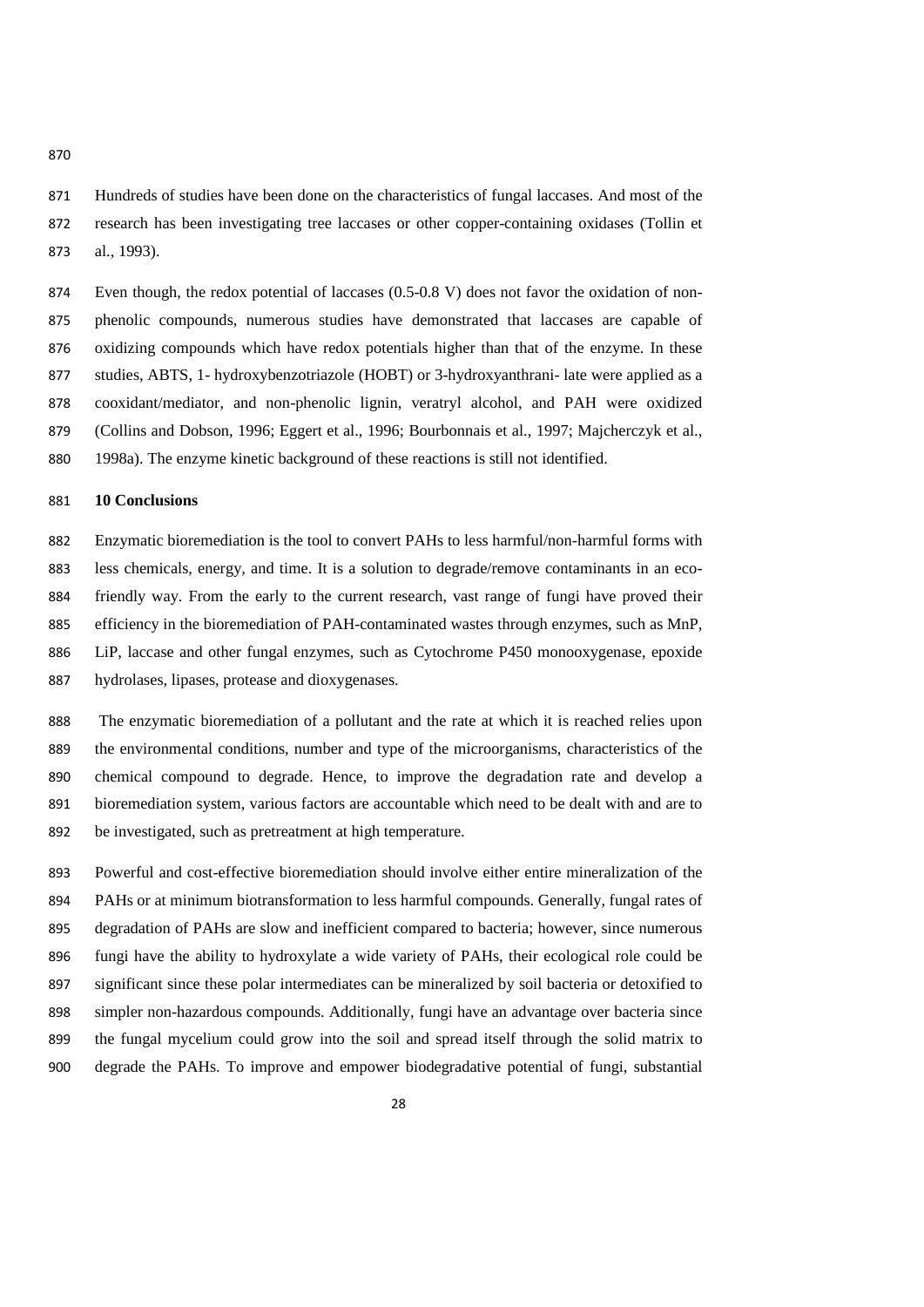Hundreds of studies have been done on the characteristics of fungal laccases. And most of the research has been investigating tree laccases or other copper-containing oxidases (Tollin et al., 1993).

Even though, the redox potential of laccases (0.5-0.8 V) does not favor the oxidation of non-phenolic compounds, numerous studies have demonstrated that laccases are capable of oxidizing compounds which have redox potentials higher than that of the enzyme. In these studies, ABTS, 1- hydroxybenzotriazole (HOBT) or 3-hydroxyanthrani- late were applied as a cooxidant/mediator, and non-phenolic lignin, veratryl alcohol, and PAH were oxidized (Collins and Dobson, 1996; Eggert et al., 1996; Bourbonnais et al., 1997; Majcherczyk et al., 1998a). The enzyme kinetic background of these reactions is still not identified.

## 10 Conclusions

Enzymatic bioremediation is the tool to convert PAHs to less harmful/non-harmful forms with less chemicals, energy, and time. It is a solution to degrade/remove contaminants in an eco-friendly way. From the early to the current research, vast range of fungi have proved their efficiency in the bioremediation of PAH-contaminated wastes through enzymes, such as MnP, LiP, laccase and other fungal enzymes, such as Cytochrome P450 monooxygenase, epoxide hydrolases, lipases, protease and dioxygenases.

The enzymatic bioremediation of a pollutant and the rate at which it is reached relies upon the environmental conditions, number and type of the microorganisms, characteristics of the chemical compound to degrade. Hence, to improve the degradation rate and develop a bioremediation system, various factors are accountable which need to be dealt with and are to be investigated, such as pretreatment at high temperature.

Powerful and cost-effective bioremediation should involve either entire mineralization of the PAHs or at minimum biotransformation to less harmful compounds. Generally, fungal rates of degradation of PAHs are slow and inefficient compared to bacteria; however, since numerous fungi have the ability to hydroxylate a wide variety of PAHs, their ecological role could be significant since these polar intermediates can be mineralized by soil bacteria or detoxified to simpler non-hazardous compounds. Additionally, fungi have an advantage over bacteria since the fungal mycelium could grow into the soil and spread itself through the solid matrix to degrade the PAHs. To improve and empower biodegradative potential of fungi, substantial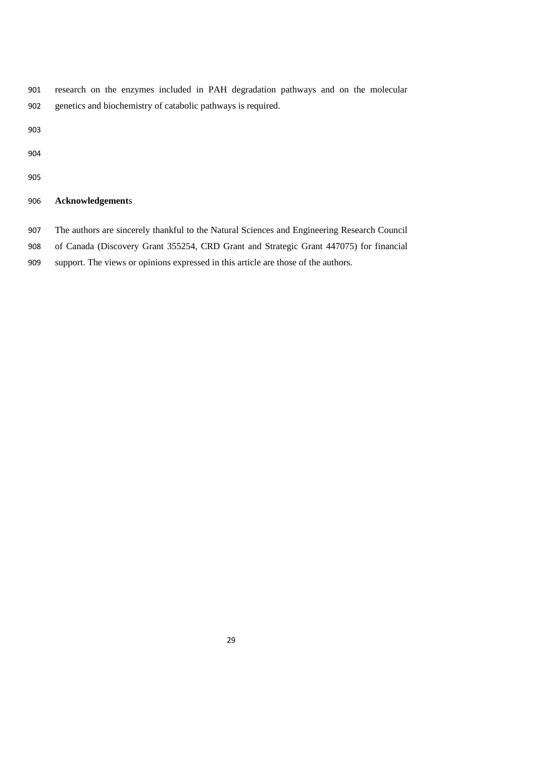research on the enzymes included in PAH degradation pathways and on the molecular genetics and biochemistry of catabolic pathways is required.

## Acknowledgements

The authors are sincerely thankful to the Natural Sciences and Engineering Research Council of Canada (Discovery Grant 355254, CRD Grant and Strategic Grant 447075) for financial support. The views or opinions expressed in this article are those of the authors.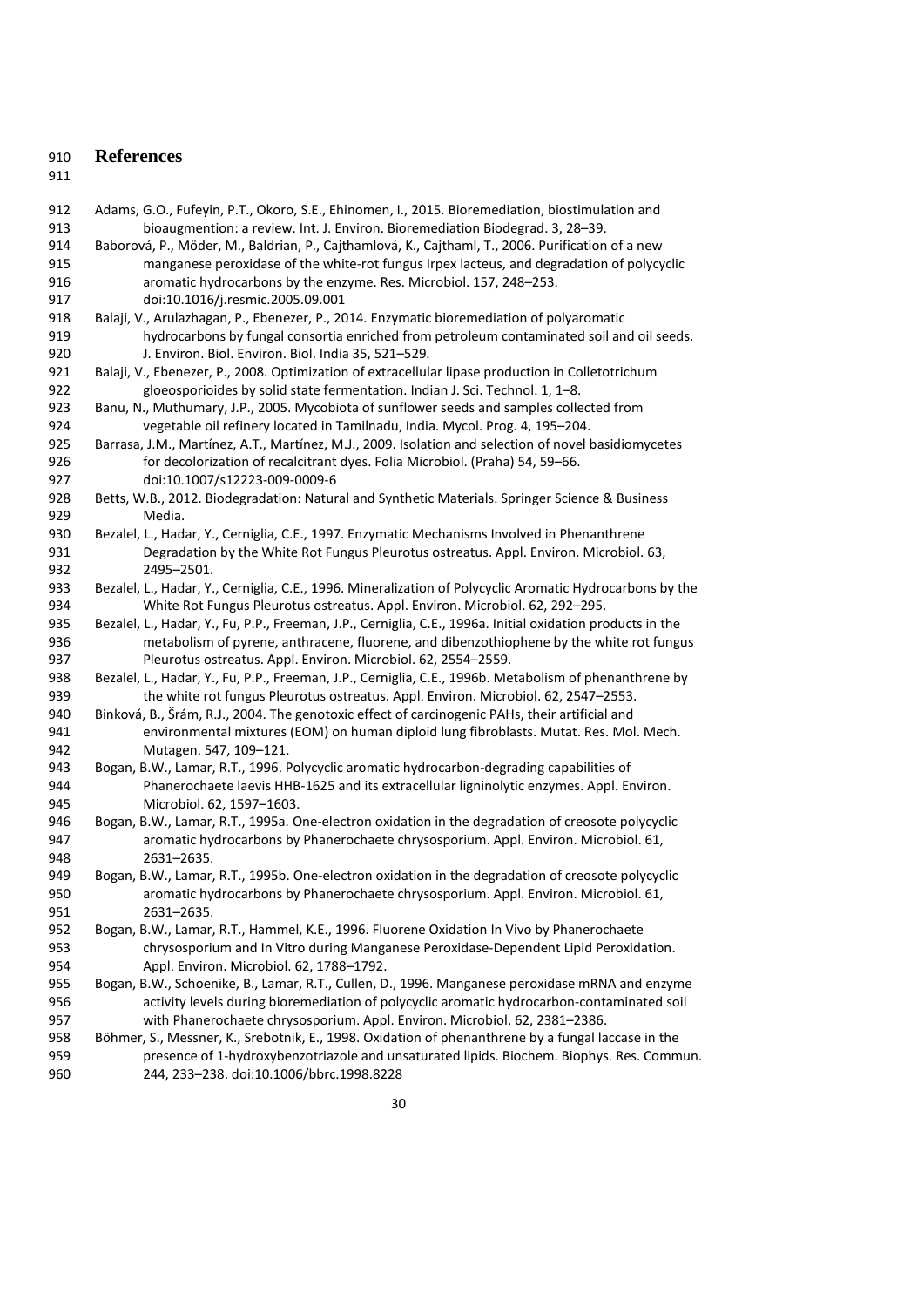# References

Adams, G.O., Fufeyin, P.T., Okoro, S.E., Ehinomen, I., 2015. Bioremediation, biostimulation and bioaugmention: a review. Int. J. Environ. Bioremediation Biodegrad. 3, 28–39.

Baborová, P., Möder, M., Baldrian, P., Cajthamlová, K., Cajthaml, T., 2006. Purification of a new manganese peroxidase of the white-rot fungus Irpex lacteus, and degradation of polycyclic aromatic hydrocarbons by the enzyme. Res. Microbiol. 157, 248–253. doi:10.1016/j.resmic.2005.09.001

Balaji, V., Arulazhagan, P., Ebenezer, P., 2014. Enzymatic bioremediation of polyaromatic hydrocarbons by fungal consortia enriched from petroleum contaminated soil and oil seeds. J. Environ. Biol. Environ. Biol. India 35, 521–529.

Balaji, V., Ebenezer, P., 2008. Optimization of extracellular lipase production in Colletotrichum gloeosporioides by solid state fermentation. Indian J. Sci. Technol. 1, 1–8.

Banu, N., Muthumary, J.P., 2005. Mycobiota of sunflower seeds and samples collected from vegetable oil refinery located in Tamilnadu, India. Mycol. Prog. 4, 195–204.

Barrasa, J.M., Martínez, A.T., Martínez, M.J., 2009. Isolation and selection of novel basidiomycetes for decolorization of recalcitrant dyes. Folia Microbiol. (Praha) 54, 59–66. doi:10.1007/s12223-009-0009-6

Betts, W.B., 2012. Biodegradation: Natural and Synthetic Materials. Springer Science & Business Media.

Bezalel, L., Hadar, Y., Cerniglia, C.E., 1997. Enzymatic Mechanisms Involved in Phenanthrene Degradation by the White Rot Fungus Pleurotus ostreatus. Appl. Environ. Microbiol. 63, 2495–2501.

Bezalel, L., Hadar, Y., Cerniglia, C.E., 1996. Mineralization of Polycyclic Aromatic Hydrocarbons by the White Rot Fungus Pleurotus ostreatus. Appl. Environ. Microbiol. 62, 292–295.

Bezalel, L., Hadar, Y., Fu, P.P., Freeman, J.P., Cerniglia, C.E., 1996a. Initial oxidation products in the metabolism of pyrene, anthracene, fluorene, and dibenzothiophene by the white rot fungus Pleurotus ostreatus. Appl. Environ. Microbiol. 62, 2554–2559.

Bezalel, L., Hadar, Y., Fu, P.P., Freeman, J.P., Cerniglia, C.E., 1996b. Metabolism of phenanthrene by the white rot fungus Pleurotus ostreatus. Appl. Environ. Microbiol. 62, 2547–2553.

Binková, B., Šrám, R.J., 2004. The genotoxic effect of carcinogenic PAHs, their artificial and environmental mixtures (EOM) on human diploid lung fibroblasts. Mutat. Res. Mol. Mech. Mutagen. 547, 109–121.

Bogan, B.W., Lamar, R.T., 1996. Polycyclic aromatic hydrocarbon-degrading capabilities of Phanerochaete laevis HHB-1625 and its extracellular ligninolytic enzymes. Appl. Environ. Microbiol. 62, 1597–1603.

Bogan, B.W., Lamar, R.T., 1995a. One-electron oxidation in the degradation of creosote polycyclic aromatic hydrocarbons by Phanerochaete chrysosporium. Appl. Environ. Microbiol. 61, 2631–2635.

Bogan, B.W., Lamar, R.T., 1995b. One-electron oxidation in the degradation of creosote polycyclic aromatic hydrocarbons by Phanerochaete chrysosporium. Appl. Environ. Microbiol. 61, 2631–2635.

Bogan, B.W., Lamar, R.T., Hammel, K.E., 1996. Fluorene Oxidation In Vivo by Phanerochaete chrysosporium and In Vitro during Manganese Peroxidase-Dependent Lipid Peroxidation. Appl. Environ. Microbiol. 62, 1788–1792.

Bogan, B.W., Schoenike, B., Lamar, R.T., Cullen, D., 1996. Manganese peroxidase mRNA and enzyme activity levels during bioremediation of polycyclic aromatic hydrocarbon-contaminated soil with Phanerochaete chrysosporium. Appl. Environ. Microbiol. 62, 2381–2386.

Böhmer, S., Messner, K., Srebotnik, E., 1998. Oxidation of phenanthrene by a fungal laccase in the presence of 1-hydroxybenzotriazole and unsaturated lipids. Biochem. Biophys. Res. Commun. 244, 233–238. doi:10.1006/bbrc.1998.8228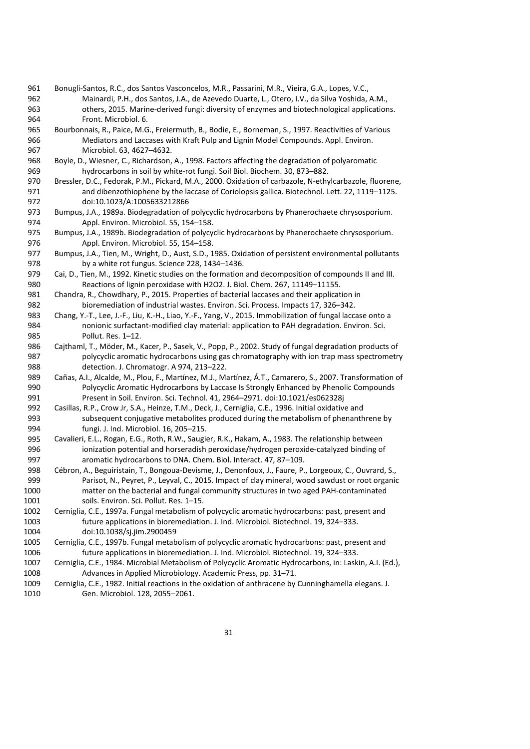Bonugli-Santos, R.C., dos Santos Vasconcelos, M.R., Passarini, M.R., Vieira, G.A., Lopes, V.C., Mainardi, P.H., dos Santos, J.A., de Azevedo Duarte, L., Otero, I.V., da Silva Yoshida, A.M., others, 2015. Marine-derived fungi: diversity of enzymes and biotechnological applications. Front. Microbiol. 6.

Bourbonnais, R., Paice, M.G., Freiermuth, B., Bodie, E., Borneman, S., 1997. Reactivities of Various Mediators and Laccases with Kraft Pulp and Lignin Model Compounds. Appl. Environ. Microbiol. 63, 4627–4632.

Boyle, D., Wiesner, C., Richardson, A., 1998. Factors affecting the degradation of polyaromatic hydrocarbons in soil by white-rot fungi. Soil Biol. Biochem. 30, 873–882.

Bressler, D.C., Fedorak, P.M., Pickard, M.A., 2000. Oxidation of carbazole, N-ethylcarbazole, fluorene, and dibenzothiophene by the laccase of Coriolopsis gallica. Biotechnol. Lett. 22, 1119–1125. doi:10.1023/A:1005633212866

Bumpus, J.A., 1989a. Biodegradation of polycyclic hydrocarbons by Phanerochaete chrysosporium. Appl. Environ. Microbiol. 55, 154–158.

Bumpus, J.A., 1989b. Biodegradation of polycyclic hydrocarbons by Phanerochaete chrysosporium. Appl. Environ. Microbiol. 55, 154–158.

Bumpus, J.A., Tien, M., Wright, D., Aust, S.D., 1985. Oxidation of persistent environmental pollutants by a white rot fungus. Science 228, 1434–1436.

Cai, D., Tien, M., 1992. Kinetic studies on the formation and decomposition of compounds II and III. Reactions of lignin peroxidase with H2O2. J. Biol. Chem. 267, 11149–11155.

Chandra, R., Chowdhary, P., 2015. Properties of bacterial laccases and their application in bioremediation of industrial wastes. Environ. Sci. Process. Impacts 17, 326–342.

Chang, Y.-T., Lee, J.-F., Liu, K.-H., Liao, Y.-F., Yang, V., 2015. Immobilization of fungal laccase onto a nonionic surfactant-modified clay material: application to PAH degradation. Environ. Sci. Pollut. Res. 1–12.

Cajthaml, T., Möder, M., Kacer, P., Sasek, V., Popp, P., 2002. Study of fungal degradation products of polycyclic aromatic hydrocarbons using gas chromatography with ion trap mass spectrometry detection. J. Chromatogr. A 974, 213–222.

Cañas, A.I., Alcalde, M., Plou, F., Martínez, M.J., Martínez, Á.T., Camarero, S., 2007. Transformation of Polycyclic Aromatic Hydrocarbons by Laccase Is Strongly Enhanced by Phenolic Compounds Present in Soil. Environ. Sci. Technol. 41, 2964–2971. doi:10.1021/es062328j

Casillas, R.P., Crow Jr, S.A., Heinze, T.M., Deck, J., Cerniglia, C.E., 1996. Initial oxidative and subsequent conjugative metabolites produced during the metabolism of phenanthrene by fungi. J. Ind. Microbiol. 16, 205–215.

Cavalieri, E.L., Rogan, E.G., Roth, R.W., Saugier, R.K., Hakam, A., 1983. The relationship between ionization potential and horseradish peroxidase/hydrogen peroxide-catalyzed binding of aromatic hydrocarbons to DNA. Chem. Biol. Interact. 47, 87–109.

Cébron, A., Beguiristain, T., Bongoua-Devisme, J., Denonfoux, J., Faure, P., Lorgeoux, C., Ouvrard, S., Parisot, N., Peyret, P., Leyval, C., 2015. Impact of clay mineral, wood sawdust or root organic matter on the bacterial and fungal community structures in two aged PAH-contaminated soils. Environ. Sci. Pollut. Res. 1–15.

Cerniglia, C.E., 1997a. Fungal metabolism of polycyclic aromatic hydrocarbons: past, present and future applications in bioremediation. J. Ind. Microbiol. Biotechnol. 19, 324–333. doi:10.1038/sj.jim.2900459

Cerniglia, C.E., 1997b. Fungal metabolism of polycyclic aromatic hydrocarbons: past, present and future applications in bioremediation. J. Ind. Microbiol. Biotechnol. 19, 324–333.

Cerniglia, C.E., 1984. Microbial Metabolism of Polycyclic Aromatic Hydrocarbons, in: Laskin, A.I. (Ed.), Advances in Applied Microbiology. Academic Press, pp. 31–71.

Cerniglia, C.E., 1982. Initial reactions in the oxidation of anthracene by Cunninghamella elegans. J. Gen. Microbiol. 128, 2055–2061.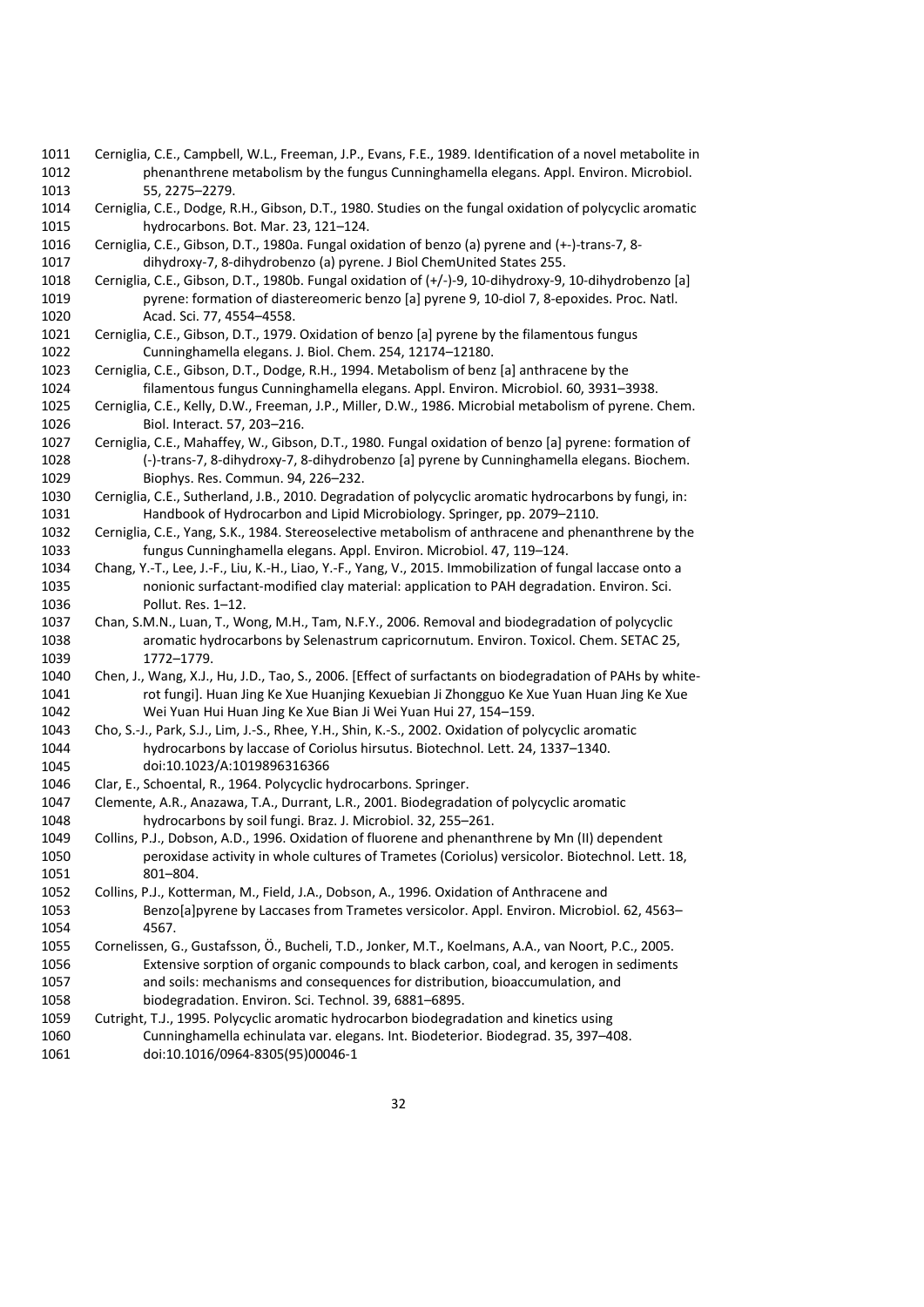Cerniglia, C.E., Campbell, W.L., Freeman, J.P., Evans, F.E., 1989. Identification of a novel metabolite in phenanthrene metabolism by the fungus Cunninghamella elegans. Appl. Environ. Microbiol. 55, 2275–2279.

Cerniglia, C.E., Dodge, R.H., Gibson, D.T., 1980. Studies on the fungal oxidation of polycyclic aromatic hydrocarbons. Bot. Mar. 23, 121–124.

Cerniglia, C.E., Gibson, D.T., 1980a. Fungal oxidation of benzo (a) pyrene and (+-)-trans-7, 8-dihydroxy-7, 8-dihydrobenzo (a) pyrene. J Biol ChemUnited States 255.

Cerniglia, C.E., Gibson, D.T., 1980b. Fungal oxidation of (+/-)-9, 10-dihydroxy-9, 10-dihydrobenzo [a] pyrene: formation of diastereomeric benzo [a] pyrene 9, 10-diol 7, 8-epoxides. Proc. Natl. Acad. Sci. 77, 4554–4558.

Cerniglia, C.E., Gibson, D.T., 1979. Oxidation of benzo [a] pyrene by the filamentous fungus Cunninghamella elegans. J. Biol. Chem. 254, 12174–12180.

Cerniglia, C.E., Gibson, D.T., Dodge, R.H., 1994. Metabolism of benz [a] anthracene by the filamentous fungus Cunninghamella elegans. Appl. Environ. Microbiol. 60, 3931–3938.

Cerniglia, C.E., Kelly, D.W., Freeman, J.P., Miller, D.W., 1986. Microbial metabolism of pyrene. Chem. Biol. Interact. 57, 203–216.

Cerniglia, C.E., Mahaffey, W., Gibson, D.T., 1980. Fungal oxidation of benzo [a] pyrene: formation of (-)-trans-7, 8-dihydroxy-7, 8-dihydrobenzo [a] pyrene by Cunninghamella elegans. Biochem. Biophys. Res. Commun. 94, 226–232.

Cerniglia, C.E., Sutherland, J.B., 2010. Degradation of polycyclic aromatic hydrocarbons by fungi, in: Handbook of Hydrocarbon and Lipid Microbiology. Springer, pp. 2079–2110.

Cerniglia, C.E., Yang, S.K., 1984. Stereoselective metabolism of anthracene and phenanthrene by the fungus Cunninghamella elegans. Appl. Environ. Microbiol. 47, 119–124.

Chang, Y.-T., Lee, J.-F., Liu, K.-H., Liao, Y.-F., Yang, V., 2015. Immobilization of fungal laccase onto a nonionic surfactant-modified clay material: application to PAH degradation. Environ. Sci. Pollut. Res. 1–12.

Chan, S.M.N., Luan, T., Wong, M.H., Tam, N.F.Y., 2006. Removal and biodegradation of polycyclic aromatic hydrocarbons by Selenastrum capricornutum. Environ. Toxicol. Chem. SETAC 25, 1772–1779.

Chen, J., Wang, X.J., Hu, J.D., Tao, S., 2006. [Effect of surfactants on biodegradation of PAHs by white-rot fungi]. Huan Jing Ke Xue Huanjing Kexuebian Ji Zhongguo Ke Xue Yuan Huan Jing Ke Xue Wei Yuan Hui Huan Jing Ke Xue Bian Ji Wei Yuan Hui 27, 154–159.

Cho, S.-J., Park, S.J., Lim, J.-S., Rhee, Y.H., Shin, K.-S., 2002. Oxidation of polycyclic aromatic hydrocarbons by laccase of Coriolus hirsutus. Biotechnol. Lett. 24, 1337–1340. doi:10.1023/A:1019896316366

Clar, E., Schoental, R., 1964. Polycyclic hydrocarbons. Springer.

Clemente, A.R., Anazawa, T.A., Durrant, L.R., 2001. Biodegradation of polycyclic aromatic hydrocarbons by soil fungi. Braz. J. Microbiol. 32, 255–261.

Collins, P.J., Dobson, A.D., 1996. Oxidation of fluorene and phenanthrene by Mn (II) dependent peroxidase activity in whole cultures of Trametes (Coriolus) versicolor. Biotechnol. Lett. 18, 801–804.

Collins, P.J., Kotterman, M., Field, J.A., Dobson, A., 1996. Oxidation of Anthracene and Benzo[a]pyrene by Laccases from Trametes versicolor. Appl. Environ. Microbiol. 62, 4563–4567.

Cornelissen, G., Gustafsson, Ö., Bucheli, T.D., Jonker, M.T., Koelmans, A.A., van Noort, P.C., 2005. Extensive sorption of organic compounds to black carbon, coal, and kerogen in sediments and soils: mechanisms and consequences for distribution, bioaccumulation, and biodegradation. Environ. Sci. Technol. 39, 6881–6895.

Cutright, T.J., 1995. Polycyclic aromatic hydrocarbon biodegradation and kinetics using Cunninghamella echinulata var. elegans. Int. Biodeterior. Biodegrad. 35, 397–408. doi:10.1016/0964-8305(95)00046-1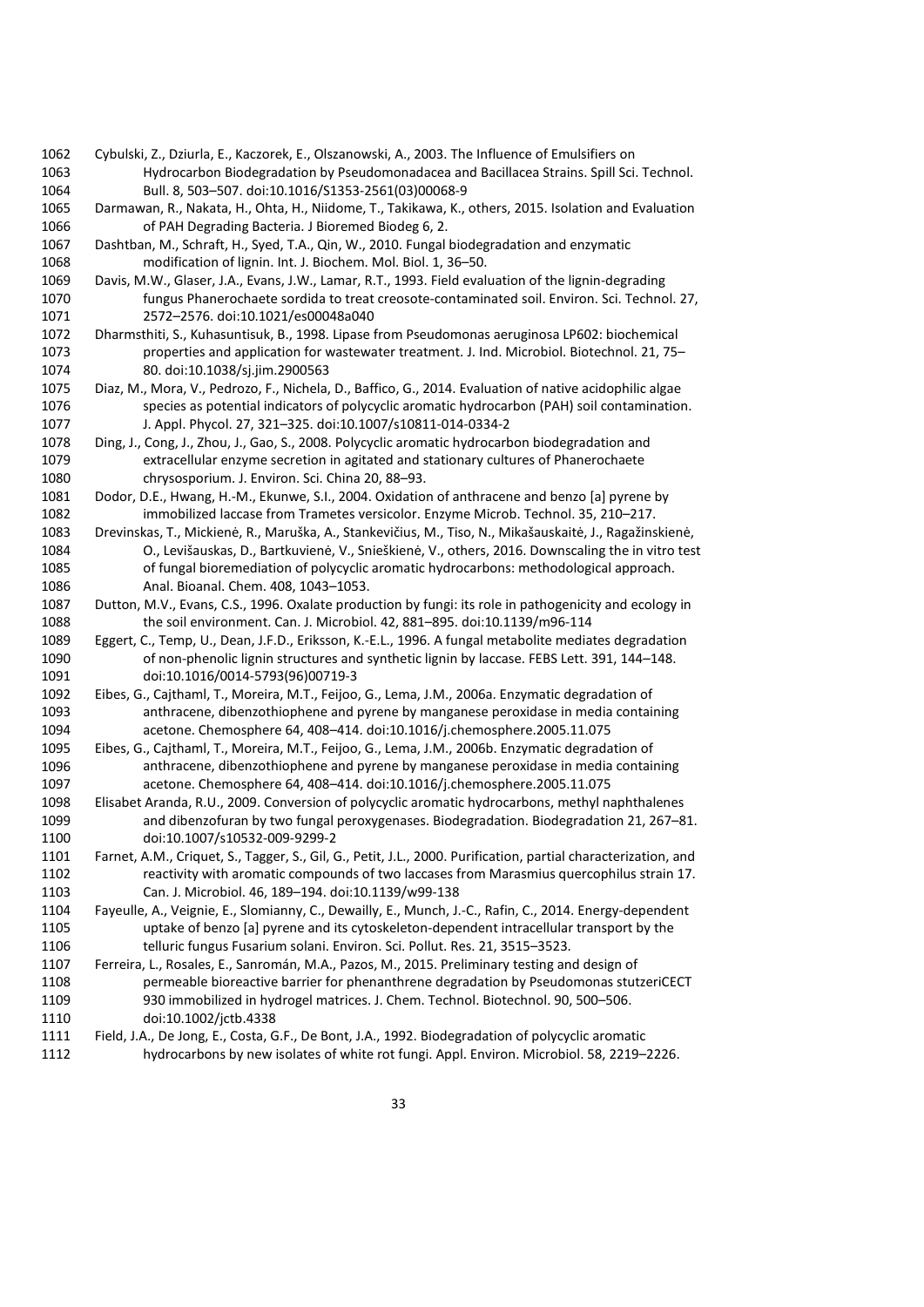Cybulski, Z., Dziurla, E., Kaczorek, E., Olszanowski, A., 2003. The Influence of Emulsifiers on Hydrocarbon Biodegradation by Pseudomonadacea and Bacillacea Strains. Spill Sci. Technol. Bull. 8, 503–507. doi:10.1016/S1353-2561(03)00068-9

Darmawan, R., Nakata, H., Ohta, H., Niidome, T., Takikawa, K., others, 2015. Isolation and Evaluation of PAH Degrading Bacteria. J Bioremed Biodeg 6, 2.

Dashtban, M., Schraft, H., Syed, T.A., Qin, W., 2010. Fungal biodegradation and enzymatic modification of lignin. Int. J. Biochem. Mol. Biol. 1, 36–50.

Davis, M.W., Glaser, J.A., Evans, J.W., Lamar, R.T., 1993. Field evaluation of the lignin-degrading fungus Phanerochaete sordida to treat creosote-contaminated soil. Environ. Sci. Technol. 27, 2572–2576. doi:10.1021/es00048a040

Dharmsthiti, S., Kuhasuntisuk, B., 1998. Lipase from Pseudomonas aeruginosa LP602: biochemical properties and application for wastewater treatment. J. Ind. Microbiol. Biotechnol. 21, 75–80. doi:10.1038/sj.jim.2900563

Diaz, M., Mora, V., Pedrozo, F., Nichela, D., Baffico, G., 2014. Evaluation of native acidophilic algae species as potential indicators of polycyclic aromatic hydrocarbon (PAH) soil contamination. J. Appl. Phycol. 27, 321–325. doi:10.1007/s10811-014-0334-2

Ding, J., Cong, J., Zhou, J., Gao, S., 2008. Polycyclic aromatic hydrocarbon biodegradation and extracellular enzyme secretion in agitated and stationary cultures of Phanerochaete chrysosporium. J. Environ. Sci. China 20, 88–93.

Dodor, D.E., Hwang, H.-M., Ekunwe, S.I., 2004. Oxidation of anthracene and benzo [a] pyrene by immobilized laccase from Trametes versicolor. Enzyme Microb. Technol. 35, 210–217.

Drevinskas, T., Mickienė, R., Maruška, A., Stankevičius, M., Tiso, N., Mikašauskaitė, J., Ragažinskienė, O., Levišauskas, D., Bartkuvienė, V., Snieškienė, V., others, 2016. Downscaling the in vitro test of fungal bioremediation of polycyclic aromatic hydrocarbons: methodological approach. Anal. Bioanal. Chem. 408, 1043–1053.

Dutton, M.V., Evans, C.S., 1996. Oxalate production by fungi: its role in pathogenicity and ecology in the soil environment. Can. J. Microbiol. 42, 881–895. doi:10.1139/m96-114

Eggert, C., Temp, U., Dean, J.F.D., Eriksson, K.-E.L., 1996. A fungal metabolite mediates degradation of non-phenolic lignin structures and synthetic lignin by laccase. FEBS Lett. 391, 144–148. doi:10.1016/0014-5793(96)00719-3

Eibes, G., Cajthaml, T., Moreira, M.T., Feijoo, G., Lema, J.M., 2006a. Enzymatic degradation of anthracene, dibenzothiophene and pyrene by manganese peroxidase in media containing acetone. Chemosphere 64, 408–414. doi:10.1016/j.chemosphere.2005.11.075

Eibes, G., Cajthaml, T., Moreira, M.T., Feijoo, G., Lema, J.M., 2006b. Enzymatic degradation of anthracene, dibenzothiophene and pyrene by manganese peroxidase in media containing acetone. Chemosphere 64, 408–414. doi:10.1016/j.chemosphere.2005.11.075

Elisabet Aranda, R.U., 2009. Conversion of polycyclic aromatic hydrocarbons, methyl naphthalenes and dibenzofuran by two fungal peroxygenases. Biodegradation. Biodegradation 21, 267–81. doi:10.1007/s10532-009-9299-2

Farnet, A.M., Criquet, S., Tagger, S., Gil, G., Petit, J.L., 2000. Purification, partial characterization, and reactivity with aromatic compounds of two laccases from Marasmius quercophilus strain 17. Can. J. Microbiol. 46, 189–194. doi:10.1139/w99-138

Fayeulle, A., Veignie, E., Slomianny, C., Dewailly, E., Munch, J.-C., Rafin, C., 2014. Energy-dependent uptake of benzo [a] pyrene and its cytoskeleton-dependent intracellular transport by the telluric fungus Fusarium solani. Environ. Sci. Pollut. Res. 21, 3515–3523.

Ferreira, L., Rosales, E., Sanromán, M.A., Pazos, M., 2015. Preliminary testing and design of permeable bioreactive barrier for phenanthrene degradation by Pseudomonas stutzeriCECT 930 immobilized in hydrogel matrices. J. Chem. Technol. Biotechnol. 90, 500–506. doi:10.1002/jctb.4338

Field, J.A., De Jong, E., Costa, G.F., De Bont, J.A., 1992. Biodegradation of polycyclic aromatic hydrocarbons by new isolates of white rot fungi. Appl. Environ. Microbiol. 58, 2219–2226.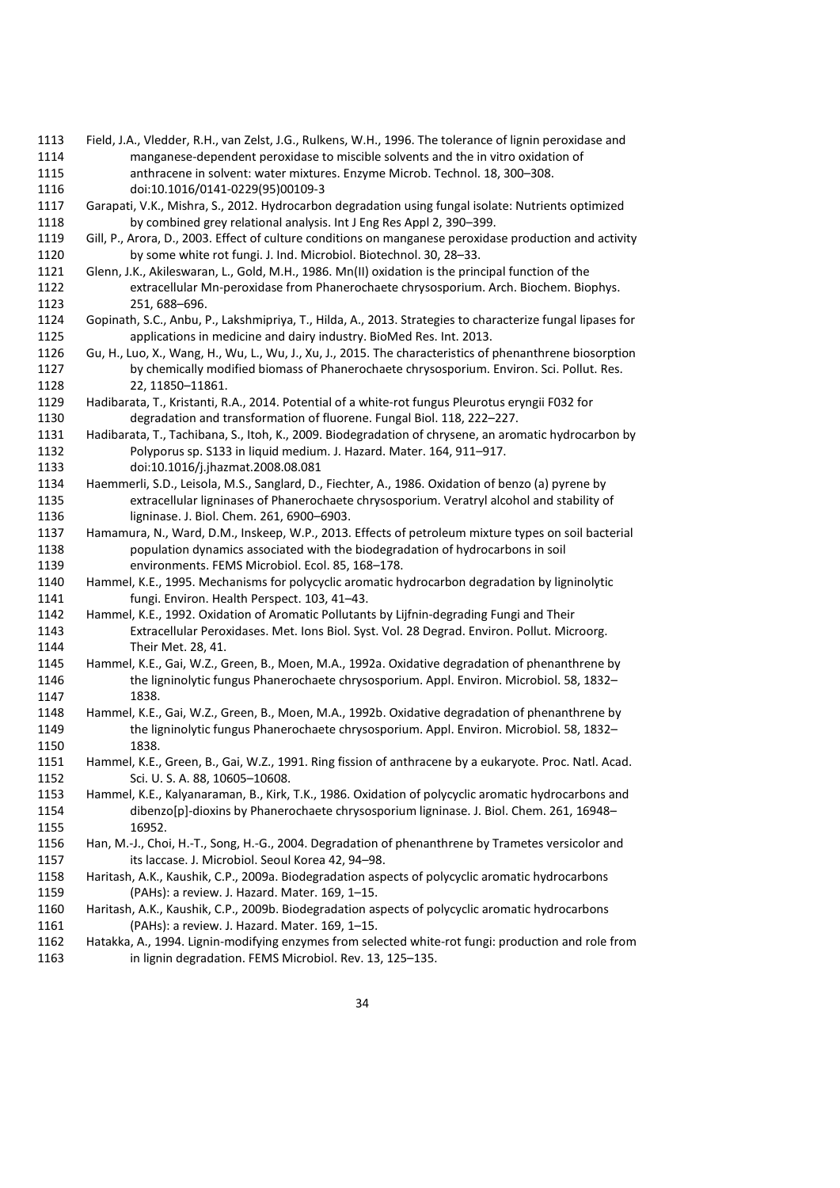Field, J.A., Vledder, R.H., van Zelst, J.G., Rulkens, W.H., 1996. The tolerance of lignin peroxidase and manganese-dependent peroxidase to miscible solvents and the in vitro oxidation of anthracene in solvent: water mixtures. Enzyme Microb. Technol. 18, 300–308. doi:10.1016/0141-0229(95)00109-3

Garapati, V.K., Mishra, S., 2012. Hydrocarbon degradation using fungal isolate: Nutrients optimized by combined grey relational analysis. Int J Eng Res Appl 2, 390–399.

Gill, P., Arora, D., 2003. Effect of culture conditions on manganese peroxidase production and activity by some white rot fungi. J. Ind. Microbiol. Biotechnol. 30, 28–33.

Glenn, J.K., Akileswaran, L., Gold, M.H., 1986. Mn(II) oxidation is the principal function of the extracellular Mn-peroxidase from Phanerochaete chrysosporium. Arch. Biochem. Biophys. 251, 688–696.

Gopinath, S.C., Anbu, P., Lakshmipriya, T., Hilda, A., 2013. Strategies to characterize fungal lipases for applications in medicine and dairy industry. BioMed Res. Int. 2013.

Gu, H., Luo, X., Wang, H., Wu, L., Wu, J., Xu, J., 2015. The characteristics of phenanthrene biosorption by chemically modified biomass of Phanerochaete chrysosporium. Environ. Sci. Pollut. Res. 22, 11850–11861.

Hadibarata, T., Kristanti, R.A., 2014. Potential of a white-rot fungus Pleurotus eryngii F032 for degradation and transformation of fluorene. Fungal Biol. 118, 222–227.

Hadibarata, T., Tachibana, S., Itoh, K., 2009. Biodegradation of chrysene, an aromatic hydrocarbon by Polyporus sp. S133 in liquid medium. J. Hazard. Mater. 164, 911–917. doi:10.1016/j.jhazmat.2008.08.081

Haemmerli, S.D., Leisola, M.S., Sanglard, D., Fiechter, A., 1986. Oxidation of benzo (a) pyrene by extracellular ligninases of Phanerochaete chrysosporium. Veratryl alcohol and stability of ligninase. J. Biol. Chem. 261, 6900–6903.

Hamamura, N., Ward, D.M., Inskeep, W.P., 2013. Effects of petroleum mixture types on soil bacterial population dynamics associated with the biodegradation of hydrocarbons in soil environments. FEMS Microbiol. Ecol. 85, 168–178.

Hammel, K.E., 1995. Mechanisms for polycyclic aromatic hydrocarbon degradation by ligninolytic fungi. Environ. Health Perspect. 103, 41–43.

Hammel, K.E., 1992. Oxidation of Aromatic Pollutants by Lijfnin-degrading Fungi and Their Extracellular Peroxidases. Met. Ions Biol. Syst. Vol. 28 Degrad. Environ. Pollut. Microorg. Their Met. 28, 41.

Hammel, K.E., Gai, W.Z., Green, B., Moen, M.A., 1992a. Oxidative degradation of phenanthrene by the ligninolytic fungus Phanerochaete chrysosporium. Appl. Environ. Microbiol. 58, 1832–1838.

Hammel, K.E., Gai, W.Z., Green, B., Moen, M.A., 1992b. Oxidative degradation of phenanthrene by the ligninolytic fungus Phanerochaete chrysosporium. Appl. Environ. Microbiol. 58, 1832–1838.

Hammel, K.E., Green, B., Gai, W.Z., 1991. Ring fission of anthracene by a eukaryote. Proc. Natl. Acad. Sci. U. S. A. 88, 10605–10608.

Hammel, K.E., Kalyanaraman, B., Kirk, T.K., 1986. Oxidation of polycyclic aromatic hydrocarbons and dibenzo[p]-dioxins by Phanerochaete chrysosporium ligninase. J. Biol. Chem. 261, 16948–16952.

Han, M.-J., Choi, H.-T., Song, H.-G., 2004. Degradation of phenanthrene by Trametes versicolor and its laccase. J. Microbiol. Seoul Korea 42, 94–98.

Haritash, A.K., Kaushik, C.P., 2009a. Biodegradation aspects of polycyclic aromatic hydrocarbons (PAHs): a review. J. Hazard. Mater. 169, 1–15.

Haritash, A.K., Kaushik, C.P., 2009b. Biodegradation aspects of polycyclic aromatic hydrocarbons (PAHs): a review. J. Hazard. Mater. 169, 1–15.

Hatakka, A., 1994. Lignin-modifying enzymes from selected white-rot fungi: production and role from in lignin degradation. FEMS Microbiol. Rev. 13, 125–135.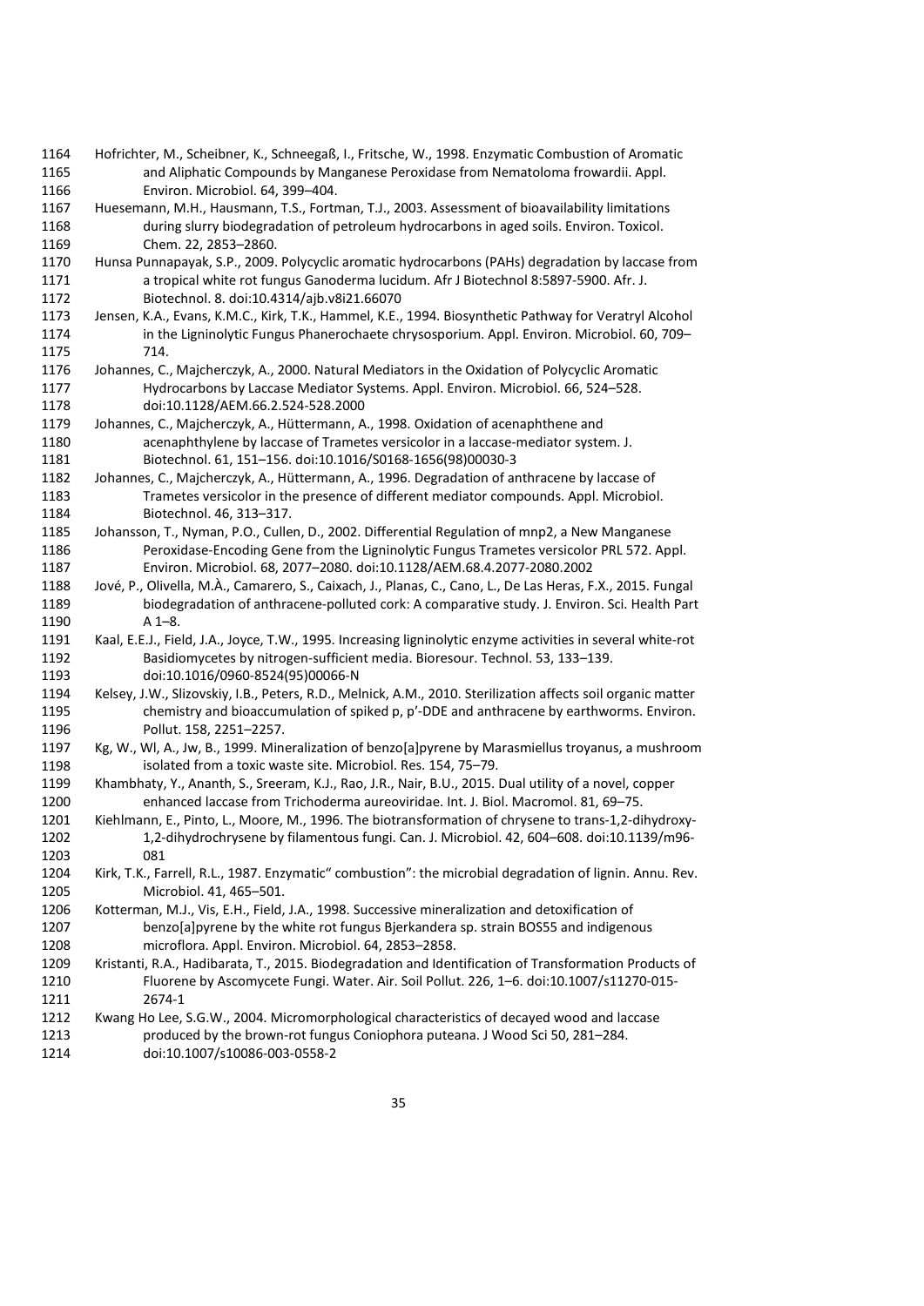Hofrichter, M., Scheibner, K., Schneegaß, I., Fritsche, W., 1998. Enzymatic Combustion of Aromatic and Aliphatic Compounds by Manganese Peroxidase from Nematoloma frowardii. Appl. Environ. Microbiol. 64, 399–404.

Huesemann, M.H., Hausmann, T.S., Fortman, T.J., 2003. Assessment of bioavailability limitations during slurry biodegradation of petroleum hydrocarbons in aged soils. Environ. Toxicol. Chem. 22, 2853–2860.

Hunsa Punnapayak, S.P., 2009. Polycyclic aromatic hydrocarbons (PAHs) degradation by laccase from a tropical white rot fungus Ganoderma lucidum. Afr J Biotechnol 8:5897-5900. Afr. J. Biotechnol. 8. doi:10.4314/ajb.v8i21.66070

Jensen, K.A., Evans, K.M.C., Kirk, T.K., Hammel, K.E., 1994. Biosynthetic Pathway for Veratryl Alcohol in the Ligninolytic Fungus Phanerochaete chrysosporium. Appl. Environ. Microbiol. 60, 709–714.

Johannes, C., Majcherczyk, A., 2000. Natural Mediators in the Oxidation of Polycyclic Aromatic Hydrocarbons by Laccase Mediator Systems. Appl. Environ. Microbiol. 66, 524–528. doi:10.1128/AEM.66.2.524-528.2000

Johannes, C., Majcherczyk, A., Hüttermann, A., 1998. Oxidation of acenaphthene and acenaphthylene by laccase of Trametes versicolor in a laccase-mediator system. J. Biotechnol. 61, 151–156. doi:10.1016/S0168-1656(98)00030-3

Johannes, C., Majcherczyk, A., Hüttermann, A., 1996. Degradation of anthracene by laccase of Trametes versicolor in the presence of different mediator compounds. Appl. Microbiol. Biotechnol. 46, 313–317.

Johansson, T., Nyman, P.O., Cullen, D., 2002. Differential Regulation of mnp2, a New Manganese Peroxidase-Encoding Gene from the Ligninolytic Fungus Trametes versicolor PRL 572. Appl. Environ. Microbiol. 68, 2077–2080. doi:10.1128/AEM.68.4.2077-2080.2002

Jové, P., Olivella, M.À., Camarero, S., Caixach, J., Planas, C., Cano, L., De Las Heras, F.X., 2015. Fungal biodegradation of anthracene-polluted cork: A comparative study. J. Environ. Sci. Health Part A 1–8.

Kaal, E.E.J., Field, J.A., Joyce, T.W., 1995. Increasing ligninolytic enzyme activities in several white-rot Basidiomycetes by nitrogen-sufficient media. Bioresour. Technol. 53, 133–139. doi:10.1016/0960-8524(95)00066-N

Kelsey, J.W., Slizovskiy, I.B., Peters, R.D., Melnick, A.M., 2010. Sterilization affects soil organic matter chemistry and bioaccumulation of spiked p, p′-DDE and anthracene by earthworms. Environ. Pollut. 158, 2251–2257.

Kg, W., Wl, A., Jw, B., 1999. Mineralization of benzo[a]pyrene by Marasmiellus troyanus, a mushroom isolated from a toxic waste site. Microbiol. Res. 154, 75–79.

Khambhaty, Y., Ananth, S., Sreeram, K.J., Rao, J.R., Nair, B.U., 2015. Dual utility of a novel, copper enhanced laccase from Trichoderma aureoviridae. Int. J. Biol. Macromol. 81, 69–75.

Kiehlmann, E., Pinto, L., Moore, M., 1996. The biotransformation of chrysene to trans-1,2-dihydroxy-1,2-dihydrochrysene by filamentous fungi. Can. J. Microbiol. 42, 604–608. doi:10.1139/m96-081

Kirk, T.K., Farrell, R.L., 1987. Enzymatic" combustion": the microbial degradation of lignin. Annu. Rev. Microbiol. 41, 465–501.

Kotterman, M.J., Vis, E.H., Field, J.A., 1998. Successive mineralization and detoxification of benzo[a]pyrene by the white rot fungus Bjerkandera sp. strain BOS55 and indigenous microflora. Appl. Environ. Microbiol. 64, 2853–2858.

Kristanti, R.A., Hadibarata, T., 2015. Biodegradation and Identification of Transformation Products of Fluorene by Ascomycete Fungi. Water. Air. Soil Pollut. 226, 1–6. doi:10.1007/s11270-015-2674-1

Kwang Ho Lee, S.G.W., 2004. Micromorphological characteristics of decayed wood and laccase produced by the brown-rot fungus Coniophora puteana. J Wood Sci 50, 281–284. doi:10.1007/s10086-003-0558-2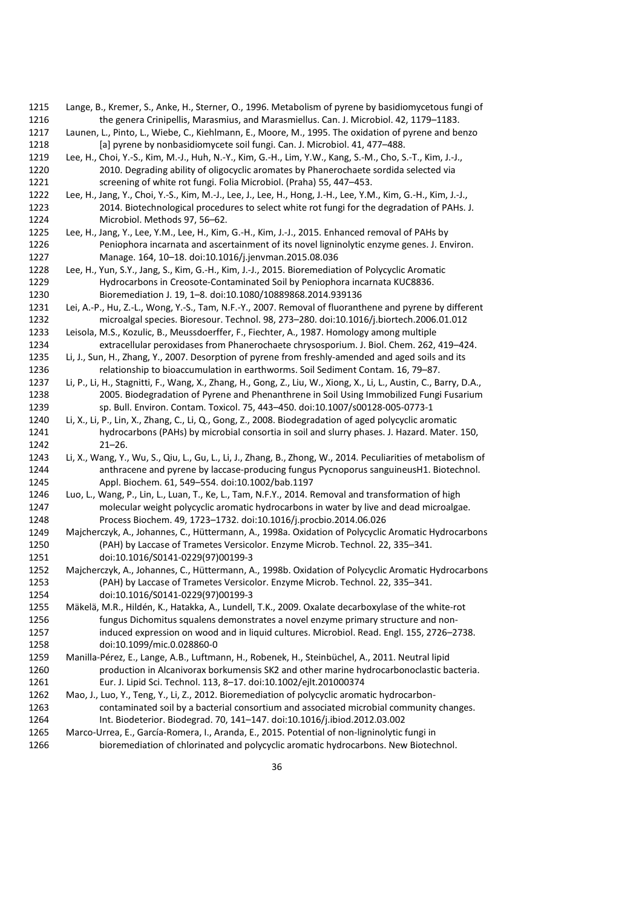Lange, B., Kremer, S., Anke, H., Sterner, O., 1996. Metabolism of pyrene by basidiomycetous fungi of the genera Crinipellis, Marasmius, and Marasmiellus. Can. J. Microbiol. 42, 1179–1183.

Launen, L., Pinto, L., Wiebe, C., Kiehlmann, E., Moore, M., 1995. The oxidation of pyrene and benzo [a] pyrene by nonbasidiomycete soil fungi. Can. J. Microbiol. 41, 477–488.

Lee, H., Choi, Y.-S., Kim, M.-J., Huh, N.-Y., Kim, G.-H., Lim, Y.W., Kang, S.-M., Cho, S.-T., Kim, J.-J., 2010. Degrading ability of oligocyclic aromates by Phanerochaete sordida selected via screening of white rot fungi. Folia Microbiol. (Praha) 55, 447–453.

Lee, H., Jang, Y., Choi, Y.-S., Kim, M.-J., Lee, J., Lee, H., Hong, J.-H., Lee, Y.M., Kim, G.-H., Kim, J.-J., 2014. Biotechnological procedures to select white rot fungi for the degradation of PAHs. J. Microbiol. Methods 97, 56–62.

Lee, H., Jang, Y., Lee, Y.M., Lee, H., Kim, G.-H., Kim, J.-J., 2015. Enhanced removal of PAHs by Peniophora incarnata and ascertainment of its novel ligninolytic enzyme genes. J. Environ. Manage. 164, 10–18. doi:10.1016/j.jenvman.2015.08.036

Lee, H., Yun, S.Y., Jang, S., Kim, G.-H., Kim, J.-J., 2015. Bioremediation of Polycyclic Aromatic Hydrocarbons in Creosote-Contaminated Soil by Peniophora incarnata KUC8836. Bioremediation J. 19, 1–8. doi:10.1080/10889868.2014.939136

Lei, A.-P., Hu, Z.-L., Wong, Y.-S., Tam, N.F.-Y., 2007. Removal of fluoranthene and pyrene by different microalgal species. Bioresour. Technol. 98, 273–280. doi:10.1016/j.biortech.2006.01.012

Leisola, M.S., Kozulic, B., Meussdoerffer, F., Fiechter, A., 1987. Homology among multiple extracellular peroxidases from Phanerochaete chrysosporium. J. Biol. Chem. 262, 419–424.

Li, J., Sun, H., Zhang, Y., 2007. Desorption of pyrene from freshly-amended and aged soils and its relationship to bioaccumulation in earthworms. Soil Sediment Contam. 16, 79–87.

Li, P., Li, H., Stagnitti, F., Wang, X., Zhang, H., Gong, Z., Liu, W., Xiong, X., Li, L., Austin, C., Barry, D.A., 2005. Biodegradation of Pyrene and Phenanthrene in Soil Using Immobilized Fungi Fusarium sp. Bull. Environ. Contam. Toxicol. 75, 443–450. doi:10.1007/s00128-005-0773-1

Li, X., Li, P., Lin, X., Zhang, C., Li, Q., Gong, Z., 2008. Biodegradation of aged polycyclic aromatic hydrocarbons (PAHs) by microbial consortia in soil and slurry phases. J. Hazard. Mater. 150, 21–26.

Li, X., Wang, Y., Wu, S., Qiu, L., Gu, L., Li, J., Zhang, B., Zhong, W., 2014. Peculiarities of metabolism of anthracene and pyrene by laccase-producing fungus Pycnoporus sanguineusH1. Biotechnol. Appl. Biochem. 61, 549–554. doi:10.1002/bab.1197

Luo, L., Wang, P., Lin, L., Luan, T., Ke, L., Tam, N.F.Y., 2014. Removal and transformation of high molecular weight polycyclic aromatic hydrocarbons in water by live and dead microalgae. Process Biochem. 49, 1723–1732. doi:10.1016/j.procbio.2014.06.026

Majcherczyk, A., Johannes, C., Hüttermann, A., 1998a. Oxidation of Polycyclic Aromatic Hydrocarbons (PAH) by Laccase of Trametes Versicolor. Enzyme Microb. Technol. 22, 335–341. doi:10.1016/S0141-0229(97)00199-3

Majcherczyk, A., Johannes, C., Hüttermann, A., 1998b. Oxidation of Polycyclic Aromatic Hydrocarbons (PAH) by Laccase of Trametes Versicolor. Enzyme Microb. Technol. 22, 335–341. doi:10.1016/S0141-0229(97)00199-3

Mäkelä, M.R., Hildén, K., Hatakka, A., Lundell, T.K., 2009. Oxalate decarboxylase of the white-rot fungus Dichomitus squalens demonstrates a novel enzyme primary structure and non-induced expression on wood and in liquid cultures. Microbiol. Read. Engl. 155, 2726–2738. doi:10.1099/mic.0.028860-0

Manilla-Pérez, E., Lange, A.B., Luftmann, H., Robenek, H., Steinbüchel, A., 2011. Neutral lipid production in Alcanivorax borkumensis SK2 and other marine hydrocarbonoclastic bacteria. Eur. J. Lipid Sci. Technol. 113, 8–17. doi:10.1002/ejlt.201000374

Mao, J., Luo, Y., Teng, Y., Li, Z., 2012. Bioremediation of polycyclic aromatic hydrocarbon-contaminated soil by a bacterial consortium and associated microbial community changes. Int. Biodeterior. Biodegrad. 70, 141–147. doi:10.1016/j.ibiod.2012.03.002

Marco-Urrea, E., García-Romera, I., Aranda, E., 2015. Potential of non-ligninolytic fungi in bioremediation of chlorinated and polycyclic aromatic hydrocarbons. New Biotechnol.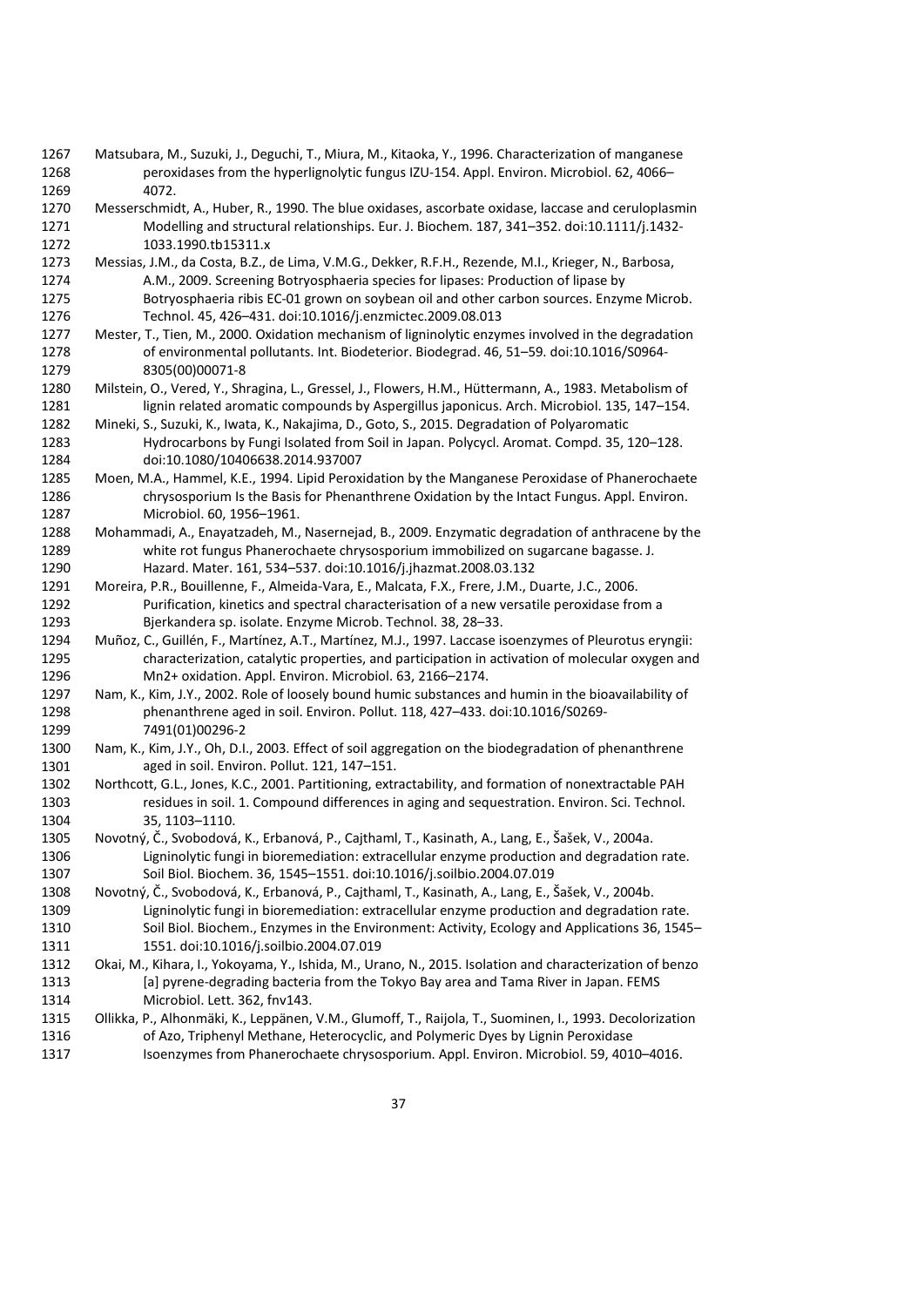Matsubara, M., Suzuki, J., Deguchi, T., Miura, M., Kitaoka, Y., 1996. Characterization of manganese peroxidases from the hyperlignolytic fungus IZU-154. Appl. Environ. Microbiol. 62, 4066–4072.

Messerschmidt, A., Huber, R., 1990. The blue oxidases, ascorbate oxidase, laccase and ceruloplasmin Modelling and structural relationships. Eur. J. Biochem. 187, 341–352. doi:10.1111/j.1432-1033.1990.tb15311.x

Messias, J.M., da Costa, B.Z., de Lima, V.M.G., Dekker, R.F.H., Rezende, M.I., Krieger, N., Barbosa, A.M., 2009. Screening Botryosphaeria species for lipases: Production of lipase by Botryosphaeria ribis EC-01 grown on soybean oil and other carbon sources. Enzyme Microb. Technol. 45, 426–431. doi:10.1016/j.enzmictec.2009.08.013

Mester, T., Tien, M., 2000. Oxidation mechanism of ligninolytic enzymes involved in the degradation of environmental pollutants. Int. Biodeterior. Biodegrad. 46, 51–59. doi:10.1016/S0964-8305(00)00071-8

Milstein, O., Vered, Y., Shragina, L., Gressel, J., Flowers, H.M., Hüttermann, A., 1983. Metabolism of lignin related aromatic compounds by Aspergillus japonicus. Arch. Microbiol. 135, 147–154.

Mineki, S., Suzuki, K., Iwata, K., Nakajima, D., Goto, S., 2015. Degradation of Polyaromatic Hydrocarbons by Fungi Isolated from Soil in Japan. Polycycl. Aromat. Compd. 35, 120–128. doi:10.1080/10406638.2014.937007

Moen, M.A., Hammel, K.E., 1994. Lipid Peroxidation by the Manganese Peroxidase of Phanerochaete chrysosporium Is the Basis for Phenanthrene Oxidation by the Intact Fungus. Appl. Environ. Microbiol. 60, 1956–1961.

Mohammadi, A., Enayatzadeh, M., Nasernejad, B., 2009. Enzymatic degradation of anthracene by the white rot fungus Phanerochaete chrysosporium immobilized on sugarcane bagasse. J. Hazard. Mater. 161, 534–537. doi:10.1016/j.jhazmat.2008.03.132

Moreira, P.R., Bouillenne, F., Almeida-Vara, E., Malcata, F.X., Frere, J.M., Duarte, J.C., 2006. Purification, kinetics and spectral characterisation of a new versatile peroxidase from a Bjerkandera sp. isolate. Enzyme Microb. Technol. 38, 28–33.

Muñoz, C., Guillén, F., Martínez, A.T., Martínez, M.J., 1997. Laccase isoenzymes of Pleurotus eryngii: characterization, catalytic properties, and participation in activation of molecular oxygen and Mn2+ oxidation. Appl. Environ. Microbiol. 63, 2166–2174.

Nam, K., Kim, J.Y., 2002. Role of loosely bound humic substances and humin in the bioavailability of phenanthrene aged in soil. Environ. Pollut. 118, 427–433. doi:10.1016/S0269-7491(01)00296-2

Nam, K., Kim, J.Y., Oh, D.I., 2003. Effect of soil aggregation on the biodegradation of phenanthrene aged in soil. Environ. Pollut. 121, 147–151.

Northcott, G.L., Jones, K.C., 2001. Partitioning, extractability, and formation of nonextractable PAH residues in soil. 1. Compound differences in aging and sequestration. Environ. Sci. Technol. 35, 1103–1110.

Novotný, Č., Svobodová, K., Erbanová, P., Cajthaml, T., Kasinath, A., Lang, E., Šašek, V., 2004a. Ligninolytic fungi in bioremediation: extracellular enzyme production and degradation rate. Soil Biol. Biochem. 36, 1545–1551. doi:10.1016/j.soilbio.2004.07.019

Novotný, Č., Svobodová, K., Erbanová, P., Cajthaml, T., Kasinath, A., Lang, E., Šašek, V., 2004b. Ligninolytic fungi in bioremediation: extracellular enzyme production and degradation rate. Soil Biol. Biochem., Enzymes in the Environment: Activity, Ecology and Applications 36, 1545–1551. doi:10.1016/j.soilbio.2004.07.019

Okai, M., Kihara, I., Yokoyama, Y., Ishida, M., Urano, N., 2015. Isolation and characterization of benzo [a] pyrene-degrading bacteria from the Tokyo Bay area and Tama River in Japan. FEMS Microbiol. Lett. 362, fnv143.

Ollikka, P., Alhonmäki, K., Leppänen, V.M., Glumoff, T., Raijola, T., Suominen, I., 1993. Decolorization of Azo, Triphenyl Methane, Heterocyclic, and Polymeric Dyes by Lignin Peroxidase Isoenzymes from Phanerochaete chrysosporium. Appl. Environ. Microbiol. 59, 4010–4016.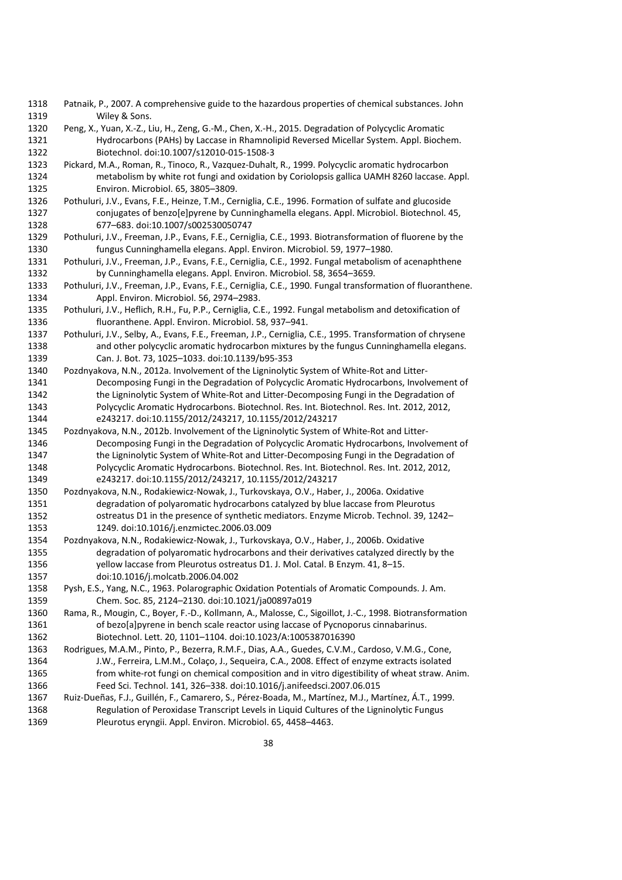Patnaik, P., 2007. A comprehensive guide to the hazardous properties of chemical substances. John Wiley & Sons.

Peng, X., Yuan, X.-Z., Liu, H., Zeng, G.-M., Chen, X.-H., 2015. Degradation of Polycyclic Aromatic Hydrocarbons (PAHs) by Laccase in Rhamnolipid Reversed Micellar System. Appl. Biochem. Biotechnol. doi:10.1007/s12010-015-1508-3

Pickard, M.A., Roman, R., Tinoco, R., Vazquez-Duhalt, R., 1999. Polycyclic aromatic hydrocarbon metabolism by white rot fungi and oxidation by Coriolopsis gallica UAMH 8260 laccase. Appl. Environ. Microbiol. 65, 3805–3809.

Pothuluri, J.V., Evans, F.E., Heinze, T.M., Cerniglia, C.E., 1996. Formation of sulfate and glucoside conjugates of benzo[e]pyrene by Cunninghamella elegans. Appl. Microbiol. Biotechnol. 45, 677–683. doi:10.1007/s002530050747

Pothuluri, J.V., Freeman, J.P., Evans, F.E., Cerniglia, C.E., 1993. Biotransformation of fluorene by the fungus Cunninghamella elegans. Appl. Environ. Microbiol. 59, 1977–1980.

Pothuluri, J.V., Freeman, J.P., Evans, F.E., Cerniglia, C.E., 1992. Fungal metabolism of acenaphthene by Cunninghamella elegans. Appl. Environ. Microbiol. 58, 3654–3659.

Pothuluri, J.V., Freeman, J.P., Evans, F.E., Cerniglia, C.E., 1990. Fungal transformation of fluoranthene. Appl. Environ. Microbiol. 56, 2974–2983.

Pothuluri, J.V., Heflich, R.H., Fu, P.P., Cerniglia, C.E., 1992. Fungal metabolism and detoxification of fluoranthene. Appl. Environ. Microbiol. 58, 937–941.

Pothuluri, J.V., Selby, A., Evans, F.E., Freeman, J.P., Cerniglia, C.E., 1995. Transformation of chrysene and other polycyclic aromatic hydrocarbon mixtures by the fungus Cunninghamella elegans. Can. J. Bot. 73, 1025–1033. doi:10.1139/b95-353

Pozdnyakova, N.N., 2012a. Involvement of the Ligninolytic System of White-Rot and Litter-Decomposing Fungi in the Degradation of Polycyclic Aromatic Hydrocarbons, Involvement of the Ligninolytic System of White-Rot and Litter-Decomposing Fungi in the Degradation of Polycyclic Aromatic Hydrocarbons. Biotechnol. Res. Int. Biotechnol. Res. Int. 2012, 2012, e243217. doi:10.1155/2012/243217, 10.1155/2012/243217

Pozdnyakova, N.N., 2012b. Involvement of the Ligninolytic System of White-Rot and Litter-Decomposing Fungi in the Degradation of Polycyclic Aromatic Hydrocarbons, Involvement of the Ligninolytic System of White-Rot and Litter-Decomposing Fungi in the Degradation of Polycyclic Aromatic Hydrocarbons. Biotechnol. Res. Int. Biotechnol. Res. Int. 2012, 2012, e243217. doi:10.1155/2012/243217, 10.1155/2012/243217

Pozdnyakova, N.N., Rodakiewicz-Nowak, J., Turkovskaya, O.V., Haber, J., 2006a. Oxidative degradation of polyaromatic hydrocarbons catalyzed by blue laccase from Pleurotus ostreatus D1 in the presence of synthetic mediators. Enzyme Microb. Technol. 39, 1242–1249. doi:10.1016/j.enzmictec.2006.03.009

Pozdnyakova, N.N., Rodakiewicz-Nowak, J., Turkovskaya, O.V., Haber, J., 2006b. Oxidative degradation of polyaromatic hydrocarbons and their derivatives catalyzed directly by the yellow laccase from Pleurotus ostreatus D1. J. Mol. Catal. B Enzym. 41, 8–15. doi:10.1016/j.molcatb.2006.04.002

Pysh, E.S., Yang, N.C., 1963. Polarographic Oxidation Potentials of Aromatic Compounds. J. Am. Chem. Soc. 85, 2124–2130. doi:10.1021/ja00897a019

Rama, R., Mougin, C., Boyer, F.-D., Kollmann, A., Malosse, C., Sigoillot, J.-C., 1998. Biotransformation of bezo[a]pyrene in bench scale reactor using laccase of Pycnoporus cinnabarinus. Biotechnol. Lett. 20, 1101–1104. doi:10.1023/A:1005387016390

Rodrigues, M.A.M., Pinto, P., Bezerra, R.M.F., Dias, A.A., Guedes, C.V.M., Cardoso, V.M.G., Cone, J.W., Ferreira, L.M.M., Colaço, J., Sequeira, C.A., 2008. Effect of enzyme extracts isolated from white-rot fungi on chemical composition and in vitro digestibility of wheat straw. Anim. Feed Sci. Technol. 141, 326–338. doi:10.1016/j.anifeedsci.2007.06.015

Ruiz-Dueñas, F.J., Guillén, F., Camarero, S., Pérez-Boada, M., Martínez, M.J., Martínez, Á.T., 1999. Regulation of Peroxidase Transcript Levels in Liquid Cultures of the Ligninolytic Fungus Pleurotus eryngii. Appl. Environ. Microbiol. 65, 4458–4463.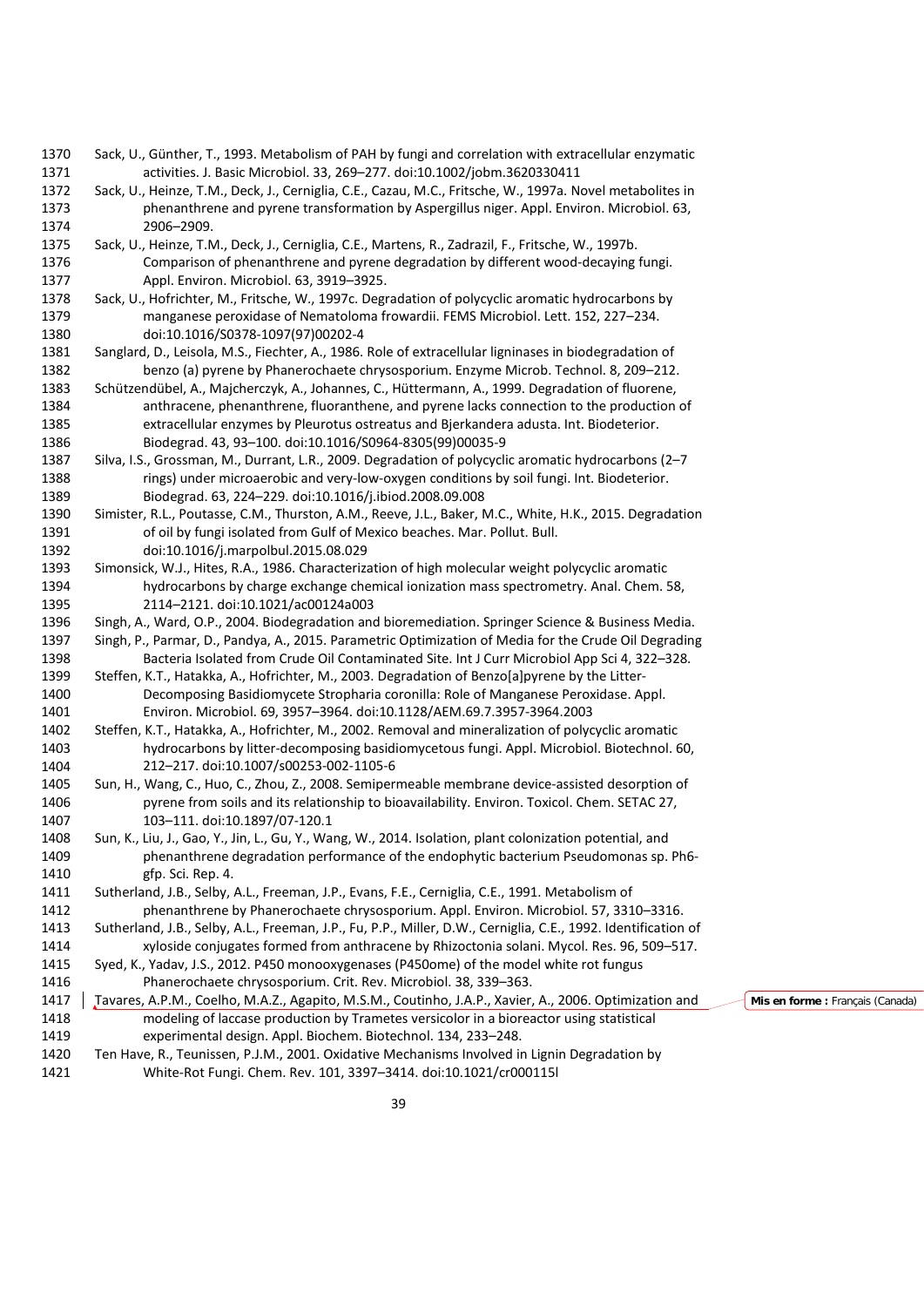Sack, U., Günther, T., 1993. Metabolism of PAH by fungi and correlation with extracellular enzymatic activities. J. Basic Microbiol. 33, 269–277. doi:10.1002/jobm.3620330411

Sack, U., Heinze, T.M., Deck, J., Cerniglia, C.E., Cazau, M.C., Fritsche, W., 1997a. Novel metabolites in phenanthrene and pyrene transformation by Aspergillus niger. Appl. Environ. Microbiol. 63, 2906–2909.

Sack, U., Heinze, T.M., Deck, J., Cerniglia, C.E., Martens, R., Zadrazil, F., Fritsche, W., 1997b. Comparison of phenanthrene and pyrene degradation by different wood-decaying fungi. Appl. Environ. Microbiol. 63, 3919–3925.

Sack, U., Hofrichter, M., Fritsche, W., 1997c. Degradation of polycyclic aromatic hydrocarbons by manganese peroxidase of Nematoloma frowardii. FEMS Microbiol. Lett. 152, 227–234. doi:10.1016/S0378-1097(97)00202-4

Sanglard, D., Leisola, M.S., Fiechter, A., 1986. Role of extracellular ligninases in biodegradation of benzo (a) pyrene by Phanerochaete chrysosporium. Enzyme Microb. Technol. 8, 209–212.

Schützendübel, A., Majcherczyk, A., Johannes, C., Hüttermann, A., 1999. Degradation of fluorene, anthracene, phenanthrene, fluoranthene, and pyrene lacks connection to the production of extracellular enzymes by Pleurotus ostreatus and Bjerkandera adusta. Int. Biodeterior. Biodegrad. 43, 93–100. doi:10.1016/S0964-8305(99)00035-9

Silva, I.S., Grossman, M., Durrant, L.R., 2009. Degradation of polycyclic aromatic hydrocarbons (2–7 rings) under microaerobic and very-low-oxygen conditions by soil fungi. Int. Biodeterior. Biodegrad. 63, 224–229. doi:10.1016/j.ibiod.2008.09.008

Simister, R.L., Poutasse, C.M., Thurston, A.M., Reeve, J.L., Baker, M.C., White, H.K., 2015. Degradation of oil by fungi isolated from Gulf of Mexico beaches. Mar. Pollut. Bull. doi:10.1016/j.marpolbul.2015.08.029

Simonsick, W.J., Hites, R.A., 1986. Characterization of high molecular weight polycyclic aromatic hydrocarbons by charge exchange chemical ionization mass spectrometry. Anal. Chem. 58, 2114–2121. doi:10.1021/ac00124a003

Singh, A., Ward, O.P., 2004. Biodegradation and bioremediation. Springer Science & Business Media.

Singh, P., Parmar, D., Pandya, A., 2015. Parametric Optimization of Media for the Crude Oil Degrading Bacteria Isolated from Crude Oil Contaminated Site. Int J Curr Microbiol App Sci 4, 322–328.

Steffen, K.T., Hatakka, A., Hofrichter, M., 2003. Degradation of Benzo[a]pyrene by the Litter-Decomposing Basidiomycete Stropharia coronilla: Role of Manganese Peroxidase. Appl. Environ. Microbiol. 69, 3957–3964. doi:10.1128/AEM.69.7.3957-3964.2003

Steffen, K.T., Hatakka, A., Hofrichter, M., 2002. Removal and mineralization of polycyclic aromatic hydrocarbons by litter-decomposing basidiomycetous fungi. Appl. Microbiol. Biotechnol. 60, 212–217. doi:10.1007/s00253-002-1105-6

Sun, H., Wang, C., Huo, C., Zhou, Z., 2008. Semipermeable membrane device-assisted desorption of pyrene from soils and its relationship to bioavailability. Environ. Toxicol. Chem. SETAC 27, 103–111. doi:10.1897/07-120.1

Sun, K., Liu, J., Gao, Y., Jin, L., Gu, Y., Wang, W., 2014. Isolation, plant colonization potential, and phenanthrene degradation performance of the endophytic bacterium Pseudomonas sp. Ph6-gfp. Sci. Rep. 4.

Sutherland, J.B., Selby, A.L., Freeman, J.P., Evans, F.E., Cerniglia, C.E., 1991. Metabolism of phenanthrene by Phanerochaete chrysosporium. Appl. Environ. Microbiol. 57, 3310–3316.

Sutherland, J.B., Selby, A.L., Freeman, J.P., Fu, P.P., Miller, D.W., Cerniglia, C.E., 1992. Identification of xyloside conjugates formed from anthracene by Rhizoctonia solani. Mycol. Res. 96, 509–517.

Syed, K., Yadav, J.S., 2012. P450 monooxygenases (P450ome) of the model white rot fungus Phanerochaete chrysosporium. Crit. Rev. Microbiol. 38, 339–363.

Tavares, A.P.M., Coelho, M.A.Z., Agapito, M.S.M., Coutinho, J.A.P., Xavier, A., 2006. Optimization and modeling of laccase production by Trametes versicolor in a bioreactor using statistical experimental design. Appl. Biochem. Biotechnol. 134, 233–248.

Ten Have, R., Teunissen, P.J.M., 2001. Oxidative Mechanisms Involved in Lignin Degradation by White-Rot Fungi. Chem. Rev. 101, 3397–3414. doi:10.1021/cr000115l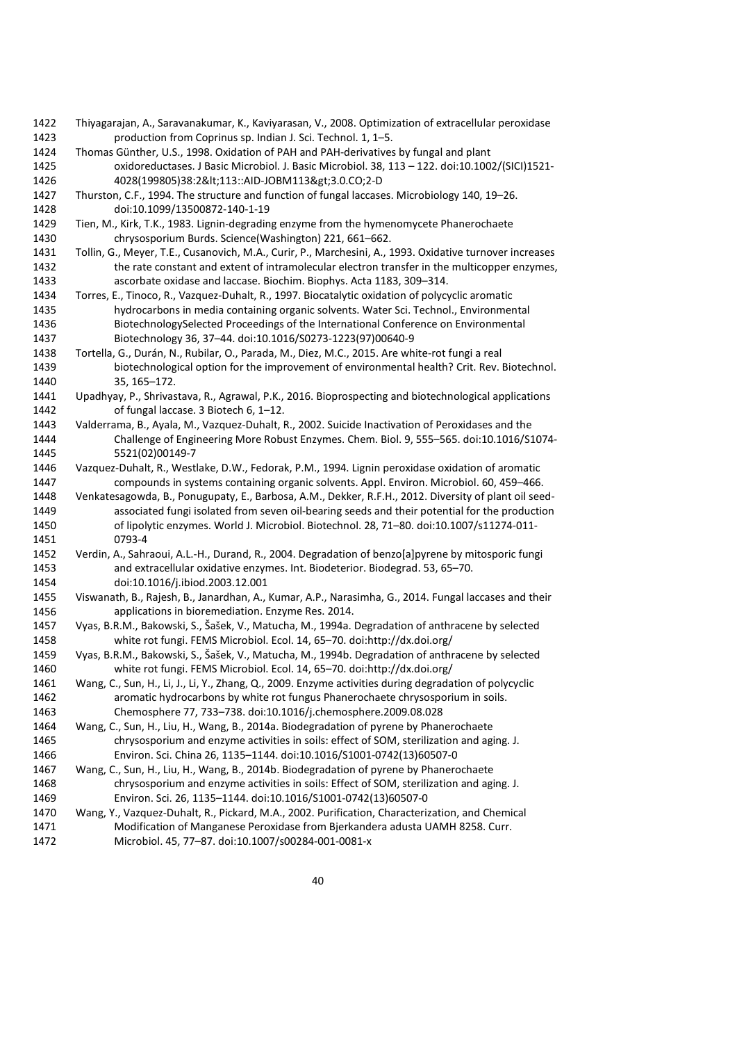Thiyagarajan, A., Saravanakumar, K., Kaviyarasan, V., 2008. Optimization of extracellular peroxidase production from Coprinus sp. Indian J. Sci. Technol. 1, 1–5.

Thomas Günther, U.S., 1998. Oxidation of PAH and PAH-derivatives by fungal and plant oxidoreductases. J Basic Microbiol. J. Basic Microbiol. 38, 113 – 122. doi:10.1002/(SICI)1521-4028(199805)38:2&lt;113::AID-JOBM113&gt;3.0.CO;2-D

Thurston, C.F., 1994. The structure and function of fungal laccases. Microbiology 140, 19–26. doi:10.1099/13500872-140-1-19

Tien, M., Kirk, T.K., 1983. Lignin-degrading enzyme from the hymenomycete Phanerochaete chrysosporium Burds. Science(Washington) 221, 661–662.

Tollin, G., Meyer, T.E., Cusanovich, M.A., Curir, P., Marchesini, A., 1993. Oxidative turnover increases the rate constant and extent of intramolecular electron transfer in the multicopper enzymes, ascorbate oxidase and laccase. Biochim. Biophys. Acta 1183, 309–314.

Torres, E., Tinoco, R., Vazquez-Duhalt, R., 1997. Biocatalytic oxidation of polycyclic aromatic hydrocarbons in media containing organic solvents. Water Sci. Technol., Environmental BiotechnologySelected Proceedings of the International Conference on Environmental Biotechnology 36, 37–44. doi:10.1016/S0273-1223(97)00640-9

Tortella, G., Durán, N., Rubilar, O., Parada, M., Diez, M.C., 2015. Are white-rot fungi a real biotechnological option for the improvement of environmental health? Crit. Rev. Biotechnol. 35, 165–172.

Upadhyay, P., Shrivastava, R., Agrawal, P.K., 2016. Bioprospecting and biotechnological applications of fungal laccase. 3 Biotech 6, 1–12.

Valderrama, B., Ayala, M., Vazquez-Duhalt, R., 2002. Suicide Inactivation of Peroxidases and the Challenge of Engineering More Robust Enzymes. Chem. Biol. 9, 555–565. doi:10.1016/S1074-5521(02)00149-7

Vazquez-Duhalt, R., Westlake, D.W., Fedorak, P.M., 1994. Lignin peroxidase oxidation of aromatic compounds in systems containing organic solvents. Appl. Environ. Microbiol. 60, 459–466.

Venkatesagowda, B., Ponugupaty, E., Barbosa, A.M., Dekker, R.F.H., 2012. Diversity of plant oil seed-associated fungi isolated from seven oil-bearing seeds and their potential for the production of lipolytic enzymes. World J. Microbiol. Biotechnol. 28, 71–80. doi:10.1007/s11274-011-0793-4

Verdin, A., Sahraoui, A.L.-H., Durand, R., 2004. Degradation of benzo[a]pyrene by mitosporic fungi and extracellular oxidative enzymes. Int. Biodeterior. Biodegrad. 53, 65–70. doi:10.1016/j.ibiod.2003.12.001

Viswanath, B., Rajesh, B., Janardhan, A., Kumar, A.P., Narasimha, G., 2014. Fungal laccases and their applications in bioremediation. Enzyme Res. 2014.

Vyas, B.R.M., Bakowski, S., Šašek, V., Matucha, M., 1994a. Degradation of anthracene by selected white rot fungi. FEMS Microbiol. Ecol. 14, 65–70. doi:http://dx.doi.org/

Vyas, B.R.M., Bakowski, S., Šašek, V., Matucha, M., 1994b. Degradation of anthracene by selected white rot fungi. FEMS Microbiol. Ecol. 14, 65–70. doi:http://dx.doi.org/

Wang, C., Sun, H., Li, J., Li, Y., Zhang, Q., 2009. Enzyme activities during degradation of polycyclic aromatic hydrocarbons by white rot fungus Phanerochaete chrysosporium in soils. Chemosphere 77, 733–738. doi:10.1016/j.chemosphere.2009.08.028

Wang, C., Sun, H., Liu, H., Wang, B., 2014a. Biodegradation of pyrene by Phanerochaete chrysosporium and enzyme activities in soils: effect of SOM, sterilization and aging. J. Environ. Sci. China 26, 1135–1144. doi:10.1016/S1001-0742(13)60507-0

Wang, C., Sun, H., Liu, H., Wang, B., 2014b. Biodegradation of pyrene by Phanerochaete chrysosporium and enzyme activities in soils: Effect of SOM, sterilization and aging. J. Environ. Sci. 26, 1135–1144. doi:10.1016/S1001-0742(13)60507-0

Wang, Y., Vazquez-Duhalt, R., Pickard, M.A., 2002. Purification, Characterization, and Chemical Modification of Manganese Peroxidase from Bjerkandera adusta UAMH 8258. Curr. Microbiol. 45, 77–87. doi:10.1007/s00284-001-0081-x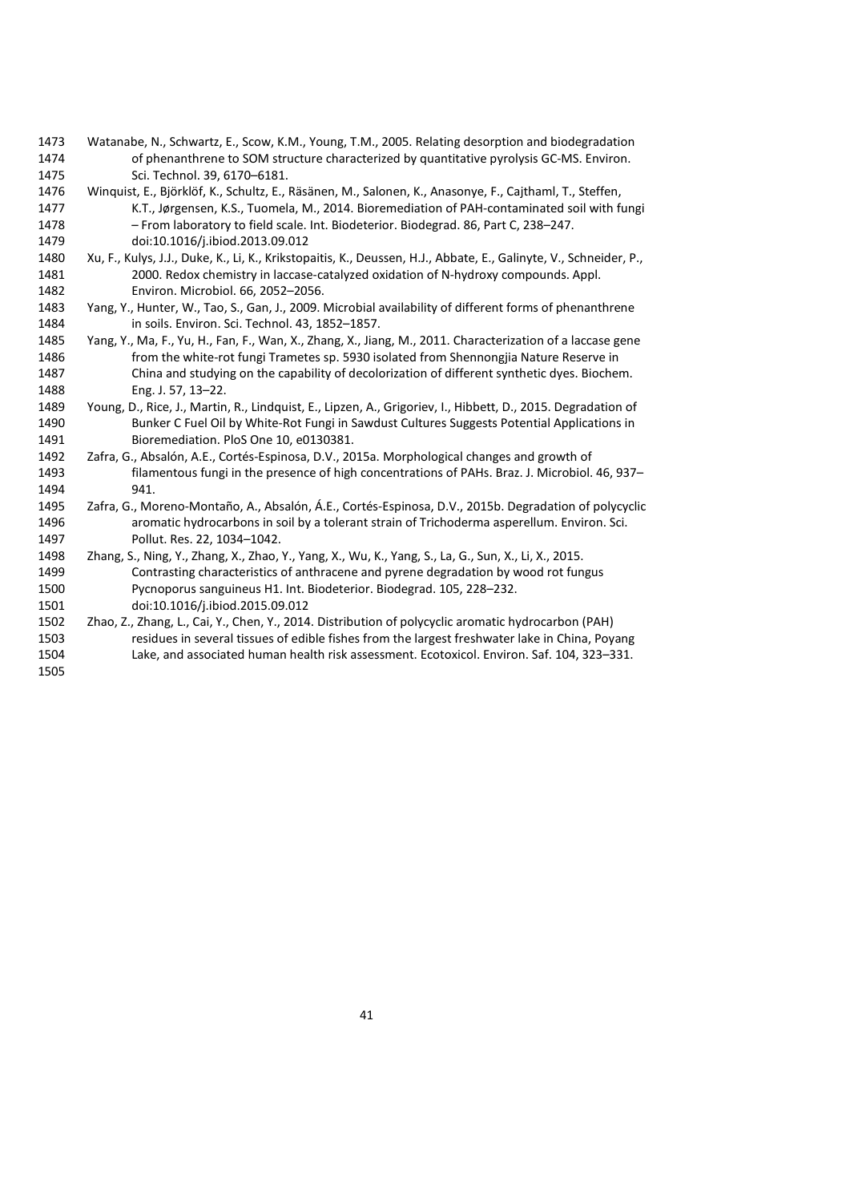Watanabe, N., Schwartz, E., Scow, K.M., Young, T.M., 2005. Relating desorption and biodegradation of phenanthrene to SOM structure characterized by quantitative pyrolysis GC-MS. Environ. Sci. Technol. 39, 6170–6181.

Winquist, E., Björklöf, K., Schultz, E., Räsänen, M., Salonen, K., Anasonye, F., Cajthaml, T., Steffen, K.T., Jørgensen, K.S., Tuomela, M., 2014. Bioremediation of PAH-contaminated soil with fungi – From laboratory to field scale. Int. Biodeterior. Biodegrad. 86, Part C, 238–247. doi:10.1016/j.ibiod.2013.09.012

Xu, F., Kulys, J.J., Duke, K., Li, K., Krikstopaitis, K., Deussen, H.J., Abbate, E., Galinyte, V., Schneider, P., 2000. Redox chemistry in laccase-catalyzed oxidation of N-hydroxy compounds. Appl. Environ. Microbiol. 66, 2052–2056.

Yang, Y., Hunter, W., Tao, S., Gan, J., 2009. Microbial availability of different forms of phenanthrene in soils. Environ. Sci. Technol. 43, 1852–1857.

Yang, Y., Ma, F., Yu, H., Fan, F., Wan, X., Zhang, X., Jiang, M., 2011. Characterization of a laccase gene from the white-rot fungi Trametes sp. 5930 isolated from Shennongjia Nature Reserve in China and studying on the capability of decolorization of different synthetic dyes. Biochem. Eng. J. 57, 13–22.

Young, D., Rice, J., Martin, R., Lindquist, E., Lipzen, A., Grigoriev, I., Hibbett, D., 2015. Degradation of Bunker C Fuel Oil by White-Rot Fungi in Sawdust Cultures Suggests Potential Applications in Bioremediation. PloS One 10, e0130381.

Zafra, G., Absalón, A.E., Cortés-Espinosa, D.V., 2015a. Morphological changes and growth of filamentous fungi in the presence of high concentrations of PAHs. Braz. J. Microbiol. 46, 937–941.

Zafra, G., Moreno-Montaño, A., Absalón, Á.E., Cortés-Espinosa, D.V., 2015b. Degradation of polycyclic aromatic hydrocarbons in soil by a tolerant strain of Trichoderma asperellum. Environ. Sci. Pollut. Res. 22, 1034–1042.

Zhang, S., Ning, Y., Zhang, X., Zhao, Y., Yang, X., Wu, K., Yang, S., La, G., Sun, X., Li, X., 2015. Contrasting characteristics of anthracene and pyrene degradation by wood rot fungus Pycnoporus sanguineus H1. Int. Biodeterior. Biodegrad. 105, 228–232. doi:10.1016/j.ibiod.2015.09.012

Zhao, Z., Zhang, L., Cai, Y., Chen, Y., 2014. Distribution of polycyclic aromatic hydrocarbon (PAH) residues in several tissues of edible fishes from the largest freshwater lake in China, Poyang Lake, and associated human health risk assessment. Ecotoxicol. Environ. Saf. 104, 323–331.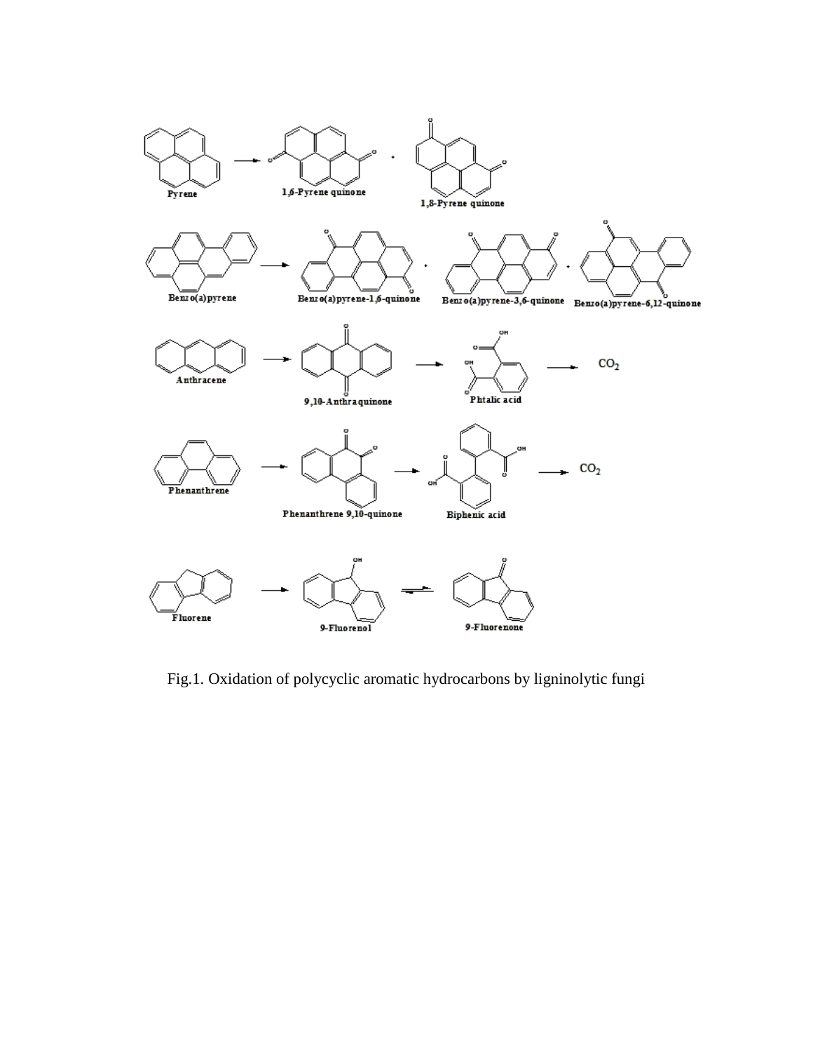Pyrene → 1,6-Pyrene quinone + 1,8-Pyrene quinone

Benzo(a)pyrene → Benzo(a)pyrene-1,6-quinone + Benzo(a)pyrene-3,6-quinone + Benzo(a)pyrene-6,12-quinone

Anthracene → 9,10-Anthraquinone → Phtalic acid → $CO_2$

Phenanthrene → Phenanthrene 9,10-quinone → Biphenic acid → $CO_2$

Fluorene → 9-Fluorenol ⇌ 9-Fluorenone

Fig.1. Oxidation of polycyclic aromatic hydrocarbons by ligninolytic fungi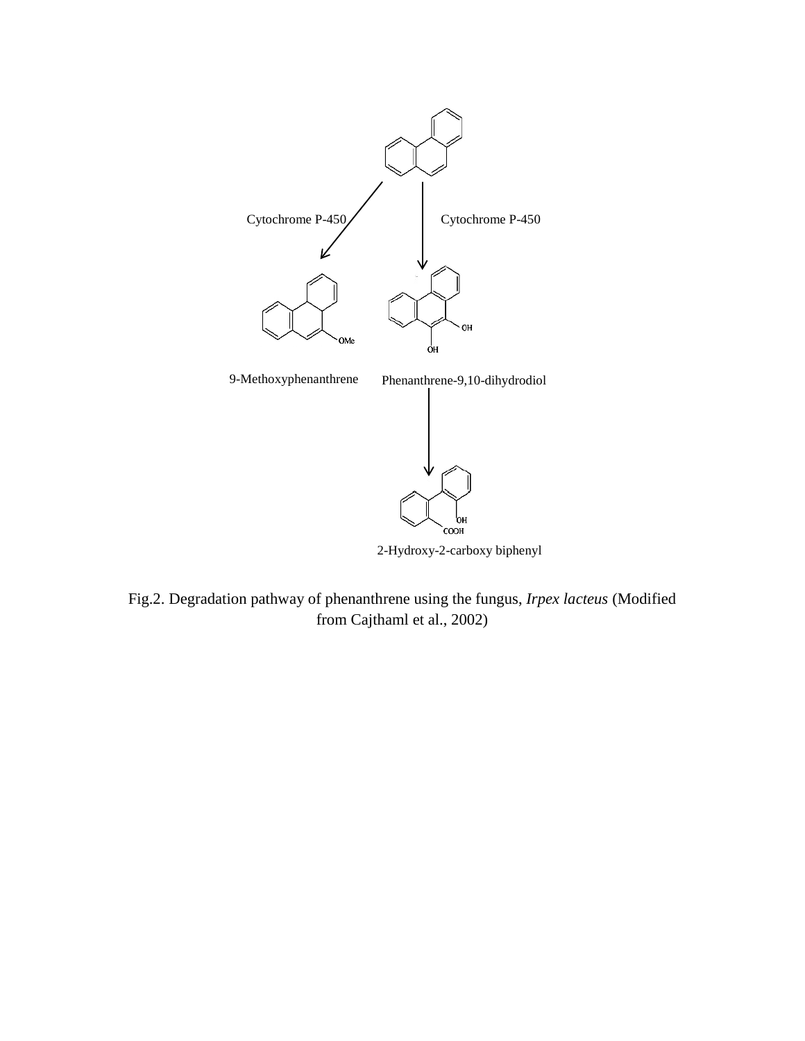Cytochrome P-450

Cytochrome P-450

9-Methoxyphenanthrene

Phenanthrene-9,10-dihydrodiol

2-Hydroxy-2-carboxy biphenyl

Fig.2. Degradation pathway of phenanthrene using the fungus, *Irpex lacteus* (Modified from Cajthaml et al., 2002)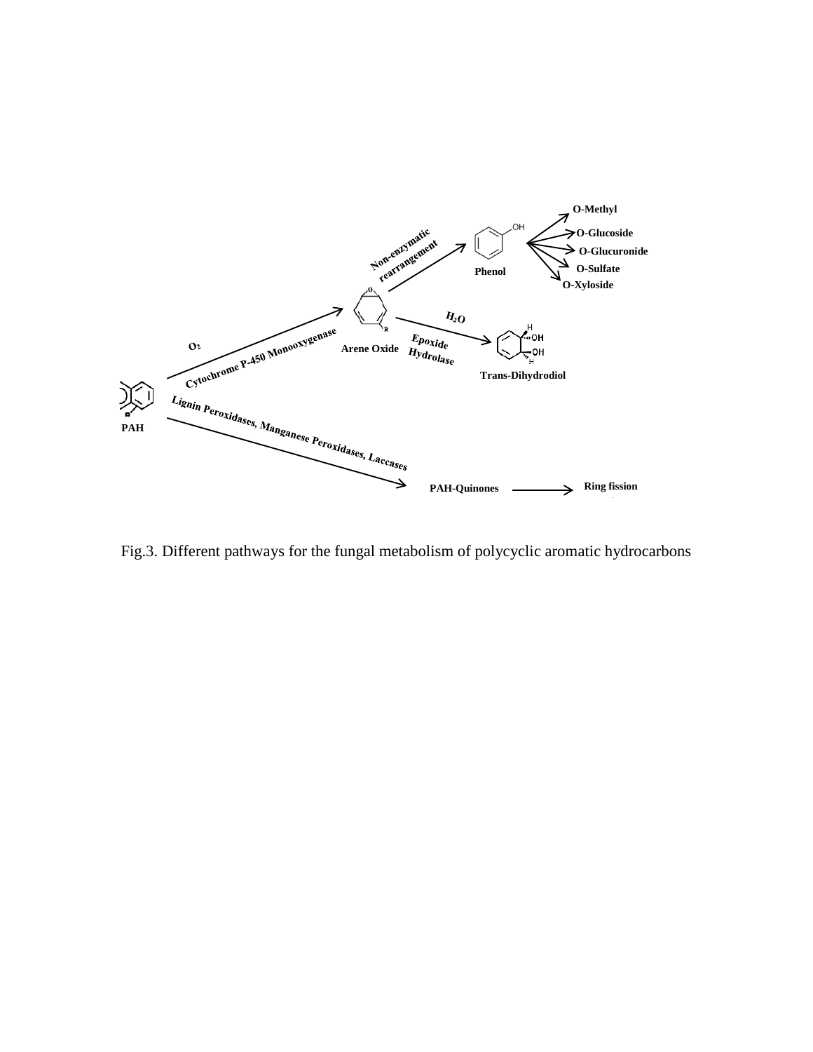Fig.3. Different pathways for the fungal metabolism of polycyclic aromatic hydrocarbons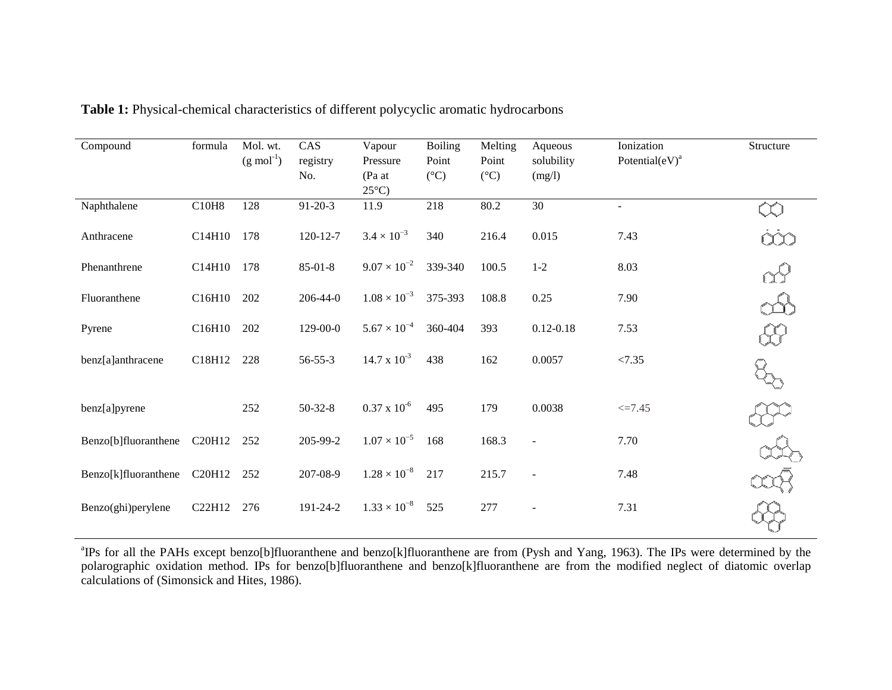**Table 1:** Physical-chemical characteristics of different polycyclic aromatic hydrocarbons

| Compound | formula | Mol. wt. (g mol$^{-1}$) | CAS registry No. | Vapour Pressure (Pa at 25°C) | Boiling Point (°C) | Melting Point (°C) | Aqueous solubility (mg/l) | Ionization Potential(eV)[a] | Structure |
|---|---|---|---|---|---|---|---|---|---|
| Naphthalene | $C_{10}H_8$ | 128 | 91-20-3 | 11.9 | 218 | 80.2 | 30 | - | |
| Anthracene | $C_{14}H_{10}$ | 178 | 120-12-7 | $3.4 \times 10^{-3}$ | 340 | 216.4 | 0.015 | 7.43 | |
| Phenanthrene | $C_{14}H_{10}$ | 178 | 85-01-8 | $9.07 \times 10^{-2}$ | 339-340 | 100.5 | 1-2 | 8.03 | |
| Fluoranthene | $C_{16}H_{10}$ | 202 | 206-44-0 | $1.08 \times 10^{-3}$ | 375-393 | 108.8 | 0.25 | 7.90 | |
| Pyrene | $C_{16}H_{10}$ | 202 | 129-00-0 | $5.67 \times 10^{-4}$ | 360-404 | 393 | 0.12-0.18 | 7.53 | |
| benz[a]anthracene | $C_{18}H_{12}$ | 228 | 56-55-3 | $14.7 \times 10^{-3}$ | 438 | 162 | 0.0057 | <7.35 | |
| benz[a]pyrene | | 252 | 50-32-8 | $0.37 \times 10^{-6}$ | 495 | 179 | 0.0038 | <=7.45 | |
| Benzo[b]fluoranthene | $C_{20}H_{12}$ | 252 | 205-99-2 | $1.07 \times 10^{-5}$ | 168 | 168.3 | - | 7.70 | |
| Benzo[k]fluoranthene | $C_{20}H_{12}$ | 252 | 207-08-9 | $1.28 \times 10^{-8}$ | 217 | 215.7 | - | 7.48 | |
| Benzo(ghi)perylene | $C_{22}H_{12}$ | 276 | 191-24-2 | $1.33 \times 10^{-8}$ | 525 | 277 | - | 7.31 | |

[a]IPs for all the PAHs except benzo[b]fluoranthene and benzo[k]fluoranthene are from (Pysh and Yang, 1963). The IPs were determined by the polarographic oxidation method. IPs for benzo[b]fluoranthene and benzo[k]fluoranthene are from the modified neglect of diatomic overlap calculations of (Simonsick and Hites, 1986).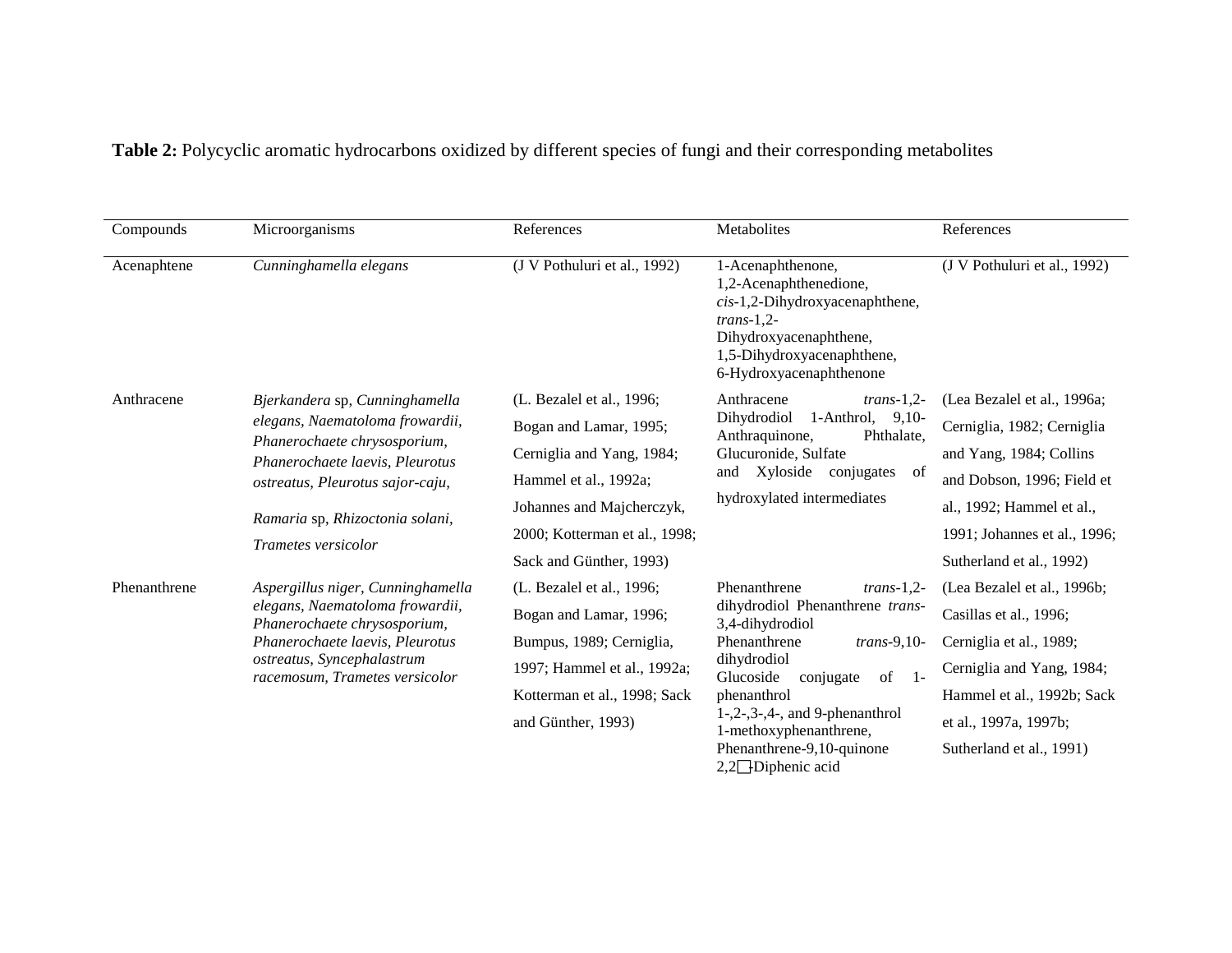**Table 2:** Polycyclic aromatic hydrocarbons oxidized by different species of fungi and their corresponding metabolites

| Compounds | Microorganisms | References | Metabolites | References |
|---|---|---|---|---|
| Acenaphtene | *Cunninghamella elegans* | (J V Pothuluri et al., 1992) | 1-Acenaphthenone, 1,2-Acenaphthenedione, *cis*-1,2-Dihydroxyacenaphthene, *trans*-1,2-Dihydroxyacenaphthene, 1,5-Dihydroxyacenaphthene, 6-Hydroxyacenaphthenone | (J V Pothuluri et al., 1992) |
| Anthracene | *Bjerkandera* sp, *Cunninghamella elegans, Naematoloma frowardii, Phanerochaete chrysosporium, Phanerochaete laevis, Pleurotus ostreatus, Pleurotus sajor-caju, Ramaria* sp, *Rhizoctonia solani, Trametes versicolor* | (L. Bezalel et al., 1996; Bogan and Lamar, 1995; Cerniglia and Yang, 1984; Hammel et al., 1992a; Johannes and Majcherczyk, 2000; Kotterman et al., 1998; Sack and Günther, 1993) | Anthracene *trans*-1,2-Dihydrodiol 1-Anthrol, 9,10-Anthraquinone, Phthalate, Glucuronide, Sulfate and Xyloside conjugates of hydroxylated intermediates | (Lea Bezalel et al., 1996a; Cerniglia, 1982; Cerniglia and Yang, 1984; Collins and Dobson, 1996; Field et al., 1992; Hammel et al., 1991; Johannes et al., 1996; Sutherland et al., 1992) |
| Phenanthrene | *Aspergillus niger, Cunninghamella elegans, Naematoloma frowardii, Phanerochaete chrysosporium, Phanerochaete laevis, Pleurotus ostreatus, Syncephalastrum racemosum, Trametes versicolor* | (L. Bezalel et al., 1996; Bogan and Lamar, 1996; Bumpus, 1989; Cerniglia, 1997; Hammel et al., 1992a; Kotterman et al., 1998; Sack and Günther, 1993) | Phenanthrene *trans*-1,2-dihydrodiol Phenanthrene *trans*-3,4-dihydrodiol Phenanthrene *trans*-9,10-dihydrodiol Glucoside conjugate of 1-phenanthrol 1-,2-,3-,4-, and 9-phenanthrol 1-methoxyphenanthrene, Phenanthrene-9,10-quinone 2,2′-Diphenic acid | (Lea Bezalel et al., 1996b; Casillas et al., 1996; Cerniglia et al., 1989; Cerniglia and Yang, 1984; Hammel et al., 1992b; Sack et al., 1997a, 1997b; Sutherland et al., 1991) |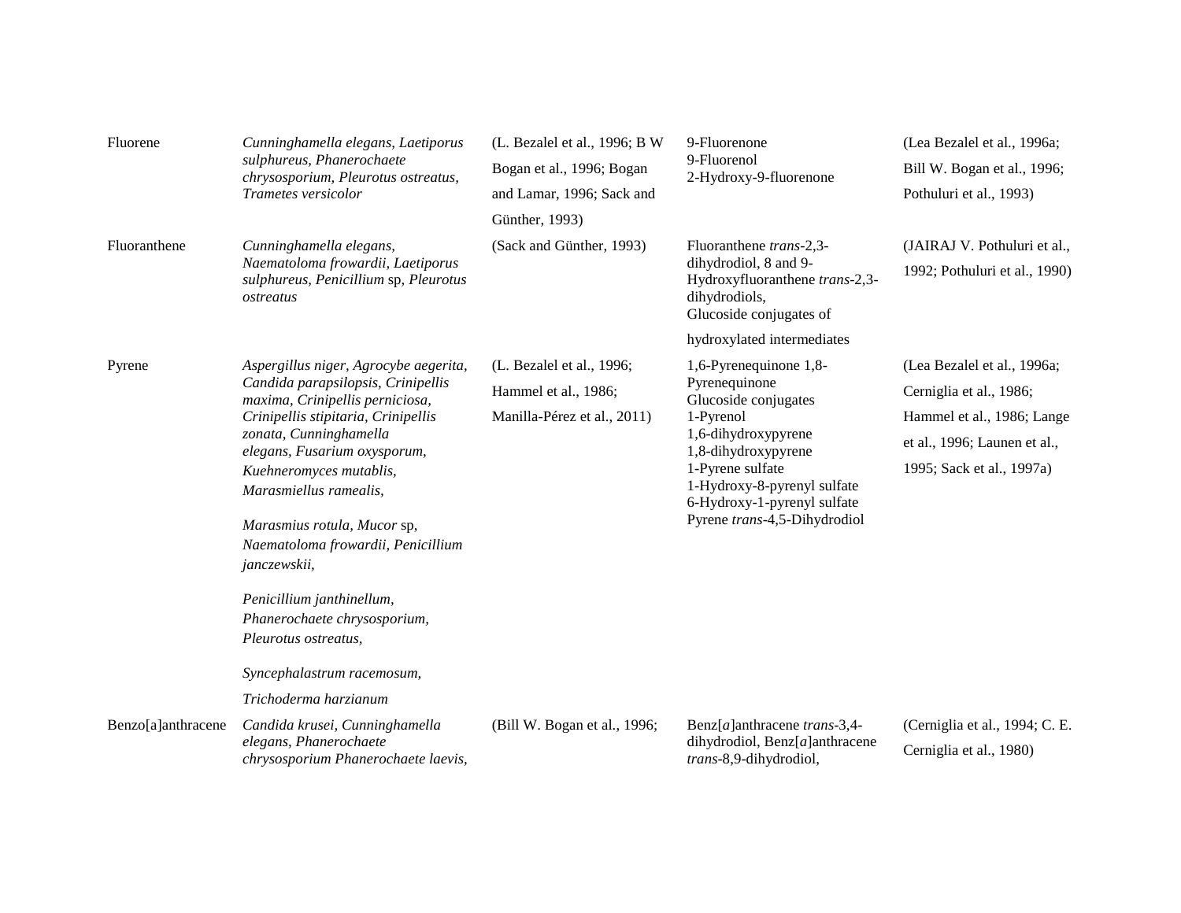| | | | | |
|---|---|---|---|---|
| Fluorene | *Cunninghamella elegans, Laetiporus sulphureus, Phanerochaete chrysosporium, Pleurotus ostreatus, Trametes versicolor* | (L. Bezalel et al., 1996; B W Bogan et al., 1996; Bogan and Lamar, 1996; Sack and Günther, 1993) | 9-Fluorenone<br>9-Fluorenol<br>2-Hydroxy-9-fluorenone | (Lea Bezalel et al., 1996a; Bill W. Bogan et al., 1996; Pothuluri et al., 1993) |
| Fluoranthene | *Cunninghamella elegans, Naematoloma frowardii, Laetiporus sulphureus, Penicillium* sp*, Pleurotus ostreatus* | (Sack and Günther, 1993) | Fluoranthene *trans*-2,3-dihydrodiol, 8 and 9-Hydroxyfluoranthene *trans*-2,3-dihydrodiols,<br>Glucoside conjugates of hydroxylated intermediates | (JAIRAJ V. Pothuluri et al., 1992; Pothuluri et al., 1990) |
| Pyrene | *Aspergillus niger, Agrocybe aegerita, Candida parapsilopsis, Crinipellis maxima, Crinipellis perniciosa, Crinipellis stipitaria, Crinipellis zonata, Cunninghamella elegans, Fusarium oxysporum, Kuehneromyces mutablis, Marasmiellus ramealis,*<br><br>*Marasmius rotula, Mucor* sp*, Naematoloma frowardii, Penicillium janczewskii,*<br><br>*Penicillium janthinellum, Phanerochaete chrysosporium, Pleurotus ostreatus,*<br><br>*Syncephalastrum racemosum, Trichoderma harzianum* | (L. Bezalel et al., 1996; Hammel et al., 1986; Manilla-Pérez et al., 2011) | 1,6-Pyrenequinone 1,8-Pyrenequinone<br>Glucoside conjugates<br>1-Pyrenol<br>1,6-dihydroxypyrene<br>1,8-dihydroxypyrene<br>1-Pyrene sulfate<br>1-Hydroxy-8-pyrenyl sulfate<br>6-Hydroxy-1-pyrenyl sulfate<br>Pyrene *trans*-4,5-Dihydrodiol | (Lea Bezalel et al., 1996a; Cerniglia et al., 1986; Hammel et al., 1986; Lange et al., 1996; Launen et al., 1995; Sack et al., 1997a) |
| Benzo[a]anthracene | *Candida krusei, Cunninghamella elegans, Phanerochaete chrysosporium Phanerochaete laevis,* | (Bill W. Bogan et al., 1996; | Benz[*a*]anthracene *trans*-3,4-dihydrodiol, Benz[*a*]anthracene *trans*-8,9-dihydrodiol, | (Cerniglia et al., 1994; C. E. Cerniglia et al., 1980) |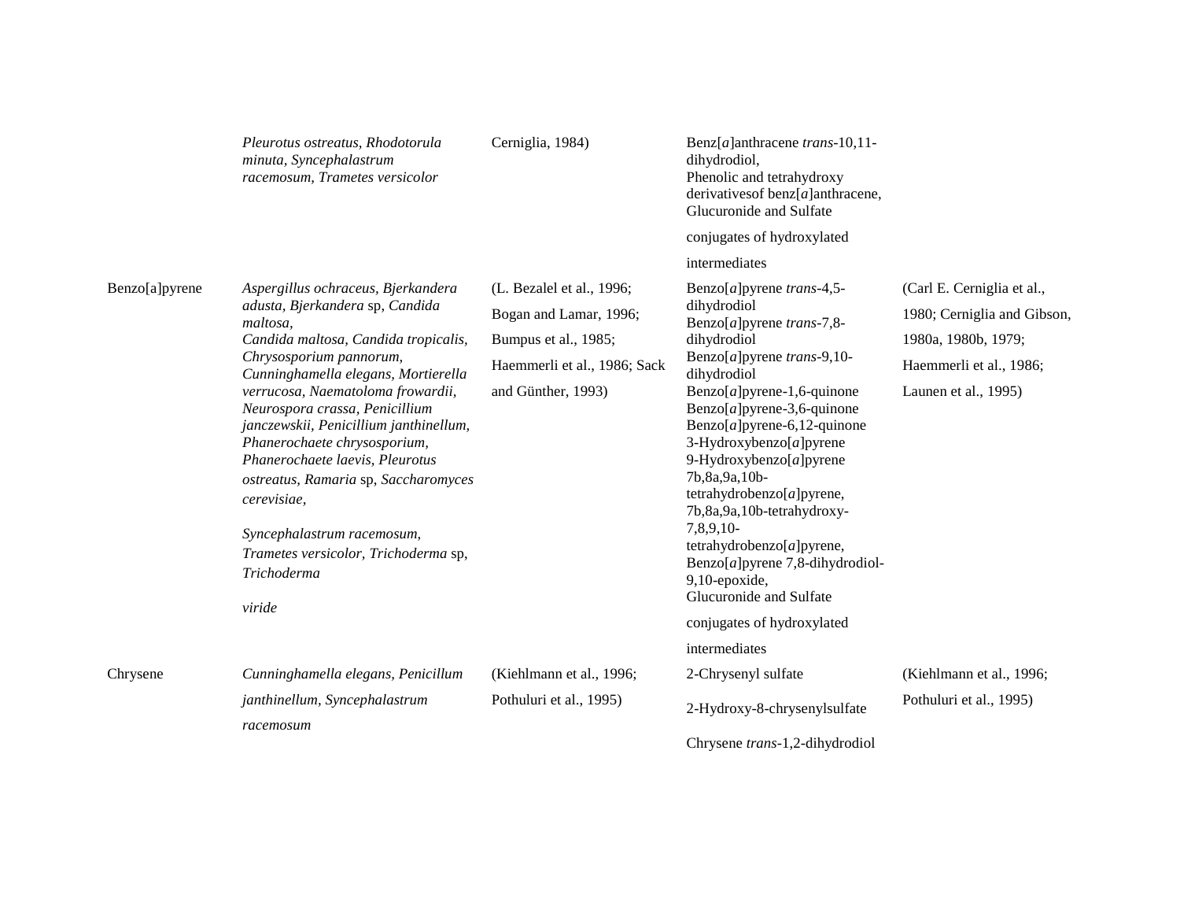|  |  |  |  |  |
|---|---|---|---|---|
|  | *Pleurotus ostreatus, Rhodotorula minuta, Syncephalastrum racemosum, Trametes versicolor* | Cerniglia, 1984) | Benz[*a*]anthracene *trans*-10,11-dihydrodiol, Phenolic and tetrahydroxy derivativesof benz[*a*]anthracene, Glucuronide and Sulfate conjugates of hydroxylated intermediates |  |
| Benzo[a]pyrene | *Aspergillus ochraceus, Bjerkandera adusta, Bjerkandera* sp, *Candida maltosa, Candida maltosa, Candida tropicalis, Chrysosporium pannorum, Cunninghamella elegans, Mortierella verrucosa, Naematoloma frowardii, Neurospora crassa, Penicillium janczewskii, Penicillium janthinellum, Phanerochaete chrysosporium, Phanerochaete laevis, Pleurotus ostreatus, Ramaria* sp, *Saccharomyces cerevisiae, Syncephalastrum racemosum, Trametes versicolor, Trichoderma* sp, *Trichoderma viride* | (L. Bezalel et al., 1996; Bogan and Lamar, 1996; Bumpus et al., 1985; Haemmerli et al., 1986; Sack and Günther, 1993) | Benzo[*a*]pyrene *trans*-4,5-dihydrodiol<br>Benzo[*a*]pyrene *trans*-7,8-dihydrodiol<br>Benzo[*a*]pyrene *trans*-9,10-dihydrodiol<br>Benzo[*a*]pyrene-1,6-quinone<br>Benzo[*a*]pyrene-3,6-quinone<br>Benzo[*a*]pyrene-6,12-quinone<br>3-Hydroxybenzo[*a*]pyrene<br>9-Hydroxybenzo[*a*]pyrene<br>7b,8a,9a,10b-tetrahydrobenzo[*a*]pyrene,<br>7b,8a,9a,10b-tetrahydroxy-7,8,9,10-tetrahydrobenzo[*a*]pyrene,<br>Benzo[*a*]pyrene 7,8-dihydrodiol-9,10-epoxide,<br>Glucuronide and Sulfate conjugates of hydroxylated intermediates | (Carl E. Cerniglia et al., 1980; Cerniglia and Gibson, 1980a, 1980b, 1979; Haemmerli et al., 1986; Launen et al., 1995) |
| Chrysene | *Cunninghamella elegans, Penicillum janthinellum, Syncephalastrum racemosum* | (Kiehlmann et al., 1996; Pothuluri et al., 1995) | 2-Chrysenyl sulfate<br>2-Hydroxy-8-chrysenylsulfate<br>Chrysene *trans*-1,2-dihydrodiol | (Kiehlmann et al., 1996; Pothuluri et al., 1995) |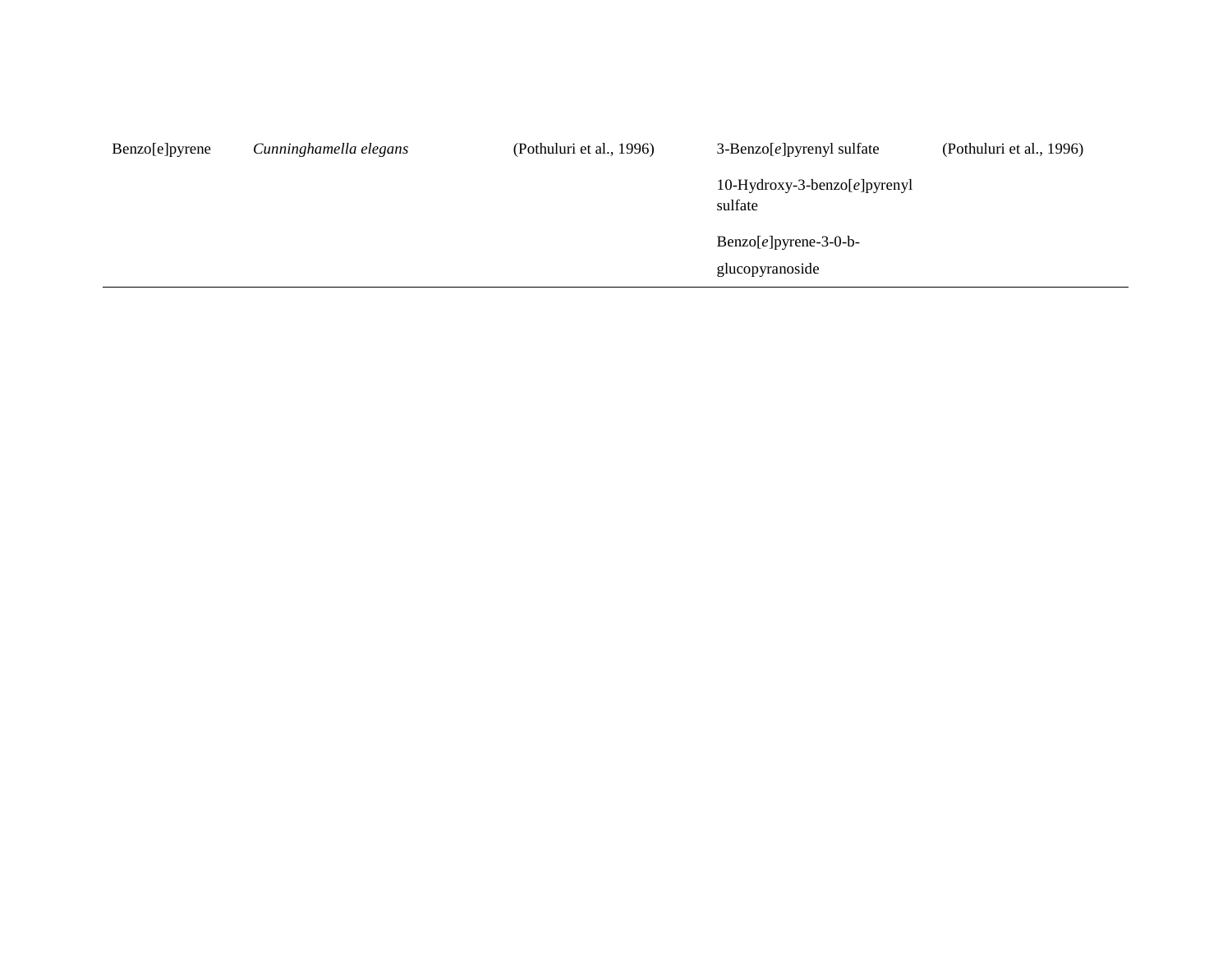| | | | | |
|---|---|---|---|---|
| Benzo[e]pyrene | *Cunninghamella elegans* | (Pothuluri et al., 1996) | 3-Benzo[*e*]pyrenyl sulfate | (Pothuluri et al., 1996) |
| | | | 10-Hydroxy-3-benzo[*e*]pyrenyl sulfate | |
| | | | Benzo[*e*]pyrene-3-0-b-glucopyranoside | |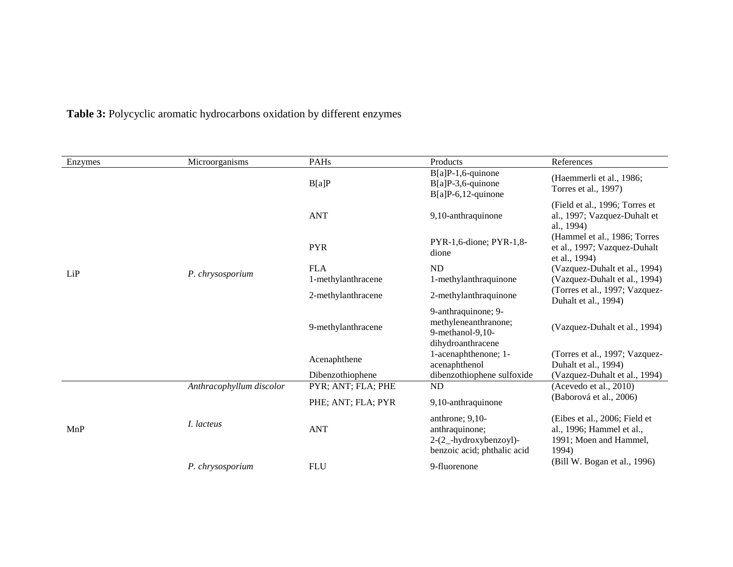**Table 3:** Polycyclic aromatic hydrocarbons oxidation by different enzymes

| Enzymes | Microorganisms | PAHs | Products | References |
|---|---|---|---|---|
| LiP | *P. chrysosporium* | B[a]P | B[a]P-1,6-quinone<br>B[a]P-3,6-quinone<br>B[a]P-6,12-quinone | (Haemmerli et al., 1986; Torres et al., 1997) |
| | | ANT | 9,10-anthraquinone | (Field et al., 1996; Torres et al., 1997; Vazquez-Duhalt et al., 1994) |
| | | PYR | PYR-1,6-dione; PYR-1,8-dione | (Hammel et al., 1986; Torres et al., 1997; Vazquez-Duhalt et al., 1994) |
| | | FLA | ND | (Vazquez-Duhalt et al., 1994) |
| | | 1-methylanthracene | 1-methylanthraquinone | (Vazquez-Duhalt et al., 1994) |
| | | 2-methylanthracene | 2-methylanthraquinone | (Torres et al., 1997; Vazquez-Duhalt et al., 1994) |
| | | 9-methylanthracene | 9-anthraquinone; 9-methyleneanthranone; 9-methanol-9,10-dihydroanthracene | (Vazquez-Duhalt et al., 1994) |
| | | Acenaphthene | 1-acenaphthenone; 1-acenaphthenol | (Torres et al., 1997; Vazquez-Duhalt et al., 1994) |
| | | Dibenzothiophene | dibenzothiophene sulfoxide | (Vazquez-Duhalt et al., 1994) |
| MnP | *Anthracophyllum discolor* | PYR; ANT; FLA; PHE | ND | (Acevedo et al., 2010) |
| | *I. lacteus* | PHE; ANT; FLA; PYR | 9,10-anthraquinone | (Baborová et al., 2006) |
| | | ANT | anthrone; 9,10-anthraquinone; 2-(2_-hydroxybenzoyl)-benzoic acid; phthalic acid | (Eibes et al., 2006; Field et al., 1996; Hammel et al., 1991; Moen and Hammel, 1994) |
| | *P. chrysosporium* | FLU | 9-fluorenone | (Bill W. Bogan et al., 1996) |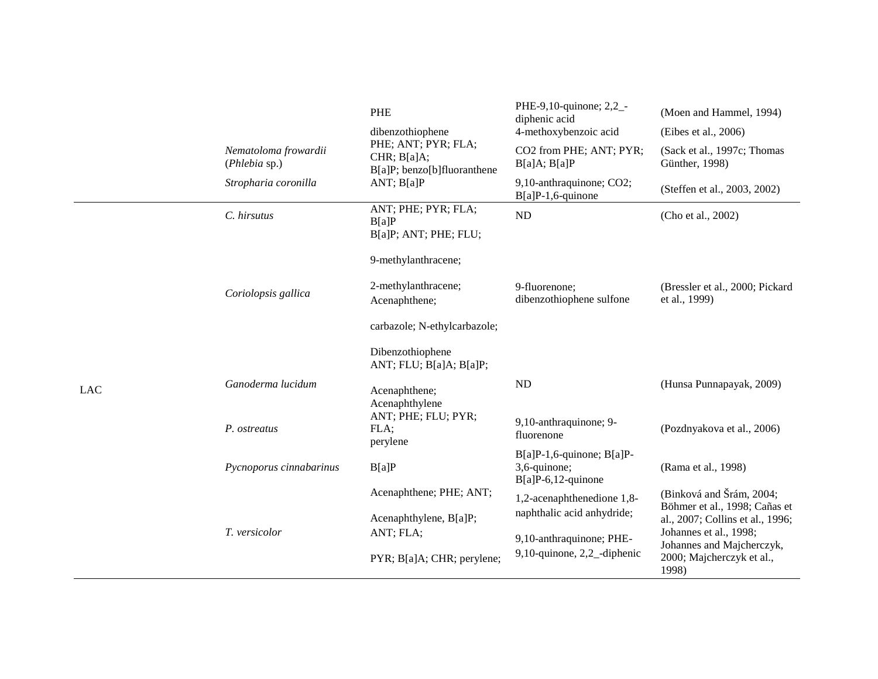| | | PHE | PHE-9,10-quinone; 2,2_-diphenic acid | (Moen and Hammel, 1994) |
|---|---|---|---|---|
| | | dibenzothiophene | 4-methoxybenzoic acid | (Eibes et al., 2006) |
| | *Nematoloma frowardii* (*Phlebia* sp.) | PHE; ANT; PYR; FLA; CHR; B[a]A; B[a]P; benzo[b]fluoranthene | CO2 from PHE; ANT; PYR; B[a]A; B[a]P | (Sack et al., 1997c; Thomas Günther, 1998) |
| | *Stropharia coronilla* | ANT; B[a]P | 9,10-anthraquinone; CO2; B[a]P-1,6-quinone | (Steffen et al., 2003, 2002) |
| LAC | *C. hirsutus* | ANT; PHE; PYR; FLA; B[a]P | ND | (Cho et al., 2002) |
| | *Coriolopsis gallica* | B[a]P; ANT; PHE; FLU; 9-methylanthracene; 2-methylanthracene; Acenaphthene; carbazole; N-ethylcarbazole; Dibenzothiophene | 9-fluorenone; dibenzothiophene sulfone | (Bressler et al., 2000; Pickard et al., 1999) |
| | *Ganoderma lucidum* | ANT; FLU; B[a]A; B[a]P; Acenaphthene; Acenaphthylene | ND | (Hunsa Punnapayak, 2009) |
| | *P. ostreatus* | ANT; PHE; FLU; PYR; FLA; perylene | 9,10-anthraquinone; 9-fluorenone | (Pozdnyakova et al., 2006) |
| | *Pycnoporus cinnabarinus* | B[a]P | B[a]P-1,6-quinone; B[a]P-3,6-quinone; B[a]P-6,12-quinone | (Rama et al., 1998) |
| | *T. versicolor* | Acenaphthene; PHE; ANT; Acenaphthylene, B[a]P; ANT; FLA; PYR; B[a]A; CHR; perylene; | 1,2-acenaphthenedione 1,8-naphthalic acid anhydride; 9,10-anthraquinone; PHE-9,10-quinone, 2,2_-diphenic | (Binková and Šrám, 2004; Böhmer et al., 1998; Cañas et al., 2007; Collins et al., 1996; Johannes et al., 1998; Johannes and Majcherczyk, 2000; Majcherczyk et al., 1998) |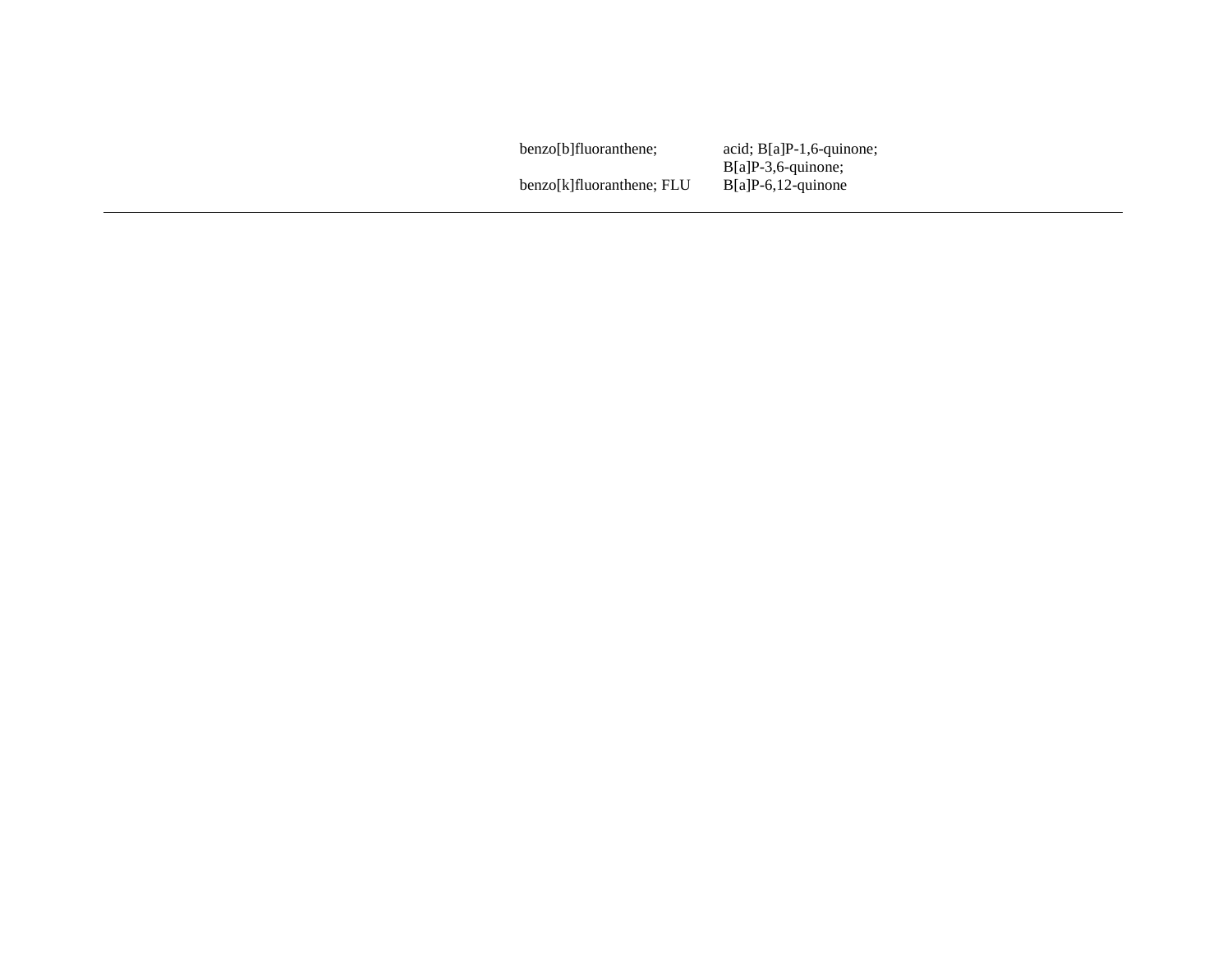| | | | |
|---|---|---|---|
| | | benzo[b]fluoranthene; | acid; B[a]P-1,6-quinone; |
| | | | B[a]P-3,6-quinone; |
| | | benzo[k]fluoranthene; FLU | B[a]P-6,12-quinone |